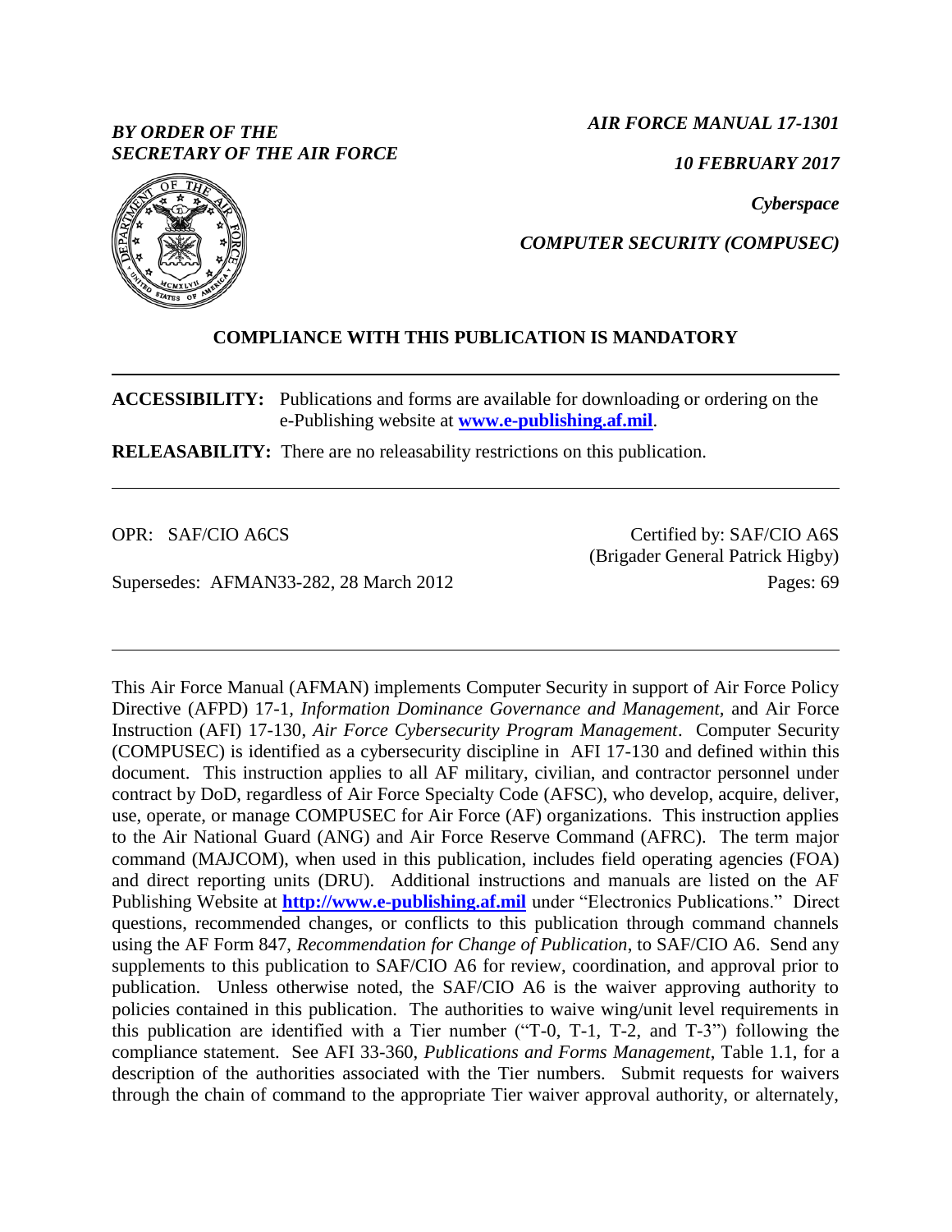*BY ORDER OF THE SECRETARY OF THE AIR FORCE*

***AIR FORCE MANUAL 17-1301***

***10 FEBRUARY 2017***

***Cyberspace***

***COMPUTER SECURITY (COMPUSEC)***

**COMPLIANCE WITH THIS PUBLICATION IS MANDATORY**

---

**ACCESSIBILITY:** Publications and forms are available for downloading or ordering on the e-Publishing website at **www.e-publishing.af.mil**.

**RELEASABILITY:** There are no releasability restrictions on this publication.

---

OPR: SAF/CIO A6CS

Certified by: SAF/CIO A6S (Brigader General Patrick Higby)

Supersedes: AFMAN33-282, 28 March 2012

Pages: 69

---

This Air Force Manual (AFMAN) implements Computer Security in support of Air Force Policy Directive (AFPD) 17-1, *Information Dominance Governance and Management,* and Air Force Instruction (AFI) 17-130, *Air Force Cybersecurity Program Management*. Computer Security (COMPUSEC) is identified as a cybersecurity discipline in AFI 17-130 and defined within this document. This instruction applies to all AF military, civilian, and contractor personnel under contract by DoD, regardless of Air Force Specialty Code (AFSC), who develop, acquire, deliver, use, operate, or manage COMPUSEC for Air Force (AF) organizations. This instruction applies to the Air National Guard (ANG) and Air Force Reserve Command (AFRC). The term major command (MAJCOM), when used in this publication, includes field operating agencies (FOA) and direct reporting units (DRU). Additional instructions and manuals are listed on the AF Publishing Website at **http://www.e-publishing.af.mil** under "Electronics Publications." Direct questions, recommended changes, or conflicts to this publication through command channels using the AF Form 847, *Recommendation for Change of Publication*, to SAF/CIO A6. Send any supplements to this publication to SAF/CIO A6 for review, coordination, and approval prior to publication. Unless otherwise noted, the SAF/CIO A6 is the waiver approving authority to policies contained in this publication. The authorities to waive wing/unit level requirements in this publication are identified with a Tier number ("T-0, T-1, T-2, and T-3") following the compliance statement. See AFI 33-360, *Publications and Forms Management*, Table 1.1, for a description of the authorities associated with the Tier numbers. Submit requests for waivers through the chain of command to the appropriate Tier waiver approval authority, or alternately,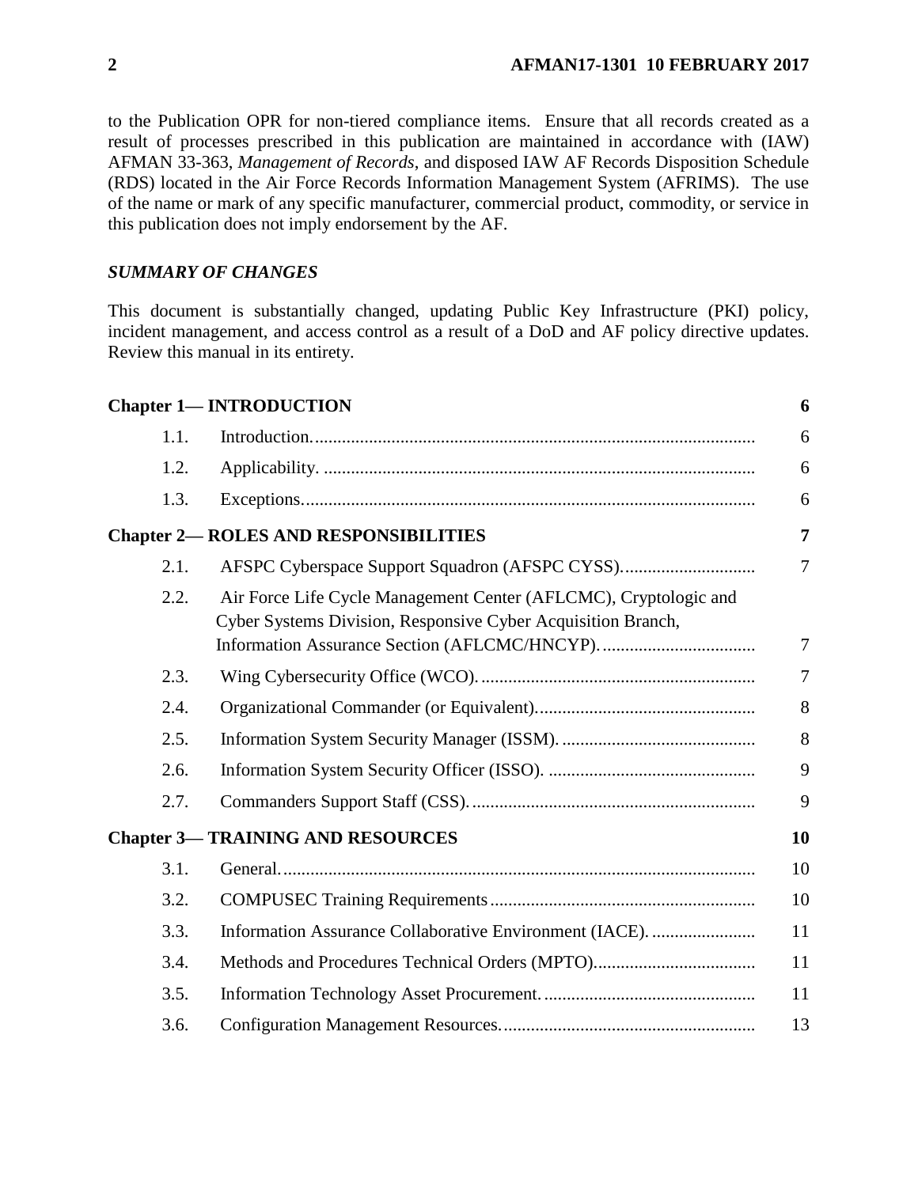to the Publication OPR for non-tiered compliance items. Ensure that all records created as a result of processes prescribed in this publication are maintained in accordance with (IAW) AFMAN 33-363, *Management of Records*, and disposed IAW AF Records Disposition Schedule (RDS) located in the Air Force Records Information Management System (AFRIMS). The use of the name or mark of any specific manufacturer, commercial product, commodity, or service in this publication does not imply endorsement by the AF.

## *SUMMARY OF CHANGES*

This document is substantially changed, updating Public Key Infrastructure (PKI) policy, incident management, and access control as a result of a DoD and AF policy directive updates. Review this manual in its entirety.

| | | |
|---|---|---|
| **Chapter 1— INTRODUCTION** | | **6** |
| 1.1. | Introduction. | 6 |
| 1.2. | Applicability. | 6 |
| 1.3. | Exceptions. | 6 |
| **Chapter 2— ROLES AND RESPONSIBILITIES** | | **7** |
| 2.1. | AFSPC Cyberspace Support Squadron (AFSPC CYSS). | 7 |
| 2.2. | Air Force Life Cycle Management Center (AFLCMC), Cryptologic and Cyber Systems Division, Responsive Cyber Acquisition Branch, Information Assurance Section (AFLCMC/HNCYP). | 7 |
| 2.3. | Wing Cybersecurity Office (WCO). | 7 |
| 2.4. | Organizational Commander (or Equivalent). | 8 |
| 2.5. | Information System Security Manager (ISSM). | 8 |
| 2.6. | Information System Security Officer (ISSO). | 9 |
| 2.7. | Commanders Support Staff (CSS). | 9 |
| **Chapter 3— TRAINING AND RESOURCES** | | **10** |
| 3.1. | General. | 10 |
| 3.2. | COMPUSEC Training Requirements | 10 |
| 3.3. | Information Assurance Collaborative Environment (IACE). | 11 |
| 3.4. | Methods and Procedures Technical Orders (MPTO). | 11 |
| 3.5. | Information Technology Asset Procurement. | 11 |
| 3.6. | Configuration Management Resources. | 13 |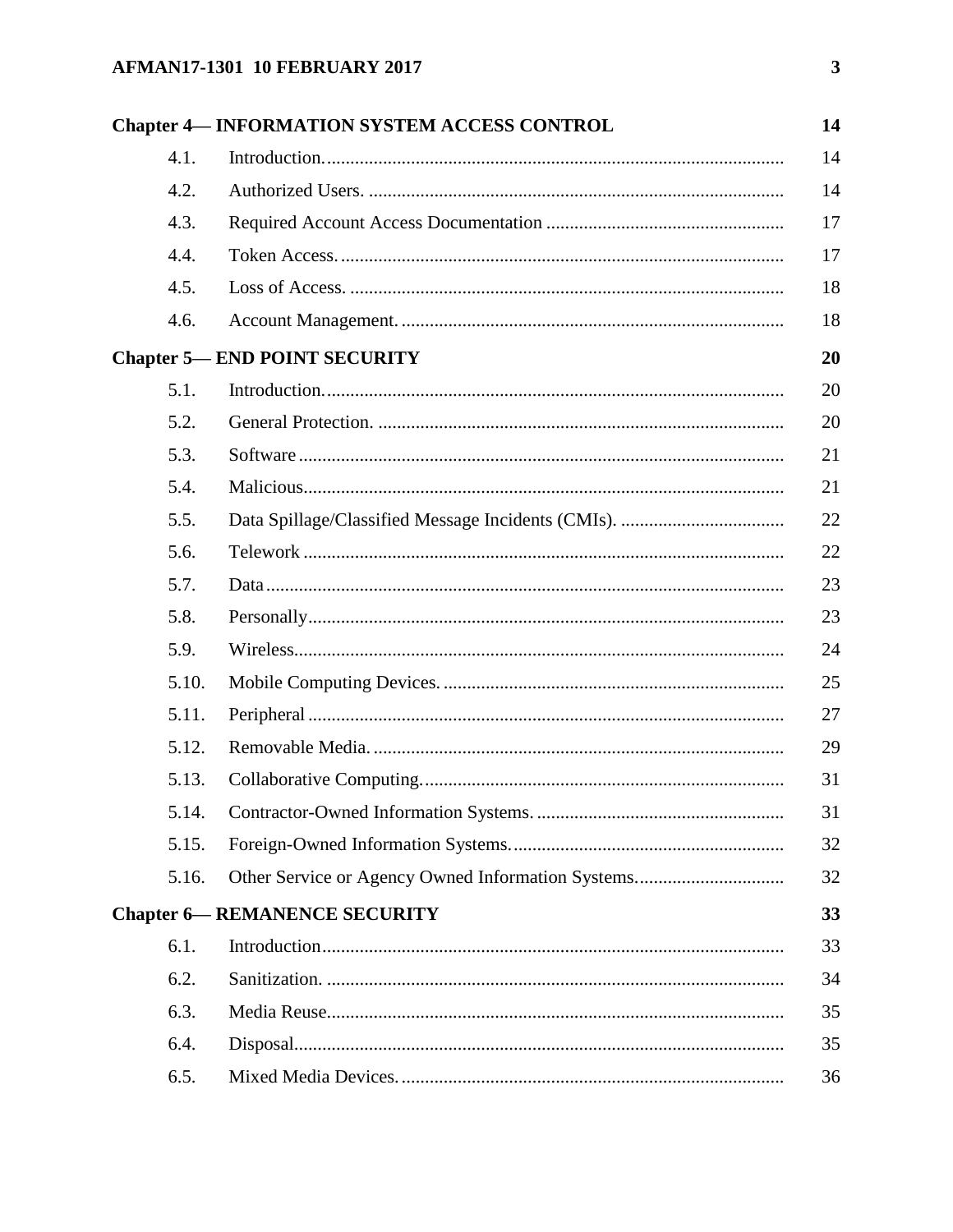| | | |
|---|---|---|
| **Chapter 4— INFORMATION SYSTEM ACCESS CONTROL** | | **14** |
| 4.1. | Introduction. | 14 |
| 4.2. | Authorized Users. | 14 |
| 4.3. | Required Account Access Documentation | 17 |
| 4.4. | Token Access. | 17 |
| 4.5. | Loss of Access. | 18 |
| 4.6. | Account Management. | 18 |
| **Chapter 5— END POINT SECURITY** | | **20** |
| 5.1. | Introduction. | 20 |
| 5.2. | General Protection. | 20 |
| 5.3. | Software | 21 |
| 5.4. | Malicious | 21 |
| 5.5. | Data Spillage/Classified Message Incidents (CMIs). | 22 |
| 5.6. | Telework | 22 |
| 5.7. | Data | 23 |
| 5.8. | Personally | 23 |
| 5.9. | Wireless | 24 |
| 5.10. | Mobile Computing Devices. | 25 |
| 5.11. | Peripheral | 27 |
| 5.12. | Removable Media. | 29 |
| 5.13. | Collaborative Computing. | 31 |
| 5.14. | Contractor-Owned Information Systems. | 31 |
| 5.15. | Foreign-Owned Information Systems. | 32 |
| 5.16. | Other Service or Agency Owned Information Systems. | 32 |
| **Chapter 6— REMANENCE SECURITY** | | **33** |
| 6.1. | Introduction | 33 |
| 6.2. | Sanitization. | 34 |
| 6.3. | Media Reuse | 35 |
| 6.4. | Disposal | 35 |
| 6.5. | Mixed Media Devices. | 36 |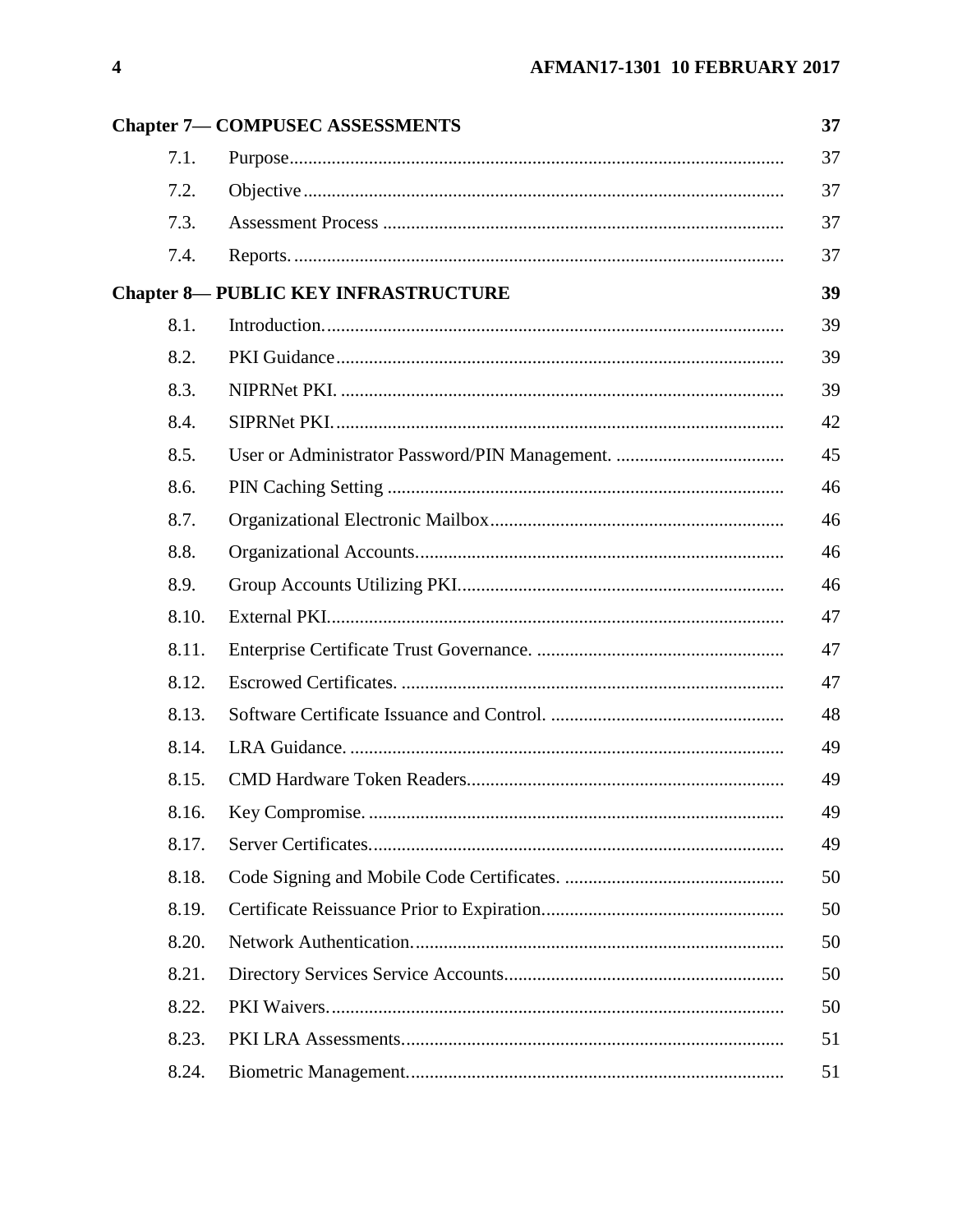| | | |
|---|---|---|
| **Chapter 7— COMPUSEC ASSESSMENTS** | | **37** |
| 7.1. | Purpose | 37 |
| 7.2. | Objective | 37 |
| 7.3. | Assessment Process | 37 |
| 7.4. | Reports. | 37 |
| **Chapter 8— PUBLIC KEY INFRASTRUCTURE** | | **39** |
| 8.1. | Introduction. | 39 |
| 8.2. | PKI Guidance | 39 |
| 8.3. | NIPRNet PKI. | 39 |
| 8.4. | SIPRNet PKI. | 42 |
| 8.5. | User or Administrator Password/PIN Management. | 45 |
| 8.6. | PIN Caching Setting | 46 |
| 8.7. | Organizational Electronic Mailbox | 46 |
| 8.8. | Organizational Accounts. | 46 |
| 8.9. | Group Accounts Utilizing PKI. | 46 |
| 8.10. | External PKI. | 47 |
| 8.11. | Enterprise Certificate Trust Governance. | 47 |
| 8.12. | Escrowed Certificates. | 47 |
| 8.13. | Software Certificate Issuance and Control. | 48 |
| 8.14. | LRA Guidance. | 49 |
| 8.15. | CMD Hardware Token Readers | 49 |
| 8.16. | Key Compromise. | 49 |
| 8.17. | Server Certificates. | 49 |
| 8.18. | Code Signing and Mobile Code Certificates. | 50 |
| 8.19. | Certificate Reissuance Prior to Expiration. | 50 |
| 8.20. | Network Authentication. | 50 |
| 8.21. | Directory Services Service Accounts | 50 |
| 8.22. | PKI Waivers. | 50 |
| 8.23. | PKI LRA Assessments. | 51 |
| 8.24. | Biometric Management. | 51 |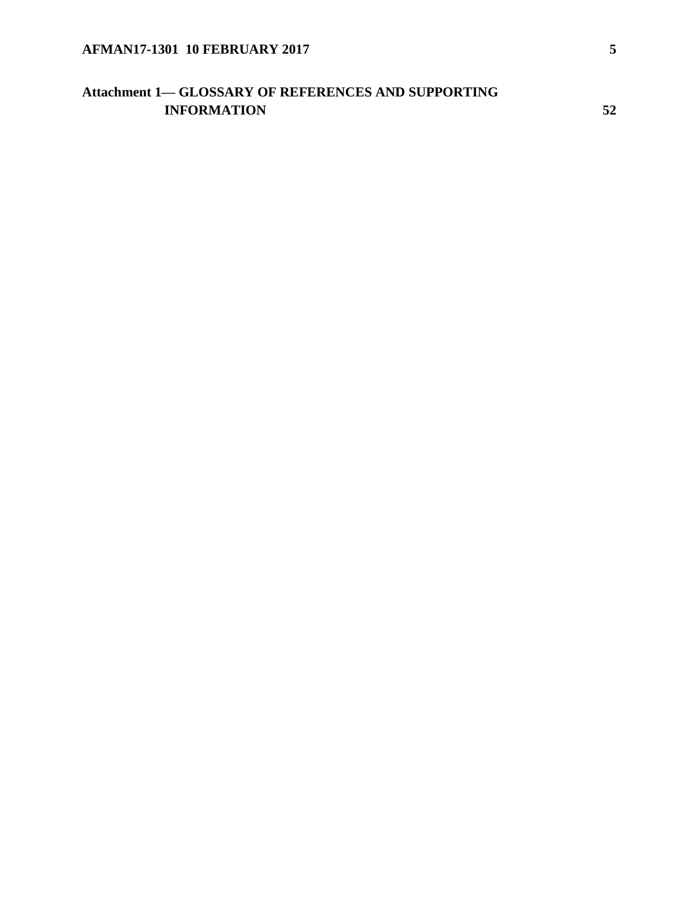**Attachment 1— GLOSSARY OF REFERENCES AND SUPPORTING INFORMATION** 52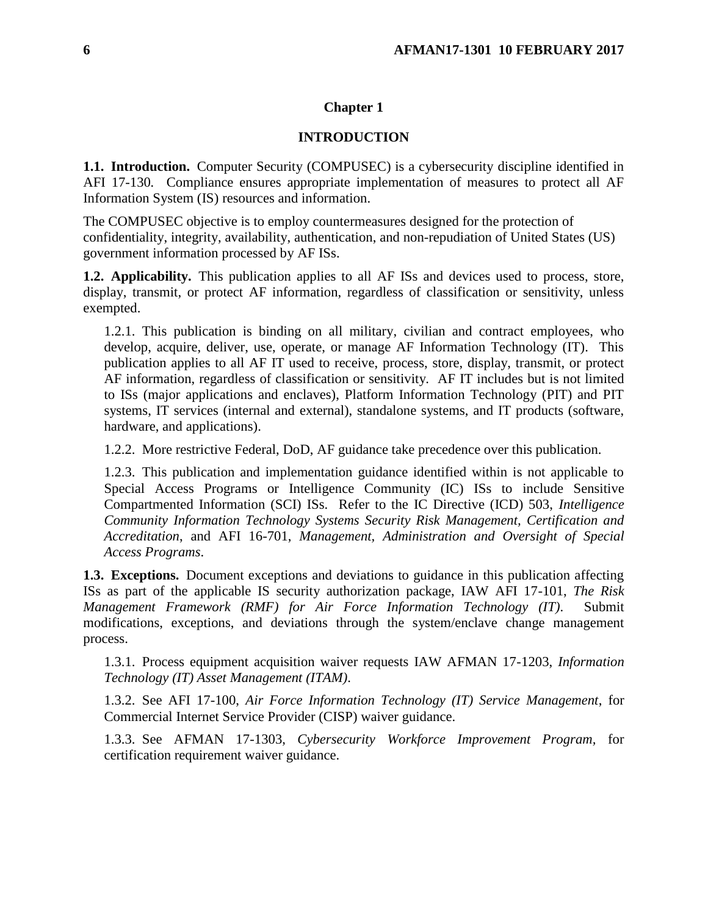# Chapter 1

## INTRODUCTION

**1.1. Introduction.** Computer Security (COMPUSEC) is a cybersecurity discipline identified in AFI 17-130. Compliance ensures appropriate implementation of measures to protect all AF Information System (IS) resources and information.

The COMPUSEC objective is to employ countermeasures designed for the protection of confidentiality, integrity, availability, authentication, and non-repudiation of United States (US) government information processed by AF ISs.

**1.2. Applicability.** This publication applies to all AF ISs and devices used to process, store, display, transmit, or protect AF information, regardless of classification or sensitivity, unless exempted.

1.2.1. This publication is binding on all military, civilian and contract employees, who develop, acquire, deliver, use, operate, or manage AF Information Technology (IT). This publication applies to all AF IT used to receive, process, store, display, transmit, or protect AF information, regardless of classification or sensitivity. AF IT includes but is not limited to ISs (major applications and enclaves), Platform Information Technology (PIT) and PIT systems, IT services (internal and external), standalone systems, and IT products (software, hardware, and applications).

1.2.2. More restrictive Federal, DoD, AF guidance take precedence over this publication.

1.2.3. This publication and implementation guidance identified within is not applicable to Special Access Programs or Intelligence Community (IC) ISs to include Sensitive Compartmented Information (SCI) ISs. Refer to the IC Directive (ICD) 503, *Intelligence Community Information Technology Systems Security Risk Management, Certification and Accreditation*, and AFI 16-701, *Management, Administration and Oversight of Special Access Programs*.

**1.3. Exceptions.** Document exceptions and deviations to guidance in this publication affecting ISs as part of the applicable IS security authorization package, IAW AFI 17-101, *The Risk Management Framework (RMF) for Air Force Information Technology (IT)*. Submit modifications, exceptions, and deviations through the system/enclave change management process.

1.3.1. Process equipment acquisition waiver requests IAW AFMAN 17-1203, *Information Technology (IT) Asset Management (ITAM)*.

1.3.2. See AFI 17-100, *Air Force Information Technology (IT) Service Management*, for Commercial Internet Service Provider (CISP) waiver guidance.

1.3.3. See AFMAN 17-1303, *Cybersecurity Workforce Improvement Program*, for certification requirement waiver guidance.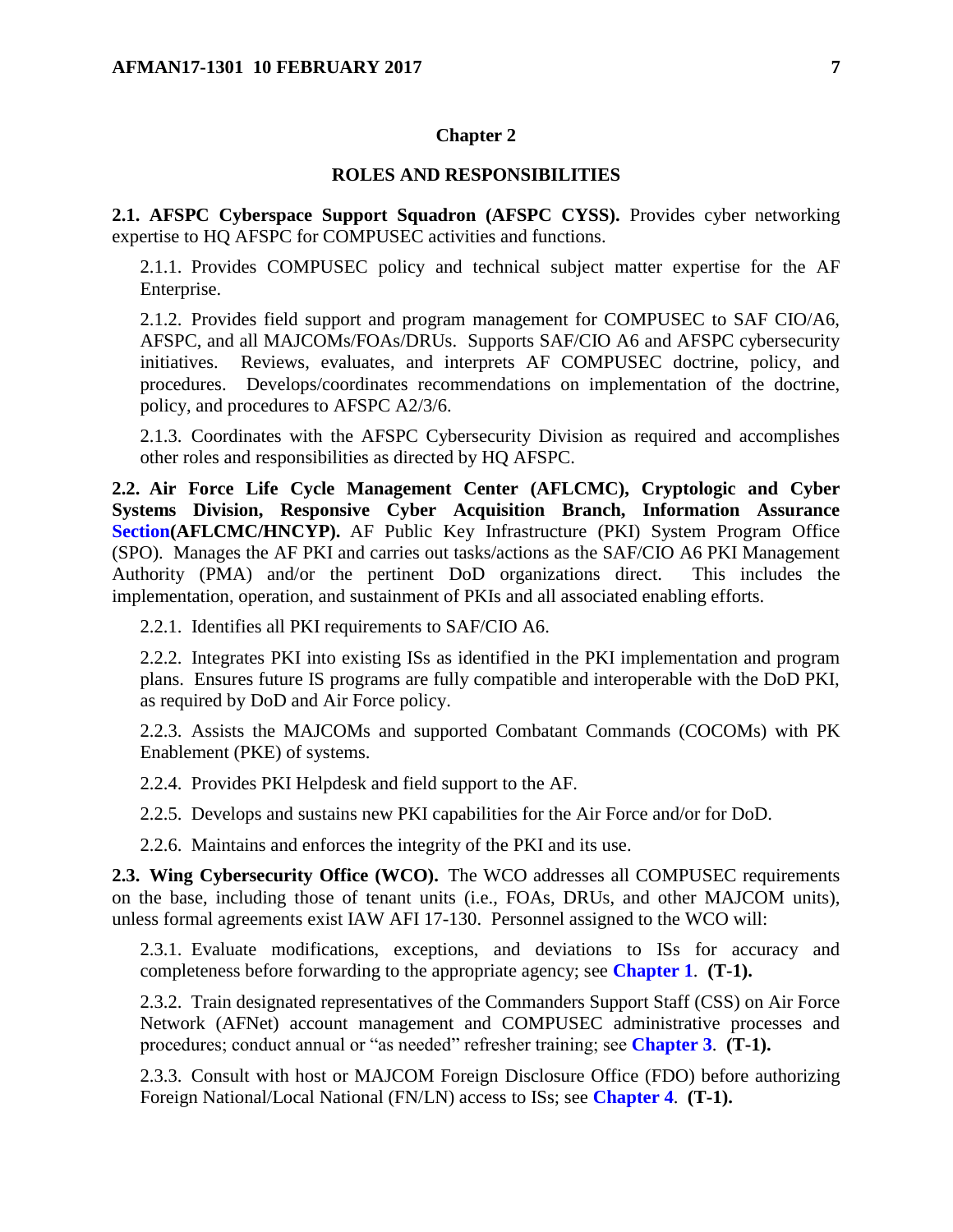# Chapter 2

## ROLES AND RESPONSIBILITIES

**2.1. AFSPC Cyberspace Support Squadron (AFSPC CYSS).** Provides cyber networking expertise to HQ AFSPC for COMPUSEC activities and functions.

2.1.1. Provides COMPUSEC policy and technical subject matter expertise for the AF Enterprise.

2.1.2. Provides field support and program management for COMPUSEC to SAF CIO/A6, AFSPC, and all MAJCOMs/FOAs/DRUs. Supports SAF/CIO A6 and AFSPC cybersecurity initiatives. Reviews, evaluates, and interprets AF COMPUSEC doctrine, policy, and procedures. Develops/coordinates recommendations on implementation of the doctrine, policy, and procedures to AFSPC A2/3/6.

2.1.3. Coordinates with the AFSPC Cybersecurity Division as required and accomplishes other roles and responsibilities as directed by HQ AFSPC.

**2.2. Air Force Life Cycle Management Center (AFLCMC), Cryptologic and Cyber Systems Division, Responsive Cyber Acquisition Branch, Information Assurance Section(AFLCMC/HNCYP).** AF Public Key Infrastructure (PKI) System Program Office (SPO). Manages the AF PKI and carries out tasks/actions as the SAF/CIO A6 PKI Management Authority (PMA) and/or the pertinent DoD organizations direct. This includes the implementation, operation, and sustainment of PKIs and all associated enabling efforts.

2.2.1. Identifies all PKI requirements to SAF/CIO A6.

2.2.2. Integrates PKI into existing ISs as identified in the PKI implementation and program plans. Ensures future IS programs are fully compatible and interoperable with the DoD PKI, as required by DoD and Air Force policy.

2.2.3. Assists the MAJCOMs and supported Combatant Commands (COCOMs) with PK Enablement (PKE) of systems.

2.2.4. Provides PKI Helpdesk and field support to the AF.

2.2.5. Develops and sustains new PKI capabilities for the Air Force and/or for DoD.

2.2.6. Maintains and enforces the integrity of the PKI and its use.

**2.3. Wing Cybersecurity Office (WCO).** The WCO addresses all COMPUSEC requirements on the base, including those of tenant units (i.e., FOAs, DRUs, and other MAJCOM units), unless formal agreements exist IAW AFI 17-130. Personnel assigned to the WCO will:

2.3.1. Evaluate modifications, exceptions, and deviations to ISs for accuracy and completeness before forwarding to the appropriate agency; see **Chapter 1**. **(T-1).**

2.3.2. Train designated representatives of the Commanders Support Staff (CSS) on Air Force Network (AFNet) account management and COMPUSEC administrative processes and procedures; conduct annual or "as needed" refresher training; see **Chapter 3**. **(T-1).**

2.3.3. Consult with host or MAJCOM Foreign Disclosure Office (FDO) before authorizing Foreign National/Local National (FN/LN) access to ISs; see **Chapter 4**. **(T-1).**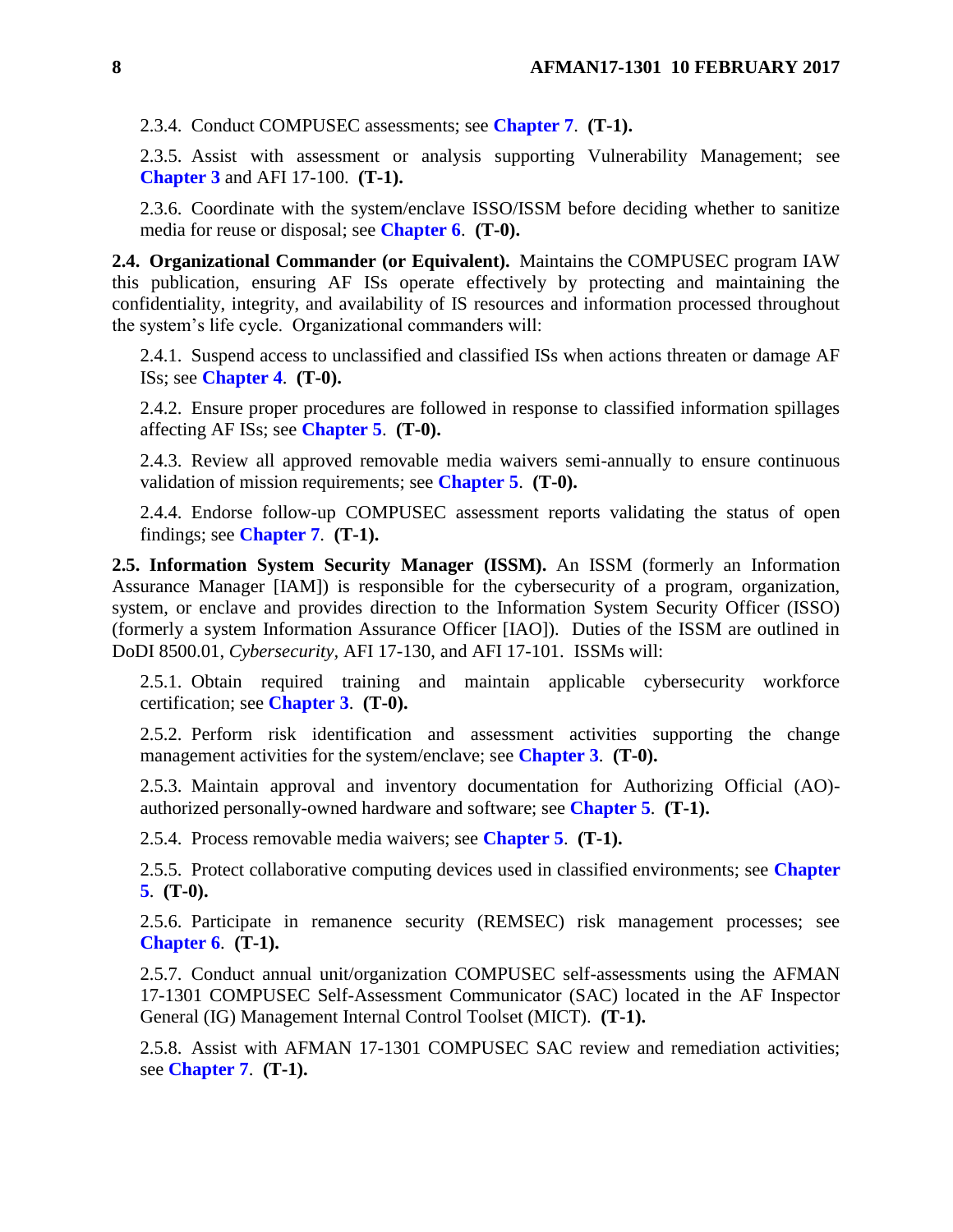2.3.4. Conduct COMPUSEC assessments; see **Chapter 7**. **(T-1).**

2.3.5. Assist with assessment or analysis supporting Vulnerability Management; see **Chapter 3** and AFI 17-100. **(T-1).**

2.3.6. Coordinate with the system/enclave ISSO/ISSM before deciding whether to sanitize media for reuse or disposal; see **Chapter 6**. **(T-0).**

**2.4. Organizational Commander (or Equivalent).** Maintains the COMPUSEC program IAW this publication, ensuring AF ISs operate effectively by protecting and maintaining the confidentiality, integrity, and availability of IS resources and information processed throughout the system's life cycle. Organizational commanders will:

2.4.1. Suspend access to unclassified and classified ISs when actions threaten or damage AF ISs; see **Chapter 4**. **(T-0).**

2.4.2. Ensure proper procedures are followed in response to classified information spillages affecting AF ISs; see **Chapter 5**. **(T-0).**

2.4.3. Review all approved removable media waivers semi-annually to ensure continuous validation of mission requirements; see **Chapter 5**. **(T-0).**

2.4.4. Endorse follow-up COMPUSEC assessment reports validating the status of open findings; see **Chapter 7**. **(T-1).**

**2.5. Information System Security Manager (ISSM).** An ISSM (formerly an Information Assurance Manager [IAM]) is responsible for the cybersecurity of a program, organization, system, or enclave and provides direction to the Information System Security Officer (ISSO) (formerly a system Information Assurance Officer [IAO]). Duties of the ISSM are outlined in DoDI 8500.01, *Cybersecurity*, AFI 17-130, and AFI 17-101. ISSMs will:

2.5.1. Obtain required training and maintain applicable cybersecurity workforce certification; see **Chapter 3**. **(T-0).**

2.5.2. Perform risk identification and assessment activities supporting the change management activities for the system/enclave; see **Chapter 3**. **(T-0).**

2.5.3. Maintain approval and inventory documentation for Authorizing Official (AO)-authorized personally-owned hardware and software; see **Chapter 5**. **(T-1).**

2.5.4. Process removable media waivers; see **Chapter 5**. **(T-1).**

2.5.5. Protect collaborative computing devices used in classified environments; see **Chapter 5**. **(T-0).**

2.5.6. Participate in remanence security (REMSEC) risk management processes; see **Chapter 6**. **(T-1).**

2.5.7. Conduct annual unit/organization COMPUSEC self-assessments using the AFMAN 17-1301 COMPUSEC Self-Assessment Communicator (SAC) located in the AF Inspector General (IG) Management Internal Control Toolset (MICT). **(T-1).**

2.5.8. Assist with AFMAN 17-1301 COMPUSEC SAC review and remediation activities; see **Chapter 7**. **(T-1).**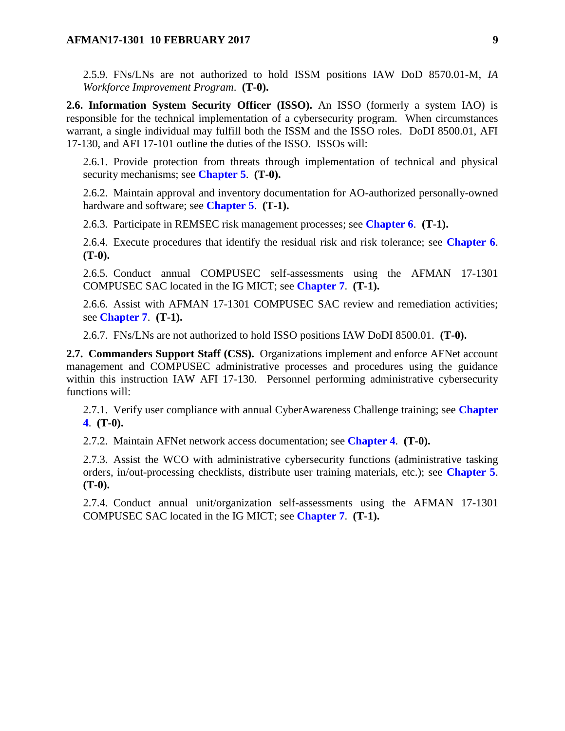2.5.9. FNs/LNs are not authorized to hold ISSM positions IAW DoD 8570.01-M, *IA Workforce Improvement Program*. **(T-0).**

**2.6. Information System Security Officer (ISSO).** An ISSO (formerly a system IAO) is responsible for the technical implementation of a cybersecurity program. When circumstances warrant, a single individual may fulfill both the ISSM and the ISSO roles. DoDI 8500.01, AFI 17-130, and AFI 17-101 outline the duties of the ISSO. ISSOs will:

2.6.1. Provide protection from threats through implementation of technical and physical security mechanisms; see **Chapter 5**. **(T-0).**

2.6.2. Maintain approval and inventory documentation for AO-authorized personally-owned hardware and software; see **Chapter 5**. **(T-1).**

2.6.3. Participate in REMSEC risk management processes; see **Chapter 6**. **(T-1).**

2.6.4. Execute procedures that identify the residual risk and risk tolerance; see **Chapter 6**. **(T-0).**

2.6.5. Conduct annual COMPUSEC self-assessments using the AFMAN 17-1301 COMPUSEC SAC located in the IG MICT; see **Chapter 7**. **(T-1).**

2.6.6. Assist with AFMAN 17-1301 COMPUSEC SAC review and remediation activities; see **Chapter 7**. **(T-1).**

2.6.7. FNs/LNs are not authorized to hold ISSO positions IAW DoDI 8500.01. **(T-0).**

**2.7. Commanders Support Staff (CSS).** Organizations implement and enforce AFNet account management and COMPUSEC administrative processes and procedures using the guidance within this instruction IAW AFI 17-130. Personnel performing administrative cybersecurity functions will:

2.7.1. Verify user compliance with annual CyberAwareness Challenge training; see **Chapter 4**. **(T-0).**

2.7.2. Maintain AFNet network access documentation; see **Chapter 4**. **(T-0).**

2.7.3. Assist the WCO with administrative cybersecurity functions (administrative tasking orders, in/out-processing checklists, distribute user training materials, etc.); see **Chapter 5**. **(T-0).**

2.7.4. Conduct annual unit/organization self-assessments using the AFMAN 17-1301 COMPUSEC SAC located in the IG MICT; see **Chapter 7**. **(T-1).**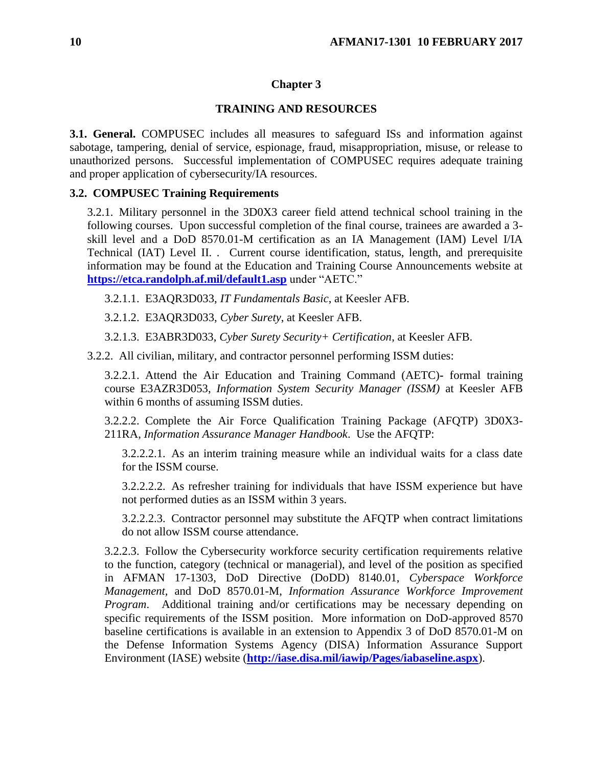## Chapter 3

## TRAINING AND RESOURCES

**3.1. General.** COMPUSEC includes all measures to safeguard ISs and information against sabotage, tampering, denial of service, espionage, fraud, misappropriation, misuse, or release to unauthorized persons. Successful implementation of COMPUSEC requires adequate training and proper application of cybersecurity/IA resources.

**3.2. COMPUSEC Training Requirements**

3.2.1. Military personnel in the 3D0X3 career field attend technical school training in the following courses. Upon successful completion of the final course, trainees are awarded a 3-skill level and a DoD 8570.01-M certification as an IA Management (IAM) Level I/IA Technical (IAT) Level II. . Current course identification, status, length, and prerequisite information may be found at the Education and Training Course Announcements website at **https://etca.randolph.af.mil/default1.asp** under "AETC."

3.2.1.1. E3AQR3D033, *IT Fundamentals Basic*, at Keesler AFB.

3.2.1.2. E3AQR3D033, *Cyber Surety*, at Keesler AFB.

3.2.1.3. E3ABR3D033, *Cyber Surety Security+ Certification*, at Keesler AFB.

3.2.2. All civilian, military, and contractor personnel performing ISSM duties:

3.2.2.1. Attend the Air Education and Training Command (AETC)- formal training course E3AZR3D053, *Information System Security Manager (ISSM)* at Keesler AFB within 6 months of assuming ISSM duties.

3.2.2.2. Complete the Air Force Qualification Training Package (AFQTP) 3D0X3-211RA, *Information Assurance Manager Handbook*. Use the AFQTP:

3.2.2.2.1. As an interim training measure while an individual waits for a class date for the ISSM course.

3.2.2.2.2. As refresher training for individuals that have ISSM experience but have not performed duties as an ISSM within 3 years.

3.2.2.2.3. Contractor personnel may substitute the AFQTP when contract limitations do not allow ISSM course attendance.

3.2.2.3. Follow the Cybersecurity workforce security certification requirements relative to the function, category (technical or managerial), and level of the position as specified in AFMAN 17-1303, DoD Directive (DoDD) 8140.01, *Cyberspace Workforce Management*, and DoD 8570.01-M, *Information Assurance Workforce Improvement Program*. Additional training and/or certifications may be necessary depending on specific requirements of the ISSM position. More information on DoD-approved 8570 baseline certifications is available in an extension to Appendix 3 of DoD 8570.01-M on the Defense Information Systems Agency (DISA) Information Assurance Support Environment (IASE) website (**http://iase.disa.mil/iawip/Pages/iabaseline.aspx**).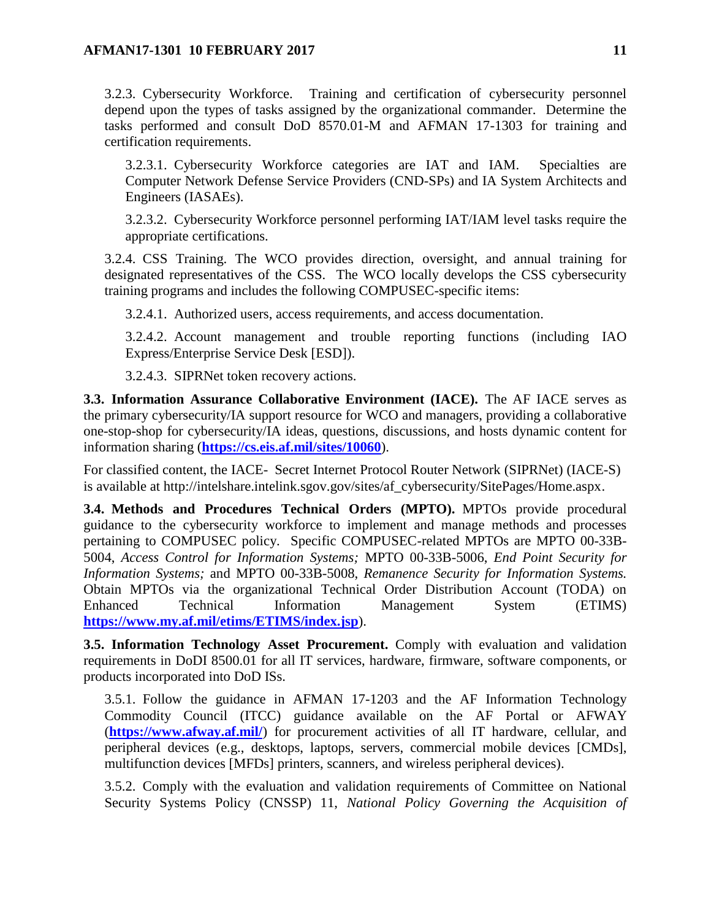3.2.3. Cybersecurity Workforce. Training and certification of cybersecurity personnel depend upon the types of tasks assigned by the organizational commander. Determine the tasks performed and consult DoD 8570.01-M and AFMAN 17-1303 for training and certification requirements.

3.2.3.1. Cybersecurity Workforce categories are IAT and IAM. Specialties are Computer Network Defense Service Providers (CND-SPs) and IA System Architects and Engineers (IASAEs).

3.2.3.2. Cybersecurity Workforce personnel performing IAT/IAM level tasks require the appropriate certifications.

3.2.4. CSS Training. The WCO provides direction, oversight, and annual training for designated representatives of the CSS. The WCO locally develops the CSS cybersecurity training programs and includes the following COMPUSEC-specific items:

3.2.4.1. Authorized users, access requirements, and access documentation.

3.2.4.2. Account management and trouble reporting functions (including IAO Express/Enterprise Service Desk [ESD]).

3.2.4.3. SIPRNet token recovery actions.

**3.3. Information Assurance Collaborative Environment (IACE).** The AF IACE serves as the primary cybersecurity/IA support resource for WCO and managers, providing a collaborative one-stop-shop for cybersecurity/IA ideas, questions, discussions, and hosts dynamic content for information sharing (**https://cs.eis.af.mil/sites/10060**).

For classified content, the IACE- Secret Internet Protocol Router Network (SIPRNet) (IACE-S) is available at http://intelshare.intelink.sgov.gov/sites/af_cybersecurity/SitePages/Home.aspx.

**3.4. Methods and Procedures Technical Orders (MPTO).** MPTOs provide procedural guidance to the cybersecurity workforce to implement and manage methods and processes pertaining to COMPUSEC policy. Specific COMPUSEC-related MPTOs are MPTO 00-33B-5004, *Access Control for Information Systems;* MPTO 00-33B-5006, *End Point Security for Information Systems;* and MPTO 00-33B-5008, *Remanence Security for Information Systems.* Obtain MPTOs via the organizational Technical Order Distribution Account (TODA) on Enhanced Technical Information Management System (ETIMS) **https://www.my.af.mil/etims/ETIMS/index.jsp**).

**3.5. Information Technology Asset Procurement.** Comply with evaluation and validation requirements in DoDI 8500.01 for all IT services, hardware, firmware, software components, or products incorporated into DoD ISs.

3.5.1. Follow the guidance in AFMAN 17-1203 and the AF Information Technology Commodity Council (ITCC) guidance available on the AF Portal or AFWAY (**https://www.afway.af.mil/**) for procurement activities of all IT hardware, cellular, and peripheral devices (e.g., desktops, laptops, servers, commercial mobile devices [CMDs], multifunction devices [MFDs] printers, scanners, and wireless peripheral devices).

3.5.2. Comply with the evaluation and validation requirements of Committee on National Security Systems Policy (CNSSP) 11, *National Policy Governing the Acquisition of*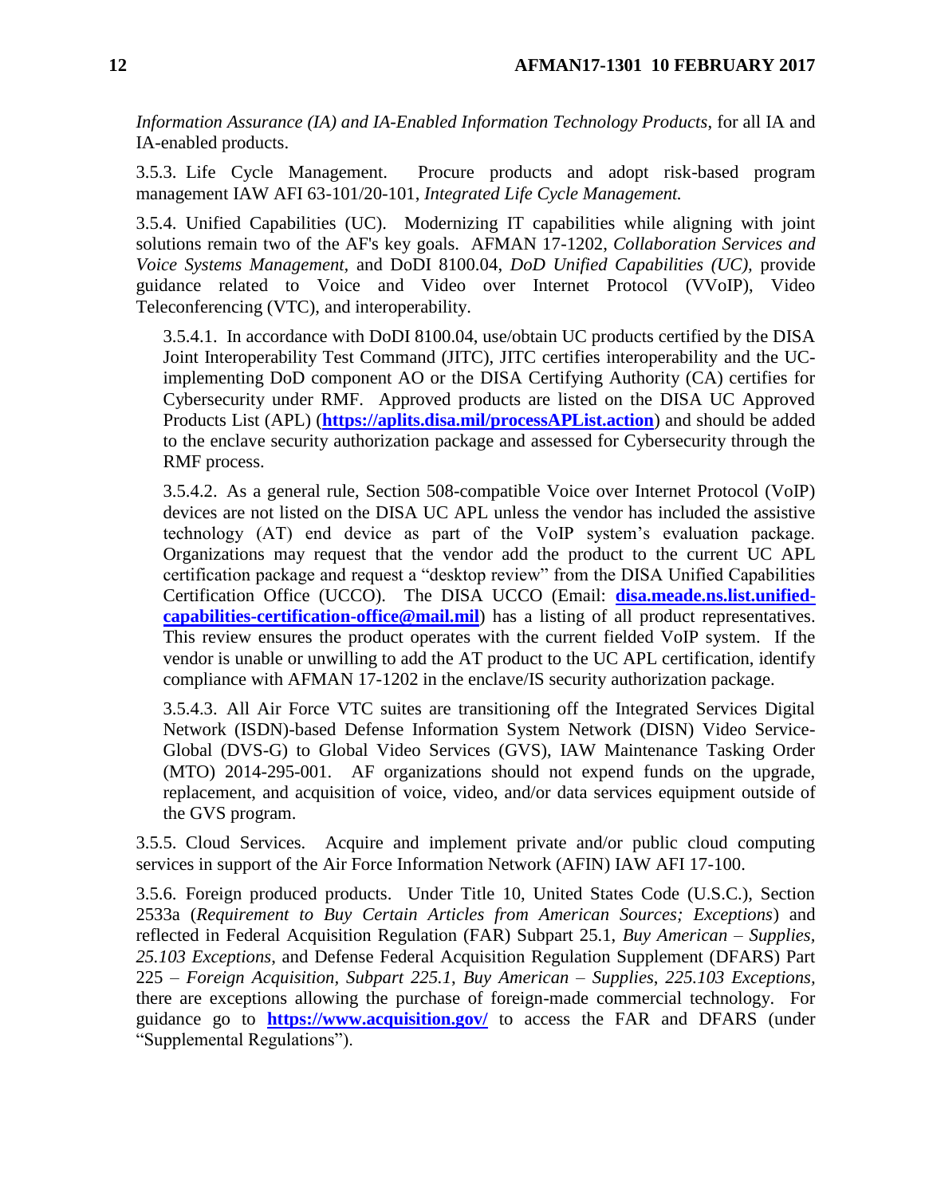*Information Assurance (IA) and IA-Enabled Information Technology Products*, for all IA and IA-enabled products.

3.5.3. Life Cycle Management. Procure products and adopt risk-based program management IAW AFI 63-101/20-101, *Integrated Life Cycle Management.*

3.5.4. Unified Capabilities (UC). Modernizing IT capabilities while aligning with joint solutions remain two of the AF's key goals. AFMAN 17-1202, *Collaboration Services and Voice Systems Management,* and DoDI 8100.04, *DoD Unified Capabilities (UC),* provide guidance related to Voice and Video over Internet Protocol (VVoIP), Video Teleconferencing (VTC), and interoperability.

3.5.4.1. In accordance with DoDI 8100.04, use/obtain UC products certified by the DISA Joint Interoperability Test Command (JITC), JITC certifies interoperability and the UC-implementing DoD component AO or the DISA Certifying Authority (CA) certifies for Cybersecurity under RMF. Approved products are listed on the DISA UC Approved Products List (APL) (**https://aplits.disa.mil/processAPList.action**) and should be added to the enclave security authorization package and assessed for Cybersecurity through the RMF process.

3.5.4.2. As a general rule, Section 508-compatible Voice over Internet Protocol (VoIP) devices are not listed on the DISA UC APL unless the vendor has included the assistive technology (AT) end device as part of the VoIP system's evaluation package. Organizations may request that the vendor add the product to the current UC APL certification package and request a "desktop review" from the DISA Unified Capabilities Certification Office (UCCO). The DISA UCCO (Email: **disa.meade.ns.list.unified-capabilities-certification-office@mail.mil**) has a listing of all product representatives. This review ensures the product operates with the current fielded VoIP system. If the vendor is unable or unwilling to add the AT product to the UC APL certification, identify compliance with AFMAN 17-1202 in the enclave/IS security authorization package.

3.5.4.3. All Air Force VTC suites are transitioning off the Integrated Services Digital Network (ISDN)-based Defense Information System Network (DISN) Video Service-Global (DVS-G) to Global Video Services (GVS), IAW Maintenance Tasking Order (MTO) 2014-295-001. AF organizations should not expend funds on the upgrade, replacement, and acquisition of voice, video, and/or data services equipment outside of the GVS program.

3.5.5. Cloud Services. Acquire and implement private and/or public cloud computing services in support of the Air Force Information Network (AFIN) IAW AFI 17-100.

3.5.6. Foreign produced products. Under Title 10, United States Code (U.S.C.), Section 2533a (*Requirement to Buy Certain Articles from American Sources; Exceptions*) and reflected in Federal Acquisition Regulation (FAR) Subpart 25.1, *Buy American – Supplies, 25.103 Exceptions*, and Defense Federal Acquisition Regulation Supplement (DFARS) Part 225 – *Foreign Acquisition*, *Subpart 225.1*, *Buy American – Supplies*, *225.103 Exceptions*, there are exceptions allowing the purchase of foreign-made commercial technology. For guidance go to **https://www.acquisition.gov/** to access the FAR and DFARS (under "Supplemental Regulations").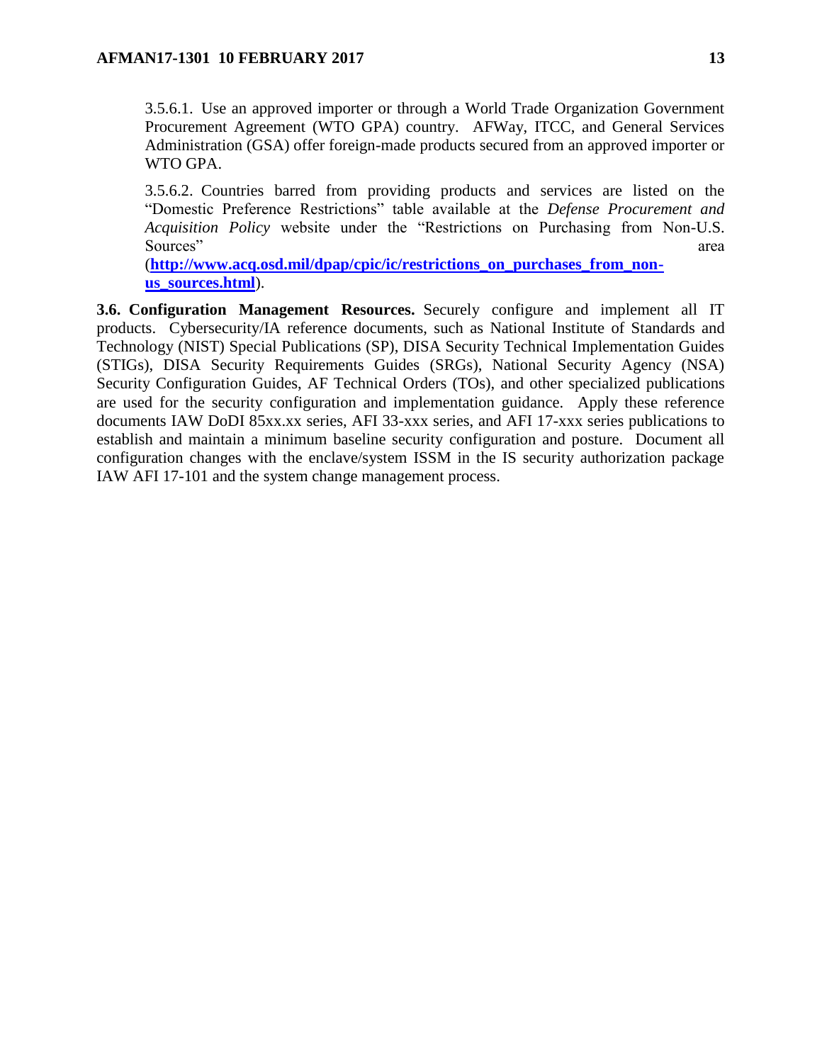3.5.6.1. Use an approved importer or through a World Trade Organization Government Procurement Agreement (WTO GPA) country. AFWay, ITCC, and General Services Administration (GSA) offer foreign-made products secured from an approved importer or WTO GPA.

3.5.6.2. Countries barred from providing products and services are listed on the "Domestic Preference Restrictions" table available at the *Defense Procurement and Acquisition Policy* website under the "Restrictions on Purchasing from Non-U.S. Sources" area (**http://www.acq.osd.mil/dpap/cpic/ic/restrictions_on_purchases_from_non-us_sources.html**).

**3.6. Configuration Management Resources.** Securely configure and implement all IT products. Cybersecurity/IA reference documents, such as National Institute of Standards and Technology (NIST) Special Publications (SP), DISA Security Technical Implementation Guides (STIGs), DISA Security Requirements Guides (SRGs), National Security Agency (NSA) Security Configuration Guides, AF Technical Orders (TOs), and other specialized publications are used for the security configuration and implementation guidance. Apply these reference documents IAW DoDI 85xx.xx series, AFI 33-xxx series, and AFI 17-xxx series publications to establish and maintain a minimum baseline security configuration and posture. Document all configuration changes with the enclave/system ISSM in the IS security authorization package IAW AFI 17-101 and the system change management process.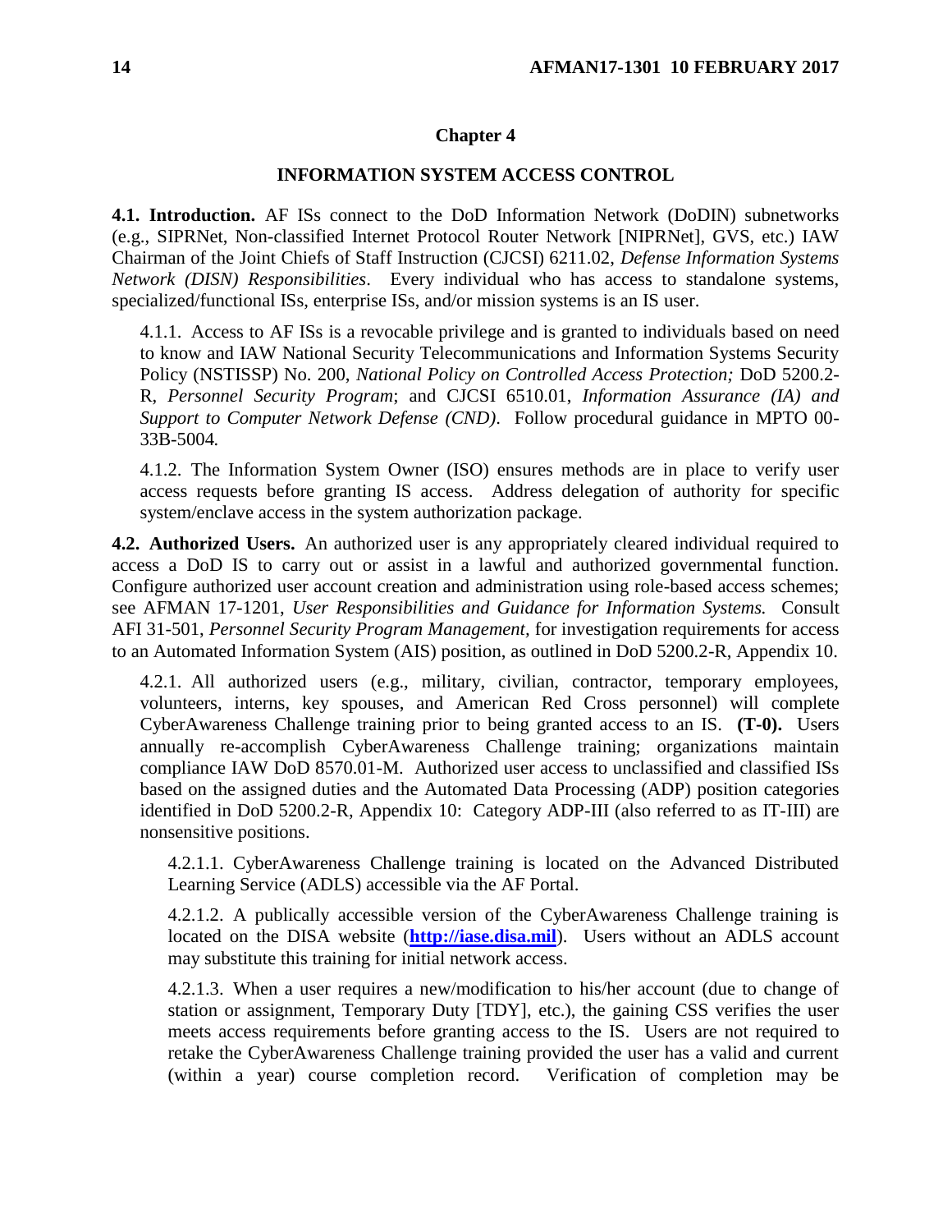# Chapter 4

## INFORMATION SYSTEM ACCESS CONTROL

**4.1. Introduction.** AF ISs connect to the DoD Information Network (DoDIN) subnetworks (e.g., SIPRNet, Non-classified Internet Protocol Router Network [NIPRNet], GVS, etc.) IAW Chairman of the Joint Chiefs of Staff Instruction (CJCSI) 6211.02, *Defense Information Systems Network (DISN) Responsibilities*. Every individual who has access to standalone systems, specialized/functional ISs, enterprise ISs, and/or mission systems is an IS user.

4.1.1. Access to AF ISs is a revocable privilege and is granted to individuals based on need to know and IAW National Security Telecommunications and Information Systems Security Policy (NSTISSP) No. 200, *National Policy on Controlled Access Protection;* DoD 5200.2-R, *Personnel Security Program*; and CJCSI 6510.01, *Information Assurance (IA) and Support to Computer Network Defense (CND)*. Follow procedural guidance in MPTO 00-33B-5004*.*

4.1.2. The Information System Owner (ISO) ensures methods are in place to verify user access requests before granting IS access. Address delegation of authority for specific system/enclave access in the system authorization package.

**4.2. Authorized Users.** An authorized user is any appropriately cleared individual required to access a DoD IS to carry out or assist in a lawful and authorized governmental function. Configure authorized user account creation and administration using role-based access schemes; see AFMAN 17-1201, *User Responsibilities and Guidance for Information Systems.* Consult AFI 31-501, *Personnel Security Program Management*, for investigation requirements for access to an Automated Information System (AIS) position, as outlined in DoD 5200.2-R, Appendix 10.

4.2.1. All authorized users (e.g., military, civilian, contractor, temporary employees, volunteers, interns, key spouses, and American Red Cross personnel) will complete CyberAwareness Challenge training prior to being granted access to an IS. **(T-0).** Users annually re-accomplish CyberAwareness Challenge training; organizations maintain compliance IAW DoD 8570.01-M. Authorized user access to unclassified and classified ISs based on the assigned duties and the Automated Data Processing (ADP) position categories identified in DoD 5200.2-R, Appendix 10: Category ADP-III (also referred to as IT-III) are nonsensitive positions.

4.2.1.1. CyberAwareness Challenge training is located on the Advanced Distributed Learning Service (ADLS) accessible via the AF Portal.

4.2.1.2. A publically accessible version of the CyberAwareness Challenge training is located on the DISA website (**http://iase.disa.mil**). Users without an ADLS account may substitute this training for initial network access.

4.2.1.3. When a user requires a new/modification to his/her account (due to change of station or assignment, Temporary Duty [TDY], etc.), the gaining CSS verifies the user meets access requirements before granting access to the IS. Users are not required to retake the CyberAwareness Challenge training provided the user has a valid and current (within a year) course completion record. Verification of completion may be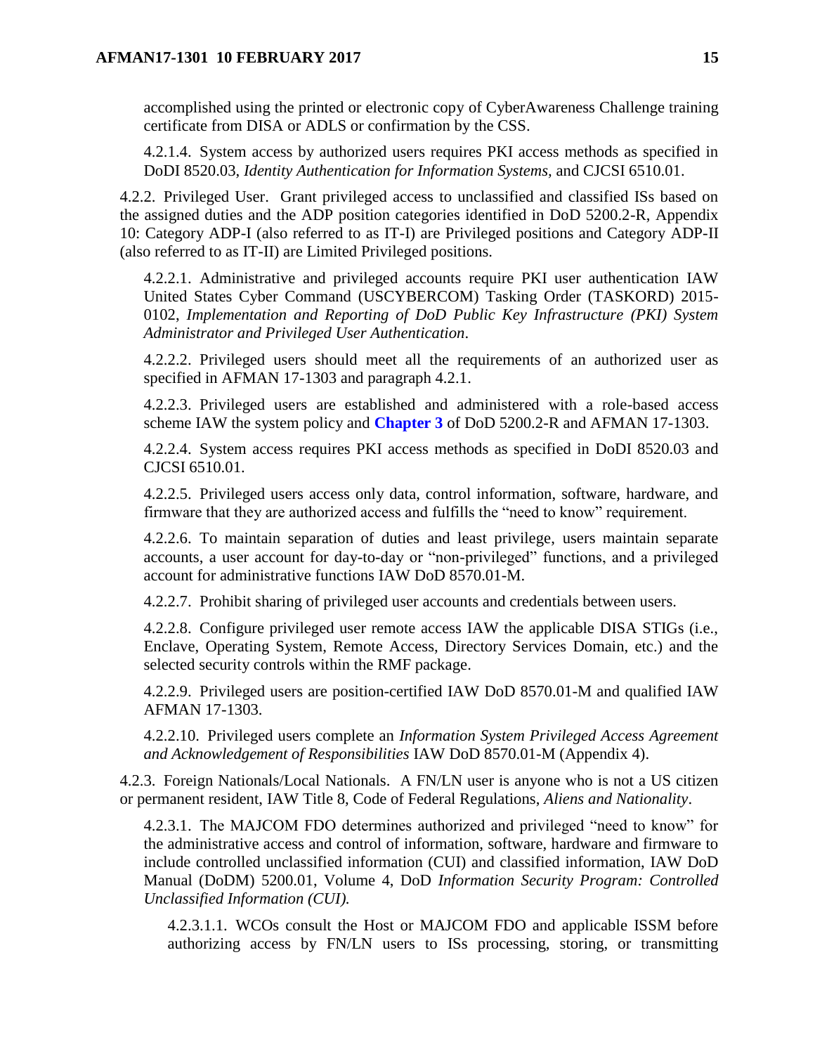accomplished using the printed or electronic copy of CyberAwareness Challenge training certificate from DISA or ADLS or confirmation by the CSS.

4.2.1.4. System access by authorized users requires PKI access methods as specified in DoDI 8520.03, *Identity Authentication for Information Systems*, and CJCSI 6510.01.

4.2.2. Privileged User. Grant privileged access to unclassified and classified ISs based on the assigned duties and the ADP position categories identified in DoD 5200.2-R, Appendix 10: Category ADP-I (also referred to as IT-I) are Privileged positions and Category ADP-II (also referred to as IT-II) are Limited Privileged positions.

4.2.2.1. Administrative and privileged accounts require PKI user authentication IAW United States Cyber Command (USCYBERCOM) Tasking Order (TASKORD) 2015-0102, *Implementation and Reporting of DoD Public Key Infrastructure (PKI) System Administrator and Privileged User Authentication*.

4.2.2.2. Privileged users should meet all the requirements of an authorized user as specified in AFMAN 17-1303 and paragraph 4.2.1.

4.2.2.3. Privileged users are established and administered with a role-based access scheme IAW the system policy and **Chapter 3** of DoD 5200.2-R and AFMAN 17-1303.

4.2.2.4. System access requires PKI access methods as specified in DoDI 8520.03 and CJCSI 6510.01.

4.2.2.5. Privileged users access only data, control information, software, hardware, and firmware that they are authorized access and fulfills the "need to know" requirement.

4.2.2.6. To maintain separation of duties and least privilege, users maintain separate accounts, a user account for day-to-day or "non-privileged" functions, and a privileged account for administrative functions IAW DoD 8570.01-M.

4.2.2.7. Prohibit sharing of privileged user accounts and credentials between users.

4.2.2.8. Configure privileged user remote access IAW the applicable DISA STIGs (i.e., Enclave, Operating System, Remote Access, Directory Services Domain, etc.) and the selected security controls within the RMF package.

4.2.2.9. Privileged users are position-certified IAW DoD 8570.01-M and qualified IAW AFMAN 17-1303.

4.2.2.10. Privileged users complete an *Information System Privileged Access Agreement and Acknowledgement of Responsibilities* IAW DoD 8570.01-M (Appendix 4).

4.2.3. Foreign Nationals/Local Nationals. A FN/LN user is anyone who is not a US citizen or permanent resident, IAW Title 8, Code of Federal Regulations, *Aliens and Nationality*.

4.2.3.1. The MAJCOM FDO determines authorized and privileged "need to know" for the administrative access and control of information, software, hardware and firmware to include controlled unclassified information (CUI) and classified information, IAW DoD Manual (DoDM) 5200.01, Volume 4, DoD *Information Security Program: Controlled Unclassified Information (CUI).*

4.2.3.1.1. WCOs consult the Host or MAJCOM FDO and applicable ISSM before authorizing access by FN/LN users to ISs processing, storing, or transmitting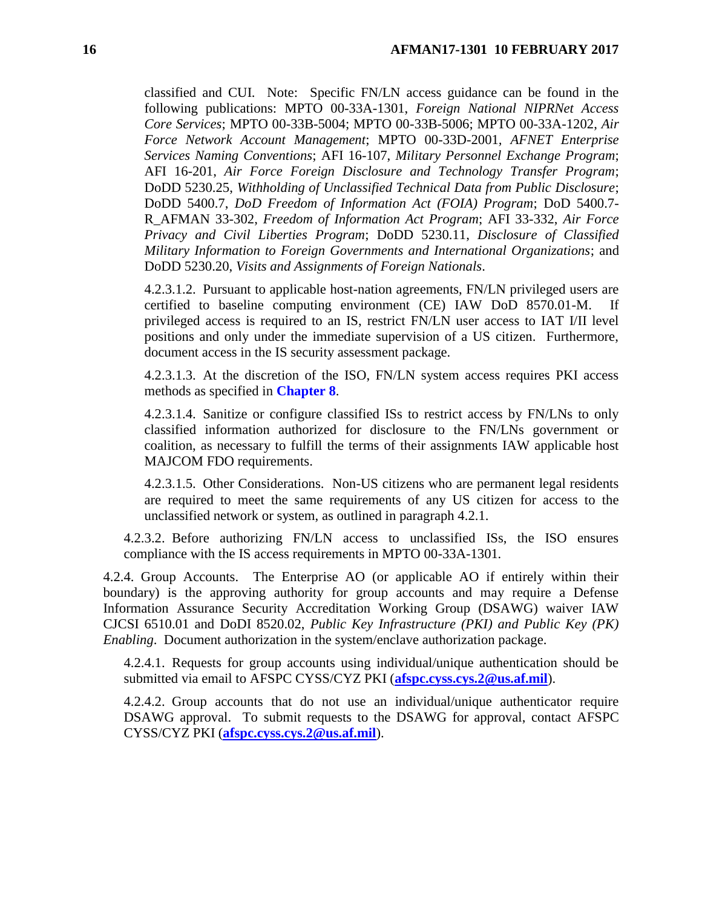classified and CUI. Note: Specific FN/LN access guidance can be found in the following publications: MPTO 00-33A-1301, *Foreign National NIPRNet Access Core Services*; MPTO 00-33B-5004; MPTO 00-33B-5006; MPTO 00-33A-1202, *Air Force Network Account Management*; MPTO 00-33D-2001, *AFNET Enterprise Services Naming Conventions*; AFI 16-107, *Military Personnel Exchange Program*; AFI 16-201, *Air Force Foreign Disclosure and Technology Transfer Program*; DoDD 5230.25, *Withholding of Unclassified Technical Data from Public Disclosure*; DoDD 5400.7, *DoD Freedom of Information Act (FOIA) Program*; DoD 5400.7-R_AFMAN 33-302, *Freedom of Information Act Program*; AFI 33-332, *Air Force Privacy and Civil Liberties Program*; DoDD 5230.11, *Disclosure of Classified Military Information to Foreign Governments and International Organizations*; and DoDD 5230.20, *Visits and Assignments of Foreign Nationals*.

4.2.3.1.2. Pursuant to applicable host-nation agreements, FN/LN privileged users are certified to baseline computing environment (CE) IAW DoD 8570.01-M. If privileged access is required to an IS, restrict FN/LN user access to IAT I/II level positions and only under the immediate supervision of a US citizen. Furthermore, document access in the IS security assessment package.

4.2.3.1.3. At the discretion of the ISO, FN/LN system access requires PKI access methods as specified in **Chapter 8**.

4.2.3.1.4. Sanitize or configure classified ISs to restrict access by FN/LNs to only classified information authorized for disclosure to the FN/LNs government or coalition, as necessary to fulfill the terms of their assignments IAW applicable host MAJCOM FDO requirements.

4.2.3.1.5. Other Considerations. Non-US citizens who are permanent legal residents are required to meet the same requirements of any US citizen for access to the unclassified network or system, as outlined in paragraph 4.2.1.

4.2.3.2. Before authorizing FN/LN access to unclassified ISs, the ISO ensures compliance with the IS access requirements in MPTO 00-33A-1301.

4.2.4. Group Accounts. The Enterprise AO (or applicable AO if entirely within their boundary) is the approving authority for group accounts and may require a Defense Information Assurance Security Accreditation Working Group (DSAWG) waiver IAW CJCSI 6510.01 and DoDI 8520.02, *Public Key Infrastructure (PKI) and Public Key (PK) Enabling*. Document authorization in the system/enclave authorization package.

4.2.4.1. Requests for group accounts using individual/unique authentication should be submitted via email to AFSPC CYSS/CYZ PKI (**afspc.cyss.cys.2@us.af.mil**).

4.2.4.2. Group accounts that do not use an individual/unique authenticator require DSAWG approval. To submit requests to the DSAWG for approval, contact AFSPC CYSS/CYZ PKI (**afspc.cyss.cys.2@us.af.mil**).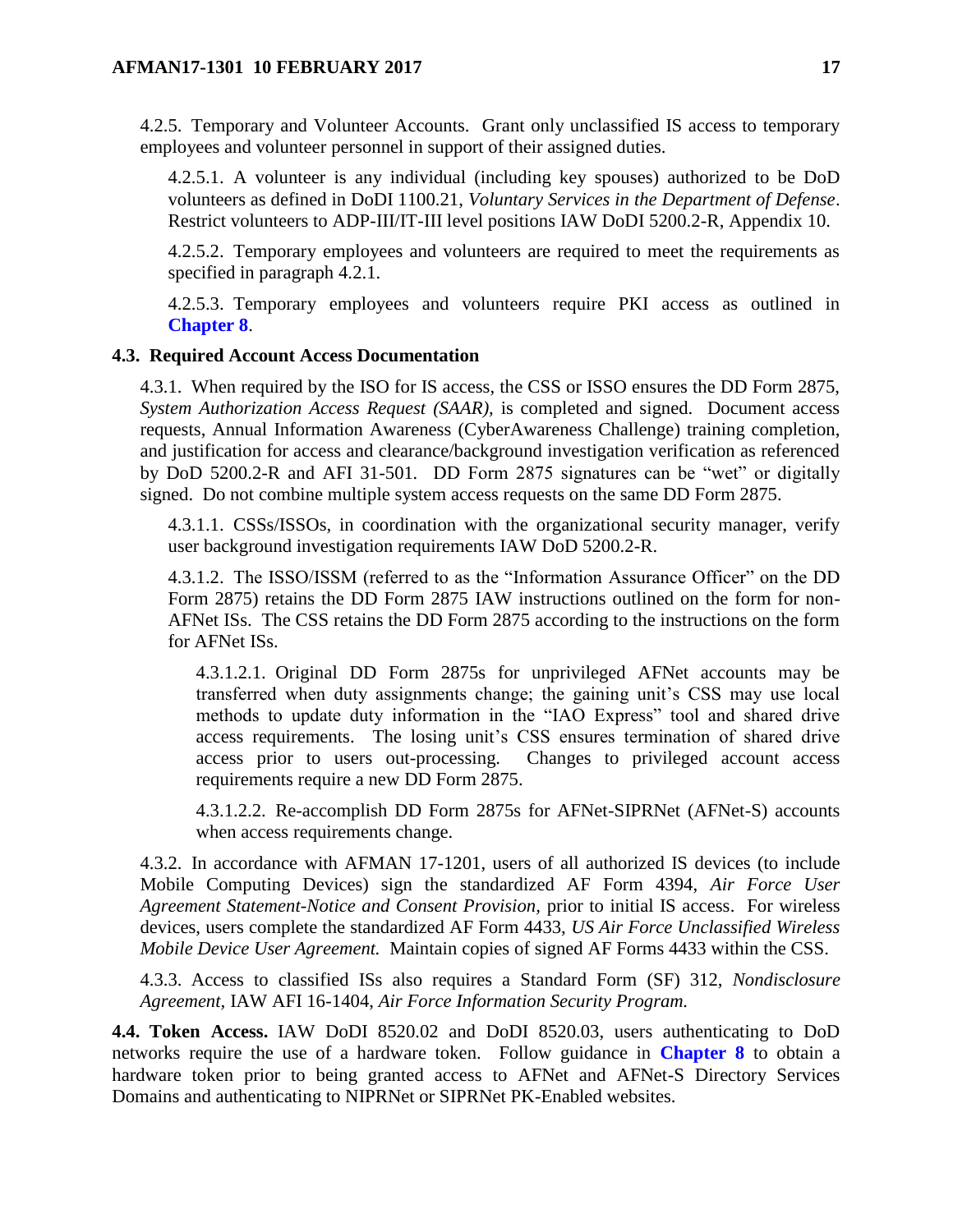4.2.5. Temporary and Volunteer Accounts. Grant only unclassified IS access to temporary employees and volunteer personnel in support of their assigned duties.

4.2.5.1. A volunteer is any individual (including key spouses) authorized to be DoD volunteers as defined in DoDI 1100.21, *Voluntary Services in the Department of Defense*. Restrict volunteers to ADP-III/IT-III level positions IAW DoDI 5200.2-R, Appendix 10.

4.2.5.2. Temporary employees and volunteers are required to meet the requirements as specified in paragraph 4.2.1.

4.2.5.3. Temporary employees and volunteers require PKI access as outlined in **Chapter 8**.

**4.3. Required Account Access Documentation**

4.3.1. When required by the ISO for IS access, the CSS or ISSO ensures the DD Form 2875, *System Authorization Access Request (SAAR)*, is completed and signed. Document access requests, Annual Information Awareness (CyberAwareness Challenge) training completion, and justification for access and clearance/background investigation verification as referenced by DoD 5200.2-R and AFI 31-501. DD Form 2875 signatures can be "wet" or digitally signed. Do not combine multiple system access requests on the same DD Form 2875.

4.3.1.1. CSSs/ISSOs, in coordination with the organizational security manager, verify user background investigation requirements IAW DoD 5200.2-R.

4.3.1.2. The ISSO/ISSM (referred to as the "Information Assurance Officer" on the DD Form 2875) retains the DD Form 2875 IAW instructions outlined on the form for non-AFNet ISs. The CSS retains the DD Form 2875 according to the instructions on the form for AFNet ISs.

4.3.1.2.1. Original DD Form 2875s for unprivileged AFNet accounts may be transferred when duty assignments change; the gaining unit's CSS may use local methods to update duty information in the "IAO Express" tool and shared drive access requirements. The losing unit's CSS ensures termination of shared drive access prior to users out-processing. Changes to privileged account access requirements require a new DD Form 2875.

4.3.1.2.2. Re-accomplish DD Form 2875s for AFNet-SIPRNet (AFNet-S) accounts when access requirements change.

4.3.2. In accordance with AFMAN 17-1201, users of all authorized IS devices (to include Mobile Computing Devices) sign the standardized AF Form 4394, *Air Force User Agreement Statement-Notice and Consent Provision*, prior to initial IS access. For wireless devices, users complete the standardized AF Form 4433, *US Air Force Unclassified Wireless Mobile Device User Agreement.* Maintain copies of signed AF Forms 4433 within the CSS.

4.3.3. Access to classified ISs also requires a Standard Form (SF) 312, *Nondisclosure Agreement*, IAW AFI 16-1404, *Air Force Information Security Program.*

**4.4. Token Access.** IAW DoDI 8520.02 and DoDI 8520.03, users authenticating to DoD networks require the use of a hardware token. Follow guidance in **Chapter 8** to obtain a hardware token prior to being granted access to AFNet and AFNet-S Directory Services Domains and authenticating to NIPRNet or SIPRNet PK-Enabled websites.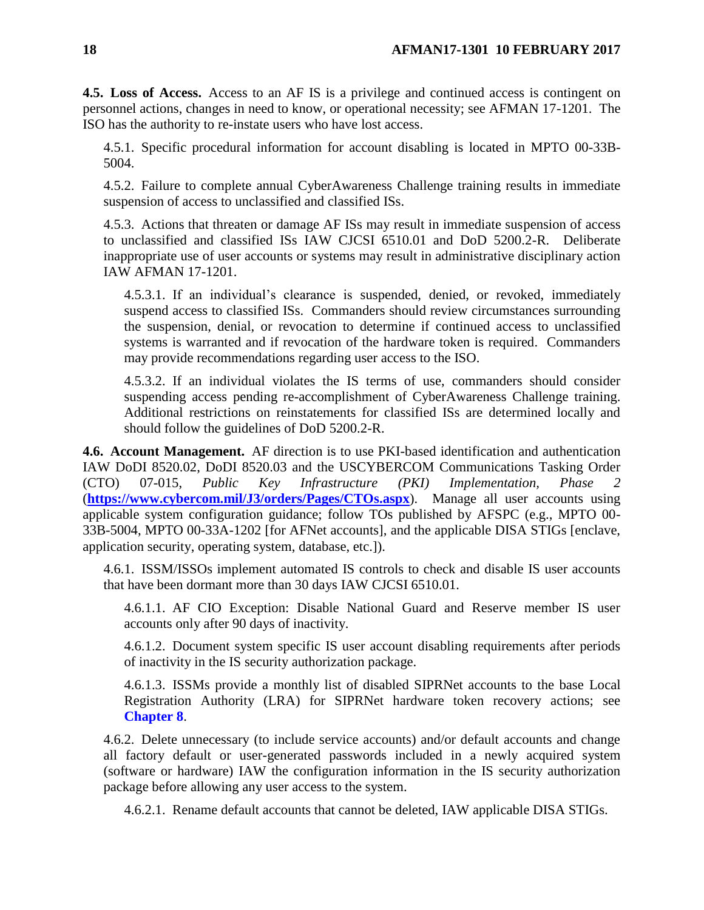**4.5. Loss of Access.** Access to an AF IS is a privilege and continued access is contingent on personnel actions, changes in need to know, or operational necessity; see AFMAN 17-1201. The ISO has the authority to re-instate users who have lost access.

4.5.1. Specific procedural information for account disabling is located in MPTO 00-33B-5004.

4.5.2. Failure to complete annual CyberAwareness Challenge training results in immediate suspension of access to unclassified and classified ISs.

4.5.3. Actions that threaten or damage AF ISs may result in immediate suspension of access to unclassified and classified ISs IAW CJCSI 6510.01 and DoD 5200.2-R. Deliberate inappropriate use of user accounts or systems may result in administrative disciplinary action IAW AFMAN 17-1201.

4.5.3.1. If an individual's clearance is suspended, denied, or revoked, immediately suspend access to classified ISs. Commanders should review circumstances surrounding the suspension, denial, or revocation to determine if continued access to unclassified systems is warranted and if revocation of the hardware token is required. Commanders may provide recommendations regarding user access to the ISO.

4.5.3.2. If an individual violates the IS terms of use, commanders should consider suspending access pending re-accomplishment of CyberAwareness Challenge training. Additional restrictions on reinstatements for classified ISs are determined locally and should follow the guidelines of DoD 5200.2-R.

**4.6. Account Management.** AF direction is to use PKI-based identification and authentication IAW DoDI 8520.02, DoDI 8520.03 and the USCYBERCOM Communications Tasking Order (CTO) 07-015, *Public Key Infrastructure (PKI) Implementation, Phase 2* (**https://www.cybercom.mil/J3/orders/Pages/CTOs.aspx**). Manage all user accounts using applicable system configuration guidance; follow TOs published by AFSPC (e.g., MPTO 00-33B-5004, MPTO 00-33A-1202 [for AFNet accounts], and the applicable DISA STIGs [enclave, application security, operating system, database, etc.]).

4.6.1. ISSM/ISSOs implement automated IS controls to check and disable IS user accounts that have been dormant more than 30 days IAW CJCSI 6510.01.

4.6.1.1. AF CIO Exception: Disable National Guard and Reserve member IS user accounts only after 90 days of inactivity.

4.6.1.2. Document system specific IS user account disabling requirements after periods of inactivity in the IS security authorization package.

4.6.1.3. ISSMs provide a monthly list of disabled SIPRNet accounts to the base Local Registration Authority (LRA) for SIPRNet hardware token recovery actions; see **Chapter 8**.

4.6.2. Delete unnecessary (to include service accounts) and/or default accounts and change all factory default or user-generated passwords included in a newly acquired system (software or hardware) IAW the configuration information in the IS security authorization package before allowing any user access to the system.

4.6.2.1. Rename default accounts that cannot be deleted, IAW applicable DISA STIGs.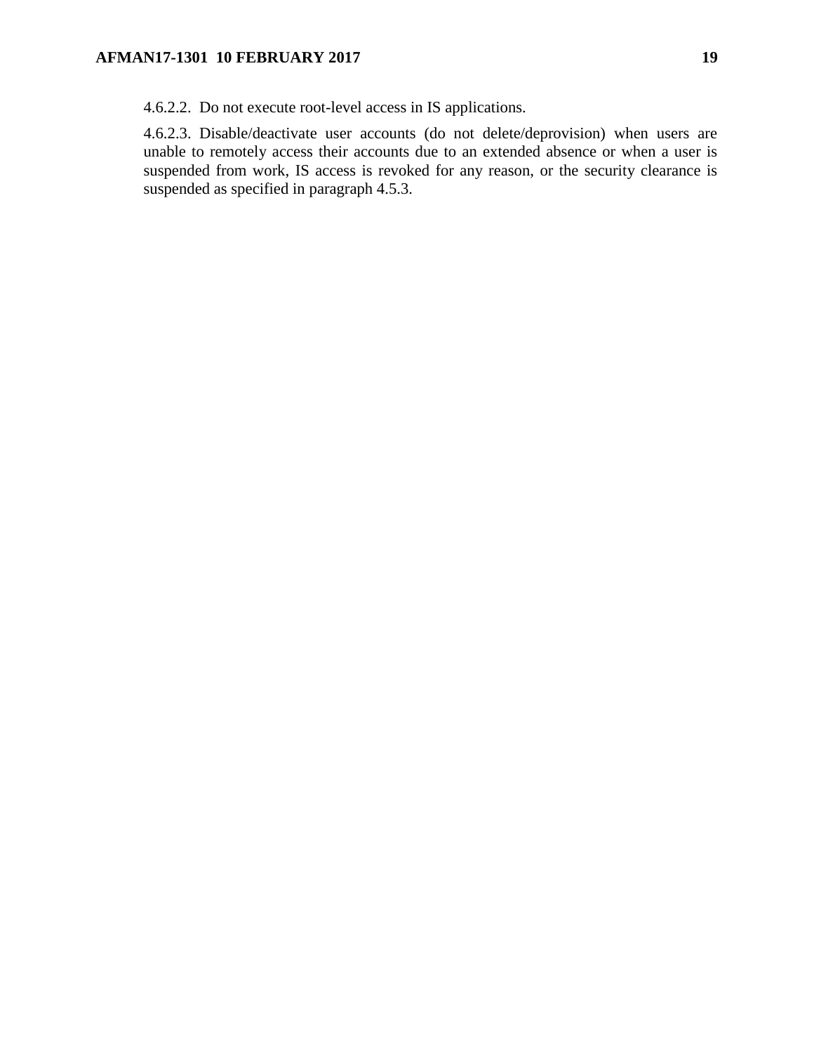4.6.2.2. Do not execute root-level access in IS applications.

4.6.2.3. Disable/deactivate user accounts (do not delete/deprovision) when users are unable to remotely access their accounts due to an extended absence or when a user is suspended from work, IS access is revoked for any reason, or the security clearance is suspended as specified in paragraph 4.5.3.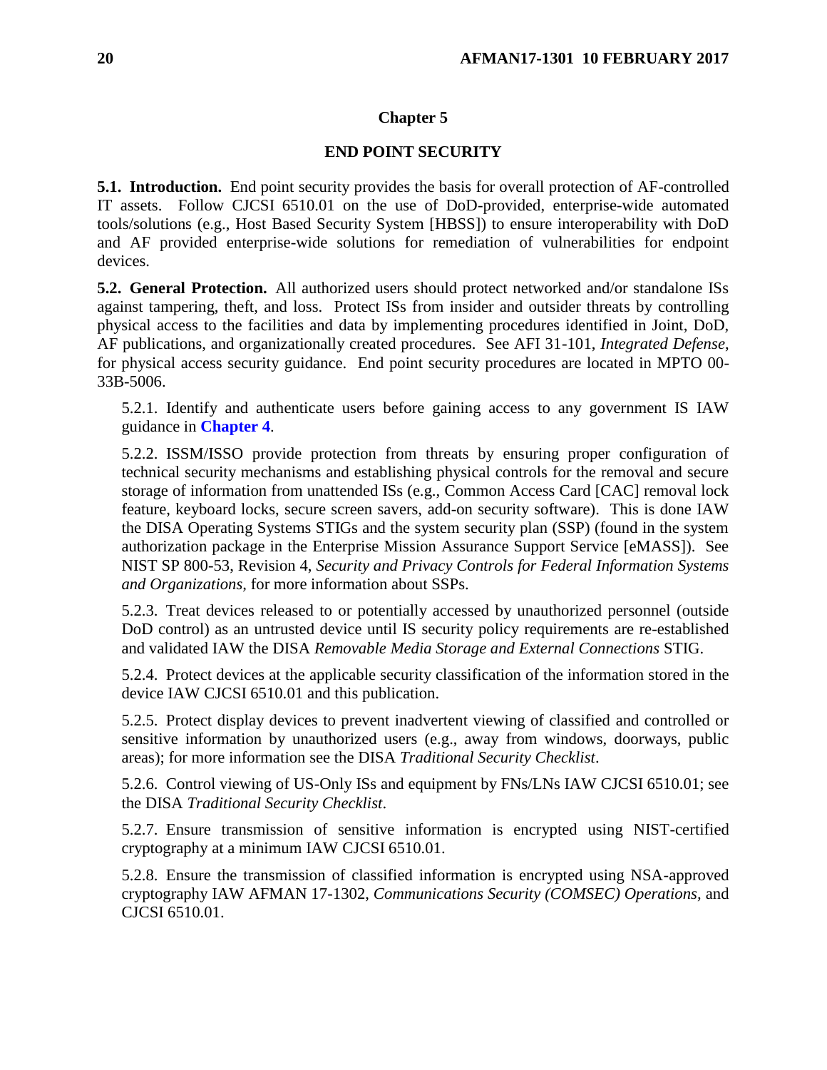# Chapter 5

## END POINT SECURITY

**5.1. Introduction.** End point security provides the basis for overall protection of AF-controlled IT assets. Follow CJCSI 6510.01 on the use of DoD-provided, enterprise-wide automated tools/solutions (e.g., Host Based Security System [HBSS]) to ensure interoperability with DoD and AF provided enterprise-wide solutions for remediation of vulnerabilities for endpoint devices.

**5.2. General Protection.** All authorized users should protect networked and/or standalone ISs against tampering, theft, and loss. Protect ISs from insider and outsider threats by controlling physical access to the facilities and data by implementing procedures identified in Joint, DoD, AF publications, and organizationally created procedures. See AFI 31-101, *Integrated Defense*, for physical access security guidance. End point security procedures are located in MPTO 00-33B-5006.

5.2.1. Identify and authenticate users before gaining access to any government IS IAW guidance in **Chapter 4**.

5.2.2. ISSM/ISSO provide protection from threats by ensuring proper configuration of technical security mechanisms and establishing physical controls for the removal and secure storage of information from unattended ISs (e.g., Common Access Card [CAC] removal lock feature, keyboard locks, secure screen savers, add-on security software). This is done IAW the DISA Operating Systems STIGs and the system security plan (SSP) (found in the system authorization package in the Enterprise Mission Assurance Support Service [eMASS]). See NIST SP 800-53, Revision 4, *Security and Privacy Controls for Federal Information Systems and Organizations,* for more information about SSPs.

5.2.3. Treat devices released to or potentially accessed by unauthorized personnel (outside DoD control) as an untrusted device until IS security policy requirements are re-established and validated IAW the DISA *Removable Media Storage and External Connections* STIG.

5.2.4. Protect devices at the applicable security classification of the information stored in the device IAW CJCSI 6510.01 and this publication.

5.2.5. Protect display devices to prevent inadvertent viewing of classified and controlled or sensitive information by unauthorized users (e.g., away from windows, doorways, public areas); for more information see the DISA *Traditional Security Checklist*.

5.2.6. Control viewing of US-Only ISs and equipment by FNs/LNs IAW CJCSI 6510.01; see the DISA *Traditional Security Checklist*.

5.2.7. Ensure transmission of sensitive information is encrypted using NIST-certified cryptography at a minimum IAW CJCSI 6510.01.

5.2.8. Ensure the transmission of classified information is encrypted using NSA-approved cryptography IAW AFMAN 17-1302, *Communications Security (COMSEC) Operations,* and CJCSI 6510.01.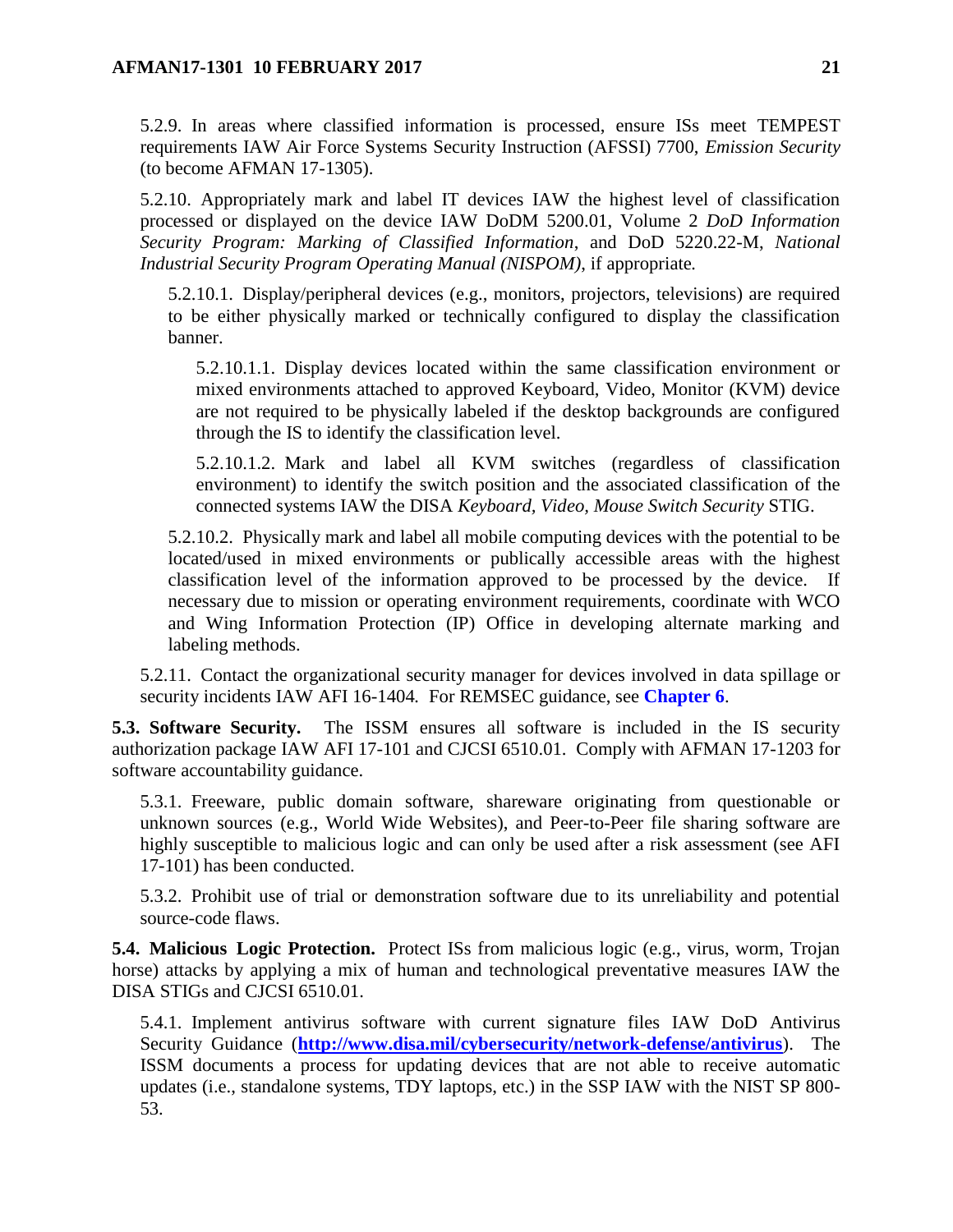5.2.9. In areas where classified information is processed, ensure ISs meet TEMPEST requirements IAW Air Force Systems Security Instruction (AFSSI) 7700, *Emission Security* (to become AFMAN 17-1305).

5.2.10. Appropriately mark and label IT devices IAW the highest level of classification processed or displayed on the device IAW DoDM 5200.01, Volume 2 *DoD Information Security Program: Marking of Classified Information*, and DoD 5220.22-M, *National Industrial Security Program Operating Manual (NISPOM)*, if appropriate.

5.2.10.1. Display/peripheral devices (e.g., monitors, projectors, televisions) are required to be either physically marked or technically configured to display the classification banner.

5.2.10.1.1. Display devices located within the same classification environment or mixed environments attached to approved Keyboard, Video, Monitor (KVM) device are not required to be physically labeled if the desktop backgrounds are configured through the IS to identify the classification level.

5.2.10.1.2. Mark and label all KVM switches (regardless of classification environment) to identify the switch position and the associated classification of the connected systems IAW the DISA *Keyboard, Video, Mouse Switch Security* STIG.

5.2.10.2. Physically mark and label all mobile computing devices with the potential to be located/used in mixed environments or publically accessible areas with the highest classification level of the information approved to be processed by the device. If necessary due to mission or operating environment requirements, coordinate with WCO and Wing Information Protection (IP) Office in developing alternate marking and labeling methods.

5.2.11. Contact the organizational security manager for devices involved in data spillage or security incidents IAW AFI 16-1404. For REMSEC guidance, see **Chapter 6**.

**5.3. Software Security.** The ISSM ensures all software is included in the IS security authorization package IAW AFI 17-101 and CJCSI 6510.01. Comply with AFMAN 17-1203 for software accountability guidance.

5.3.1. Freeware, public domain software, shareware originating from questionable or unknown sources (e.g., World Wide Websites), and Peer-to-Peer file sharing software are highly susceptible to malicious logic and can only be used after a risk assessment (see AFI 17-101) has been conducted.

5.3.2. Prohibit use of trial or demonstration software due to its unreliability and potential source-code flaws.

**5.4. Malicious Logic Protection.** Protect ISs from malicious logic (e.g., virus, worm, Trojan horse) attacks by applying a mix of human and technological preventative measures IAW the DISA STIGs and CJCSI 6510.01.

5.4.1. Implement antivirus software with current signature files IAW DoD Antivirus Security Guidance (**http://www.disa.mil/cybersecurity/network-defense/antivirus**). The ISSM documents a process for updating devices that are not able to receive automatic updates (i.e., standalone systems, TDY laptops, etc.) in the SSP IAW with the NIST SP 800-53.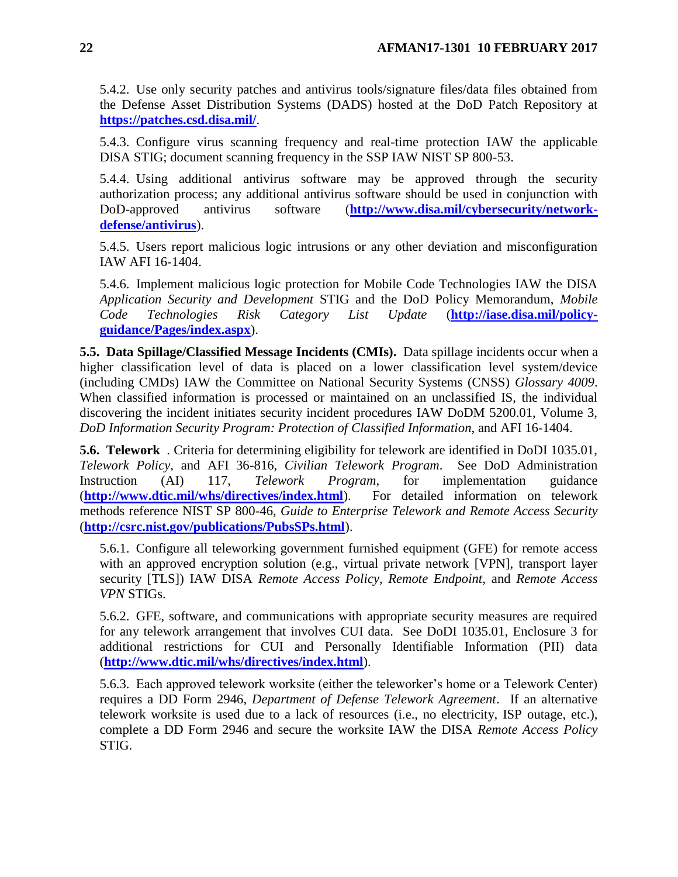5.4.2. Use only security patches and antivirus tools/signature files/data files obtained from the Defense Asset Distribution Systems (DADS) hosted at the DoD Patch Repository at **https://patches.csd.disa.mil/**.

5.4.3. Configure virus scanning frequency and real-time protection IAW the applicable DISA STIG; document scanning frequency in the SSP IAW NIST SP 800-53.

5.4.4. Using additional antivirus software may be approved through the security authorization process; any additional antivirus software should be used in conjunction with DoD-approved antivirus software (**http://www.disa.mil/cybersecurity/network-defense/antivirus**).

5.4.5. Users report malicious logic intrusions or any other deviation and misconfiguration IAW AFI 16-1404.

5.4.6. Implement malicious logic protection for Mobile Code Technologies IAW the DISA *Application Security and Development* STIG and the DoD Policy Memorandum, *Mobile Code Technologies Risk Category List Update* (**http://iase.disa.mil/policy-guidance/Pages/index.aspx**).

**5.5. Data Spillage/Classified Message Incidents (CMIs).** Data spillage incidents occur when a higher classification level of data is placed on a lower classification level system/device (including CMDs) IAW the Committee on National Security Systems (CNSS) *Glossary 4009*. When classified information is processed or maintained on an unclassified IS, the individual discovering the incident initiates security incident procedures IAW DoDM 5200.01, Volume 3, *DoD Information Security Program: Protection of Classified Information,* and AFI 16-1404.

**5.6. Telework** . Criteria for determining eligibility for telework are identified in DoDI 1035.01, *Telework Policy,* and AFI 36-816, *Civilian Telework Program*. See DoD Administration Instruction (AI) 117, *Telework Program*, for implementation guidance (**http://www.dtic.mil/whs/directives/index.html**). For detailed information on telework methods reference NIST SP 800-46, *Guide to Enterprise Telework and Remote Access Security* (**http://csrc.nist.gov/publications/PubsSPs.html**).

5.6.1. Configure all teleworking government furnished equipment (GFE) for remote access with an approved encryption solution (e.g., virtual private network [VPN], transport layer security [TLS]) IAW DISA *Remote Access Policy, Remote Endpoint,* and *Remote Access VPN* STIGs.

5.6.2. GFE, software, and communications with appropriate security measures are required for any telework arrangement that involves CUI data. See DoDI 1035.01, Enclosure 3 for additional restrictions for CUI and Personally Identifiable Information (PII) data (**http://www.dtic.mil/whs/directives/index.html**).

5.6.3. Each approved telework worksite (either the teleworker's home or a Telework Center) requires a DD Form 2946, *Department of Defense Telework Agreement*. If an alternative telework worksite is used due to a lack of resources (i.e., no electricity, ISP outage, etc.), complete a DD Form 2946 and secure the worksite IAW the DISA *Remote Access Policy* STIG.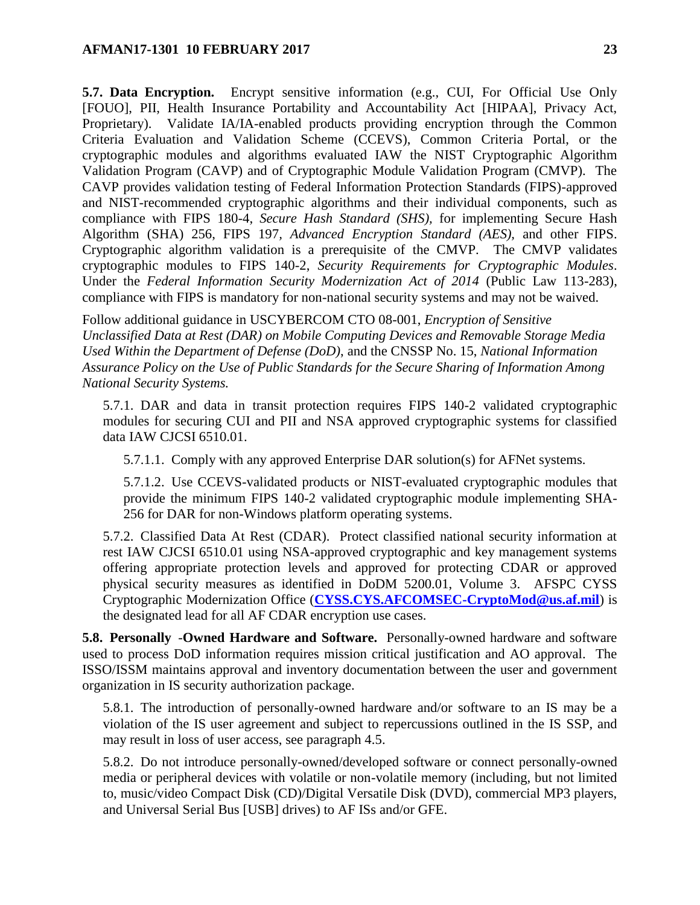**5.7. Data Encryption.** Encrypt sensitive information (e.g., CUI, For Official Use Only [FOUO], PII, Health Insurance Portability and Accountability Act [HIPAA], Privacy Act, Proprietary). Validate IA/IA-enabled products providing encryption through the Common Criteria Evaluation and Validation Scheme (CCEVS), Common Criteria Portal, or the cryptographic modules and algorithms evaluated IAW the NIST Cryptographic Algorithm Validation Program (CAVP) and of Cryptographic Module Validation Program (CMVP). The CAVP provides validation testing of Federal Information Protection Standards (FIPS)-approved and NIST-recommended cryptographic algorithms and their individual components, such as compliance with FIPS 180-4, *Secure Hash Standard (SHS)*, for implementing Secure Hash Algorithm (SHA) 256, FIPS 197, *Advanced Encryption Standard (AES)*, and other FIPS. Cryptographic algorithm validation is a prerequisite of the CMVP. The CMVP validates cryptographic modules to FIPS 140-2, *Security Requirements for Cryptographic Modules*. Under the *Federal Information Security Modernization Act of 2014* (Public Law 113-283), compliance with FIPS is mandatory for non-national security systems and may not be waived.

Follow additional guidance in USCYBERCOM CTO 08-001, *Encryption of Sensitive Unclassified Data at Rest (DAR) on Mobile Computing Devices and Removable Storage Media Used Within the Department of Defense (DoD)*, and the CNSSP No. 15, *National Information Assurance Policy on the Use of Public Standards for the Secure Sharing of Information Among National Security Systems.*

5.7.1. DAR and data in transit protection requires FIPS 140-2 validated cryptographic modules for securing CUI and PII and NSA approved cryptographic systems for classified data IAW CJCSI 6510.01.

5.7.1.1. Comply with any approved Enterprise DAR solution(s) for AFNet systems.

5.7.1.2. Use CCEVS-validated products or NIST-evaluated cryptographic modules that provide the minimum FIPS 140-2 validated cryptographic module implementing SHA-256 for DAR for non-Windows platform operating systems.

5.7.2. Classified Data At Rest (CDAR). Protect classified national security information at rest IAW CJCSI 6510.01 using NSA-approved cryptographic and key management systems offering appropriate protection levels and approved for protecting CDAR or approved physical security measures as identified in DoDM 5200.01, Volume 3. AFSPC CYSS Cryptographic Modernization Office (**CYSS.CYS.AFCOMSEC-CryptoMod@us.af.mil**) is the designated lead for all AF CDAR encryption use cases.

**5.8. Personally -Owned Hardware and Software.** Personally-owned hardware and software used to process DoD information requires mission critical justification and AO approval. The ISSO/ISSM maintains approval and inventory documentation between the user and government organization in IS security authorization package.

5.8.1. The introduction of personally-owned hardware and/or software to an IS may be a violation of the IS user agreement and subject to repercussions outlined in the IS SSP, and may result in loss of user access, see paragraph 4.5.

5.8.2. Do not introduce personally-owned/developed software or connect personally-owned media or peripheral devices with volatile or non-volatile memory (including, but not limited to, music/video Compact Disk (CD)/Digital Versatile Disk (DVD), commercial MP3 players, and Universal Serial Bus [USB] drives) to AF ISs and/or GFE.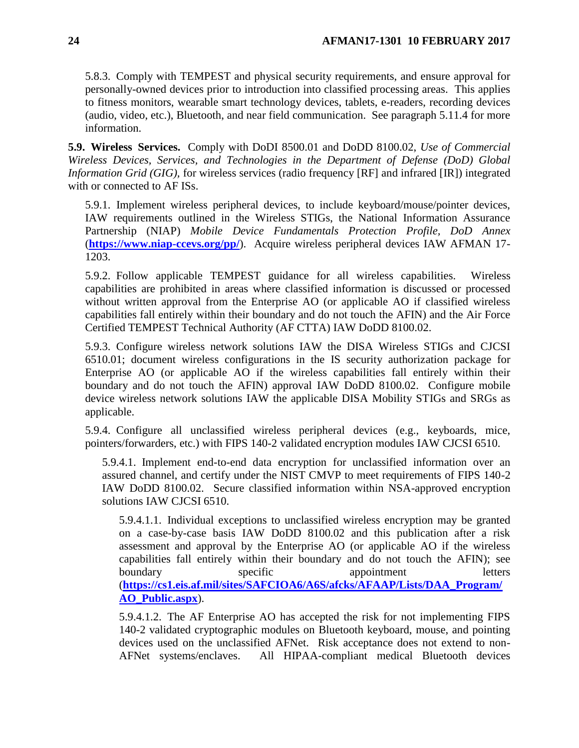5.8.3. Comply with TEMPEST and physical security requirements, and ensure approval for personally-owned devices prior to introduction into classified processing areas. This applies to fitness monitors, wearable smart technology devices, tablets, e-readers, recording devices (audio, video, etc.), Bluetooth, and near field communication. See paragraph 5.11.4 for more information.

**5.9. Wireless Services.** Comply with DoDI 8500.01 and DoDD 8100.02, *Use of Commercial Wireless Devices, Services, and Technologies in the Department of Defense (DoD) Global Information Grid (GIG)*, for wireless services (radio frequency [RF] and infrared [IR]) integrated with or connected to AF ISs.

5.9.1. Implement wireless peripheral devices, to include keyboard/mouse/pointer devices, IAW requirements outlined in the Wireless STIGs, the National Information Assurance Partnership (NIAP) *Mobile Device Fundamentals Protection Profile, DoD Annex* (**https://www.niap-ccevs.org/pp/**). Acquire wireless peripheral devices IAW AFMAN 17-1203.

5.9.2. Follow applicable TEMPEST guidance for all wireless capabilities. Wireless capabilities are prohibited in areas where classified information is discussed or processed without written approval from the Enterprise AO (or applicable AO if classified wireless capabilities fall entirely within their boundary and do not touch the AFIN) and the Air Force Certified TEMPEST Technical Authority (AF CTTA) IAW DoDD 8100.02.

5.9.3. Configure wireless network solutions IAW the DISA Wireless STIGs and CJCSI 6510.01; document wireless configurations in the IS security authorization package for Enterprise AO (or applicable AO if the wireless capabilities fall entirely within their boundary and do not touch the AFIN) approval IAW DoDD 8100.02. Configure mobile device wireless network solutions IAW the applicable DISA Mobility STIGs and SRGs as applicable.

5.9.4. Configure all unclassified wireless peripheral devices (e.g., keyboards, mice, pointers/forwarders, etc.) with FIPS 140-2 validated encryption modules IAW CJCSI 6510.

5.9.4.1. Implement end-to-end data encryption for unclassified information over an assured channel, and certify under the NIST CMVP to meet requirements of FIPS 140-2 IAW DoDD 8100.02. Secure classified information within NSA-approved encryption solutions IAW CJCSI 6510.

5.9.4.1.1. Individual exceptions to unclassified wireless encryption may be granted on a case-by-case basis IAW DoDD 8100.02 and this publication after a risk assessment and approval by the Enterprise AO (or applicable AO if the wireless capabilities fall entirely within their boundary and do not touch the AFIN); see boundary specific appointment letters (**https://cs1.eis.af.mil/sites/SAFCIOA6/A6S/afcks/AFAAP/Lists/DAA_Program/AO_Public.aspx**).

5.9.4.1.2. The AF Enterprise AO has accepted the risk for not implementing FIPS 140-2 validated cryptographic modules on Bluetooth keyboard, mouse, and pointing devices used on the unclassified AFNet. Risk acceptance does not extend to non-AFNet systems/enclaves. All HIPAA-compliant medical Bluetooth devices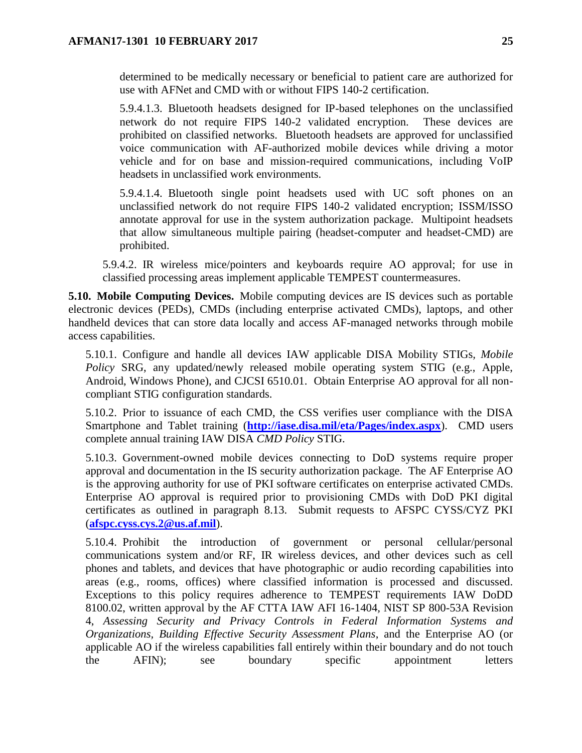determined to be medically necessary or beneficial to patient care are authorized for use with AFNet and CMD with or without FIPS 140-2 certification.

5.9.4.1.3. Bluetooth headsets designed for IP-based telephones on the unclassified network do not require FIPS 140-2 validated encryption. These devices are prohibited on classified networks. Bluetooth headsets are approved for unclassified voice communication with AF-authorized mobile devices while driving a motor vehicle and for on base and mission-required communications, including VoIP headsets in unclassified work environments.

5.9.4.1.4. Bluetooth single point headsets used with UC soft phones on an unclassified network do not require FIPS 140-2 validated encryption; ISSM/ISSO annotate approval for use in the system authorization package. Multipoint headsets that allow simultaneous multiple pairing (headset-computer and headset-CMD) are prohibited.

5.9.4.2. IR wireless mice/pointers and keyboards require AO approval; for use in classified processing areas implement applicable TEMPEST countermeasures.

**5.10. Mobile Computing Devices.** Mobile computing devices are IS devices such as portable electronic devices (PEDs), CMDs (including enterprise activated CMDs), laptops, and other handheld devices that can store data locally and access AF-managed networks through mobile access capabilities.

5.10.1. Configure and handle all devices IAW applicable DISA Mobility STIGs, *Mobile Policy* SRG, any updated/newly released mobile operating system STIG (e.g., Apple, Android, Windows Phone), and CJCSI 6510.01. Obtain Enterprise AO approval for all non-compliant STIG configuration standards.

5.10.2. Prior to issuance of each CMD, the CSS verifies user compliance with the DISA Smartphone and Tablet training (**http://iase.disa.mil/eta/Pages/index.aspx**). CMD users complete annual training IAW DISA *CMD Policy* STIG.

5.10.3. Government-owned mobile devices connecting to DoD systems require proper approval and documentation in the IS security authorization package. The AF Enterprise AO is the approving authority for use of PKI software certificates on enterprise activated CMDs. Enterprise AO approval is required prior to provisioning CMDs with DoD PKI digital certificates as outlined in paragraph 8.13. Submit requests to AFSPC CYSS/CYZ PKI (**afspc.cyss.cys.2@us.af.mil**).

5.10.4. Prohibit the introduction of government or personal cellular/personal communications system and/or RF, IR wireless devices, and other devices such as cell phones and tablets, and devices that have photographic or audio recording capabilities into areas (e.g., rooms, offices) where classified information is processed and discussed. Exceptions to this policy requires adherence to TEMPEST requirements IAW DoDD 8100.02, written approval by the AF CTTA IAW AFI 16-1404, NIST SP 800-53A Revision 4, *Assessing Security and Privacy Controls in Federal Information Systems and Organizations, Building Effective Security Assessment Plans*, and the Enterprise AO (or applicable AO if the wireless capabilities fall entirely within their boundary and do not touch the AFIN); see boundary specific appointment letters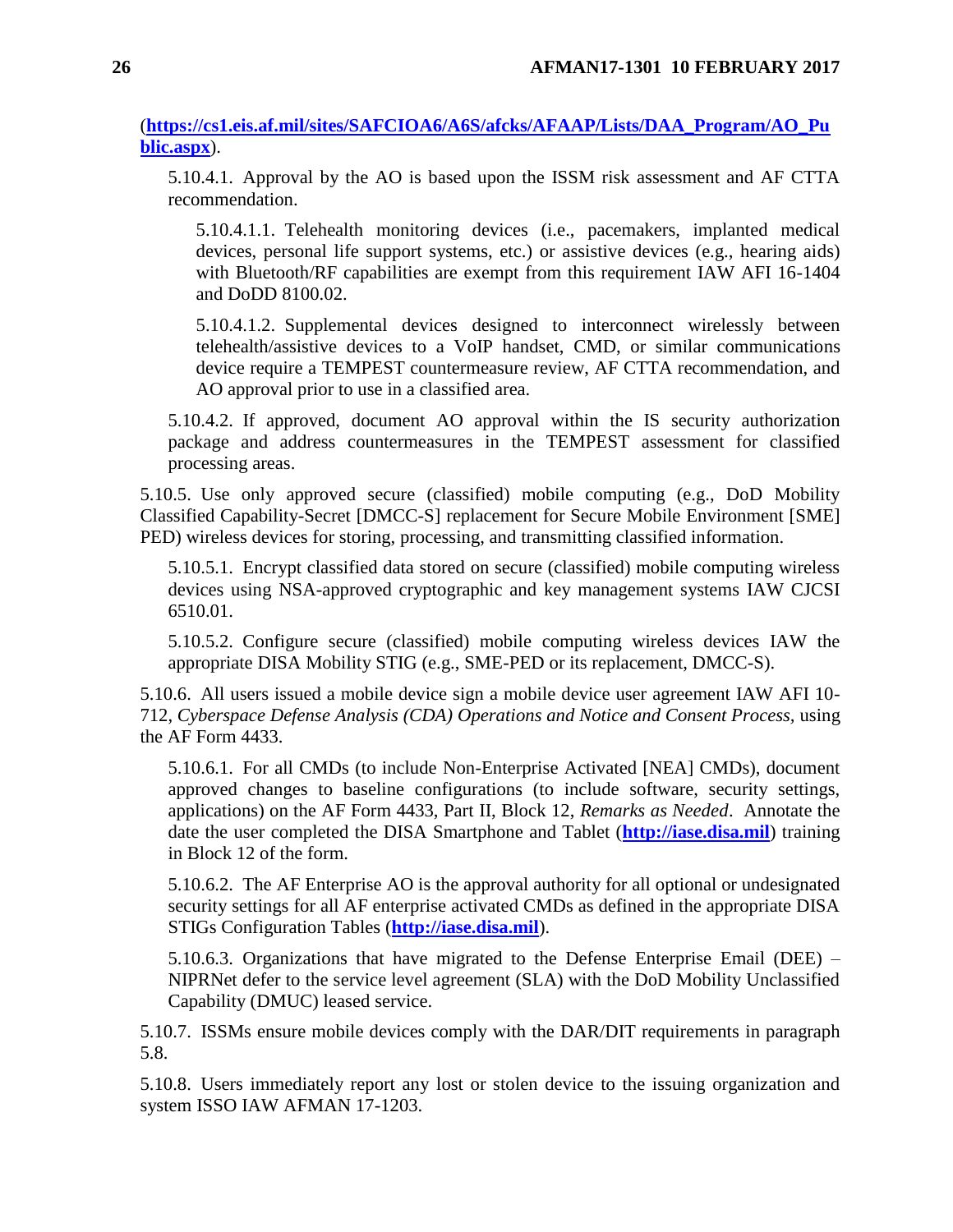(**[https://cs1.eis.af.mil/sites/SAFCIOA6/A6S/afcks/AFAAP/Lists/DAA_Program/AO_Public.aspx](https://cs1.eis.af.mil/sites/SAFCIOA6/A6S/afcks/AFAAP/Lists/DAA_Program/AO_Public.aspx)**).

5.10.4.1. Approval by the AO is based upon the ISSM risk assessment and AF CTTA recommendation.

5.10.4.1.1. Telehealth monitoring devices (i.e., pacemakers, implanted medical devices, personal life support systems, etc.) or assistive devices (e.g., hearing aids) with Bluetooth/RF capabilities are exempt from this requirement IAW AFI 16-1404 and DoDD 8100.02.

5.10.4.1.2. Supplemental devices designed to interconnect wirelessly between telehealth/assistive devices to a VoIP handset, CMD, or similar communications device require a TEMPEST countermeasure review, AF CTTA recommendation, and AO approval prior to use in a classified area.

5.10.4.2. If approved, document AO approval within the IS security authorization package and address countermeasures in the TEMPEST assessment for classified processing areas.

5.10.5. Use only approved secure (classified) mobile computing (e.g., DoD Mobility Classified Capability-Secret [DMCC-S] replacement for Secure Mobile Environment [SME] PED) wireless devices for storing, processing, and transmitting classified information.

5.10.5.1. Encrypt classified data stored on secure (classified) mobile computing wireless devices using NSA-approved cryptographic and key management systems IAW CJCSI 6510.01.

5.10.5.2. Configure secure (classified) mobile computing wireless devices IAW the appropriate DISA Mobility STIG (e.g., SME-PED or its replacement, DMCC-S).

5.10.6. All users issued a mobile device sign a mobile device user agreement IAW AFI 10-712, *Cyberspace Defense Analysis (CDA) Operations and Notice and Consent Process*, using the AF Form 4433.

5.10.6.1. For all CMDs (to include Non-Enterprise Activated [NEA] CMDs), document approved changes to baseline configurations (to include software, security settings, applications) on the AF Form 4433, Part II, Block 12, *Remarks as Needed*. Annotate the date the user completed the DISA Smartphone and Tablet (**[http://iase.disa.mil](http://iase.disa.mil)**) training in Block 12 of the form.

5.10.6.2. The AF Enterprise AO is the approval authority for all optional or undesignated security settings for all AF enterprise activated CMDs as defined in the appropriate DISA STIGs Configuration Tables (**[http://iase.disa.mil](http://iase.disa.mil)**).

5.10.6.3. Organizations that have migrated to the Defense Enterprise Email (DEE) – NIPRNet defer to the service level agreement (SLA) with the DoD Mobility Unclassified Capability (DMUC) leased service.

5.10.7. ISSMs ensure mobile devices comply with the DAR/DIT requirements in paragraph 5.8.

5.10.8. Users immediately report any lost or stolen device to the issuing organization and system ISSO IAW AFMAN 17-1203.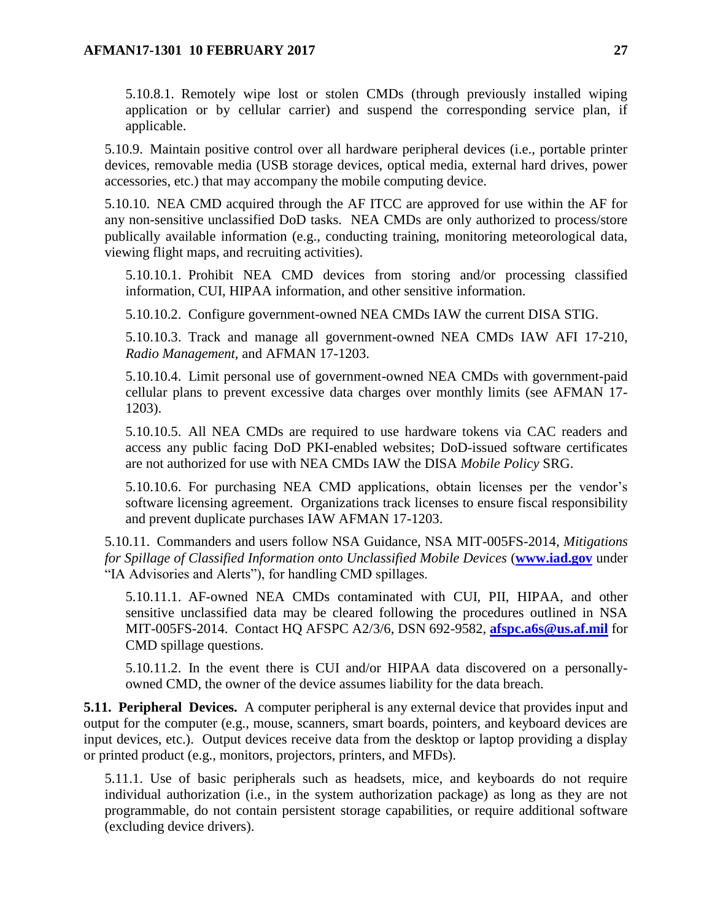5.10.8.1. Remotely wipe lost or stolen CMDs (through previously installed wiping application or by cellular carrier) and suspend the corresponding service plan, if applicable.

5.10.9. Maintain positive control over all hardware peripheral devices (i.e., portable printer devices, removable media (USB storage devices, optical media, external hard drives, power accessories, etc.) that may accompany the mobile computing device.

5.10.10. NEA CMD acquired through the AF ITCC are approved for use within the AF for any non-sensitive unclassified DoD tasks. NEA CMDs are only authorized to process/store publically available information (e.g., conducting training, monitoring meteorological data, viewing flight maps, and recruiting activities).

5.10.10.1. Prohibit NEA CMD devices from storing and/or processing classified information, CUI, HIPAA information, and other sensitive information.

5.10.10.2. Configure government-owned NEA CMDs IAW the current DISA STIG.

5.10.10.3. Track and manage all government-owned NEA CMDs IAW AFI 17-210, *Radio Management,* and AFMAN 17-1203.

5.10.10.4. Limit personal use of government-owned NEA CMDs with government-paid cellular plans to prevent excessive data charges over monthly limits (see AFMAN 17-1203).

5.10.10.5. All NEA CMDs are required to use hardware tokens via CAC readers and access any public facing DoD PKI-enabled websites; DoD-issued software certificates are not authorized for use with NEA CMDs IAW the DISA *Mobile Policy* SRG.

5.10.10.6. For purchasing NEA CMD applications, obtain licenses per the vendor's software licensing agreement. Organizations track licenses to ensure fiscal responsibility and prevent duplicate purchases IAW AFMAN 17-1203.

5.10.11. Commanders and users follow NSA Guidance, NSA MIT-005FS-2014, *Mitigations for Spillage of Classified Information onto Unclassified Mobile Devices* (**www.iad.gov** under "IA Advisories and Alerts"), for handling CMD spillages.

5.10.11.1. AF-owned NEA CMDs contaminated with CUI, PII, HIPAA, and other sensitive unclassified data may be cleared following the procedures outlined in NSA MIT-005FS-2014. Contact HQ AFSPC A2/3/6, DSN 692-9582, **afspc.a6s@us.af.mil** for CMD spillage questions.

5.10.11.2. In the event there is CUI and/or HIPAA data discovered on a personally-owned CMD, the owner of the device assumes liability for the data breach.

**5.11. Peripheral Devices.** A computer peripheral is any external device that provides input and output for the computer (e.g., mouse, scanners, smart boards, pointers, and keyboard devices are input devices, etc.). Output devices receive data from the desktop or laptop providing a display or printed product (e.g., monitors, projectors, printers, and MFDs).

5.11.1. Use of basic peripherals such as headsets, mice, and keyboards do not require individual authorization (i.e., in the system authorization package) as long as they are not programmable, do not contain persistent storage capabilities, or require additional software (excluding device drivers).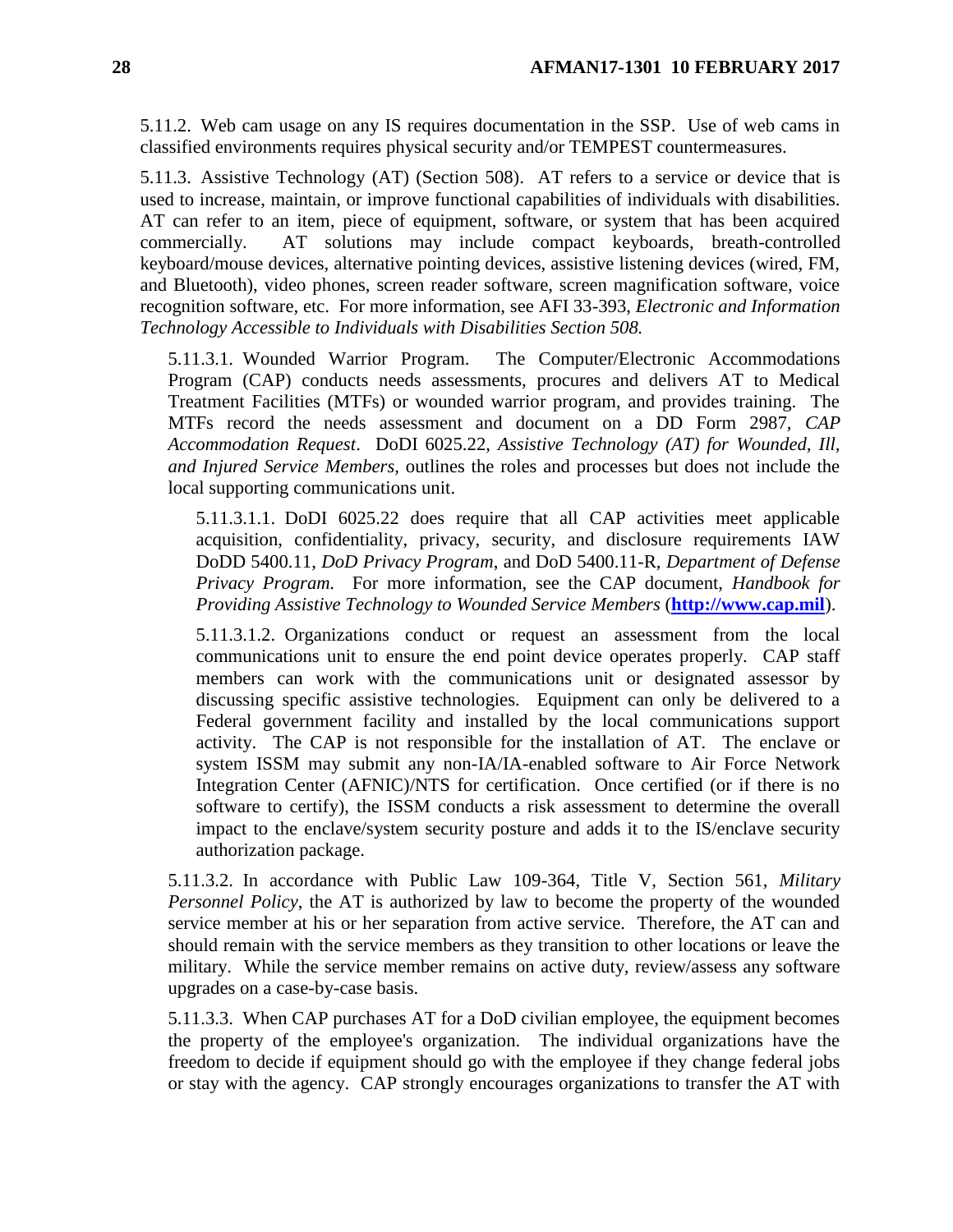5.11.2. Web cam usage on any IS requires documentation in the SSP. Use of web cams in classified environments requires physical security and/or TEMPEST countermeasures.

5.11.3. Assistive Technology (AT) (Section 508). AT refers to a service or device that is used to increase, maintain, or improve functional capabilities of individuals with disabilities. AT can refer to an item, piece of equipment, software, or system that has been acquired commercially. AT solutions may include compact keyboards, breath-controlled keyboard/mouse devices, alternative pointing devices, assistive listening devices (wired, FM, and Bluetooth), video phones, screen reader software, screen magnification software, voice recognition software, etc. For more information, see AFI 33-393, *Electronic and Information Technology Accessible to Individuals with Disabilities Section 508.*

5.11.3.1. Wounded Warrior Program. The Computer/Electronic Accommodations Program (CAP) conducts needs assessments, procures and delivers AT to Medical Treatment Facilities (MTFs) or wounded warrior program, and provides training. The MTFs record the needs assessment and document on a DD Form 2987, *CAP Accommodation Request*. DoDI 6025.22, *Assistive Technology (AT) for Wounded, Ill, and Injured Service Members,* outlines the roles and processes but does not include the local supporting communications unit.

5.11.3.1.1. DoDI 6025.22 does require that all CAP activities meet applicable acquisition, confidentiality, privacy, security, and disclosure requirements IAW DoDD 5400.11, *DoD Privacy Program*, and DoD 5400.11-R, *Department of Defense Privacy Program.* For more information, see the CAP document, *Handbook for Providing Assistive Technology to Wounded Service Members* (**http://www.cap.mil**).

5.11.3.1.2. Organizations conduct or request an assessment from the local communications unit to ensure the end point device operates properly. CAP staff members can work with the communications unit or designated assessor by discussing specific assistive technologies. Equipment can only be delivered to a Federal government facility and installed by the local communications support activity. The CAP is not responsible for the installation of AT. The enclave or system ISSM may submit any non-IA/IA-enabled software to Air Force Network Integration Center (AFNIC)/NTS for certification. Once certified (or if there is no software to certify), the ISSM conducts a risk assessment to determine the overall impact to the enclave/system security posture and adds it to the IS/enclave security authorization package.

5.11.3.2. In accordance with Public Law 109-364, Title V, Section 561, *Military Personnel Policy*, the AT is authorized by law to become the property of the wounded service member at his or her separation from active service. Therefore, the AT can and should remain with the service members as they transition to other locations or leave the military. While the service member remains on active duty, review/assess any software upgrades on a case-by-case basis.

5.11.3.3. When CAP purchases AT for a DoD civilian employee, the equipment becomes the property of the employee's organization. The individual organizations have the freedom to decide if equipment should go with the employee if they change federal jobs or stay with the agency. CAP strongly encourages organizations to transfer the AT with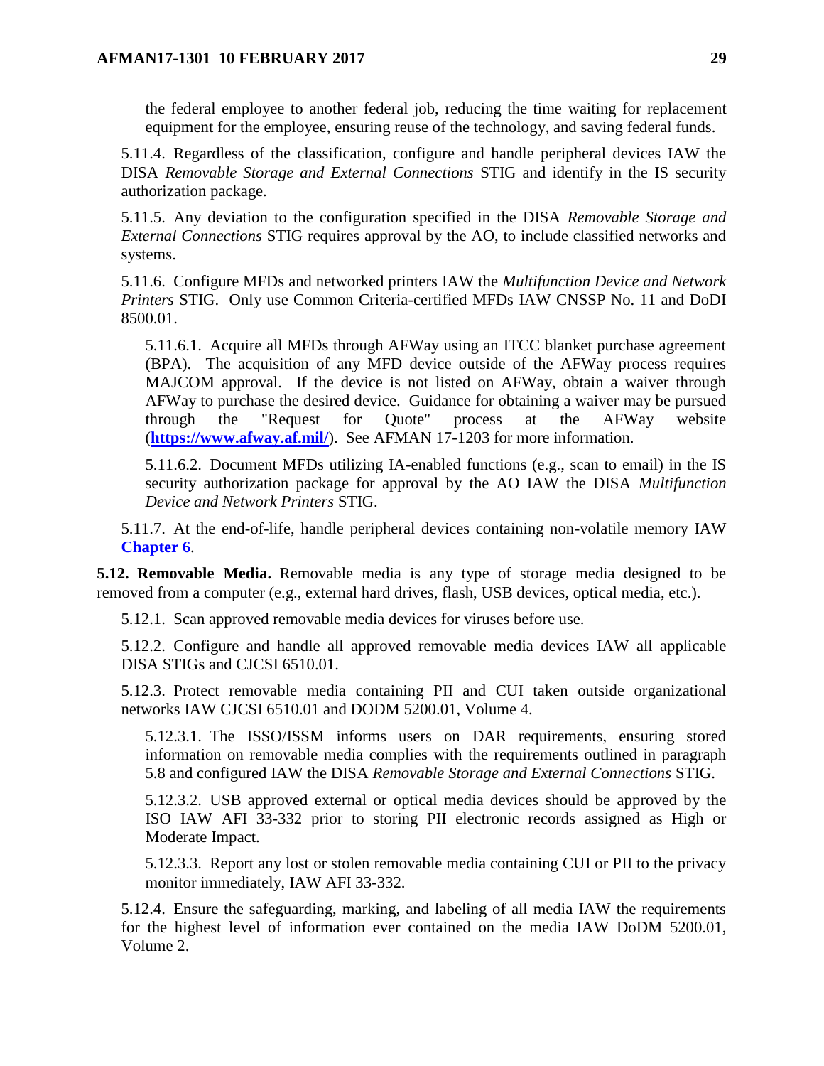the federal employee to another federal job, reducing the time waiting for replacement equipment for the employee, ensuring reuse of the technology, and saving federal funds.

5.11.4. Regardless of the classification, configure and handle peripheral devices IAW the DISA *Removable Storage and External Connections* STIG and identify in the IS security authorization package.

5.11.5. Any deviation to the configuration specified in the DISA *Removable Storage and External Connections* STIG requires approval by the AO, to include classified networks and systems.

5.11.6. Configure MFDs and networked printers IAW the *Multifunction Device and Network Printers* STIG. Only use Common Criteria-certified MFDs IAW CNSSP No. 11 and DoDI 8500.01.

5.11.6.1. Acquire all MFDs through AFWay using an ITCC blanket purchase agreement (BPA). The acquisition of any MFD device outside of the AFWay process requires MAJCOM approval. If the device is not listed on AFWay, obtain a waiver through AFWay to purchase the desired device. Guidance for obtaining a waiver may be pursued through the "Request for Quote" process at the AFWay website (**https://www.afway.af.mil/**). See AFMAN 17-1203 for more information.

5.11.6.2. Document MFDs utilizing IA-enabled functions (e.g., scan to email) in the IS security authorization package for approval by the AO IAW the DISA *Multifunction Device and Network Printers* STIG.

5.11.7. At the end-of-life, handle peripheral devices containing non-volatile memory IAW **Chapter 6**.

**5.12. Removable Media.** Removable media is any type of storage media designed to be removed from a computer (e.g., external hard drives, flash, USB devices, optical media, etc.).

5.12.1. Scan approved removable media devices for viruses before use.

5.12.2. Configure and handle all approved removable media devices IAW all applicable DISA STIGs and CJCSI 6510.01.

5.12.3. Protect removable media containing PII and CUI taken outside organizational networks IAW CJCSI 6510.01 and DODM 5200.01, Volume 4.

5.12.3.1. The ISSO/ISSM informs users on DAR requirements, ensuring stored information on removable media complies with the requirements outlined in paragraph 5.8 and configured IAW the DISA *Removable Storage and External Connections* STIG.

5.12.3.2. USB approved external or optical media devices should be approved by the ISO IAW AFI 33-332 prior to storing PII electronic records assigned as High or Moderate Impact.

5.12.3.3. Report any lost or stolen removable media containing CUI or PII to the privacy monitor immediately, IAW AFI 33-332.

5.12.4. Ensure the safeguarding, marking, and labeling of all media IAW the requirements for the highest level of information ever contained on the media IAW DoDM 5200.01, Volume 2.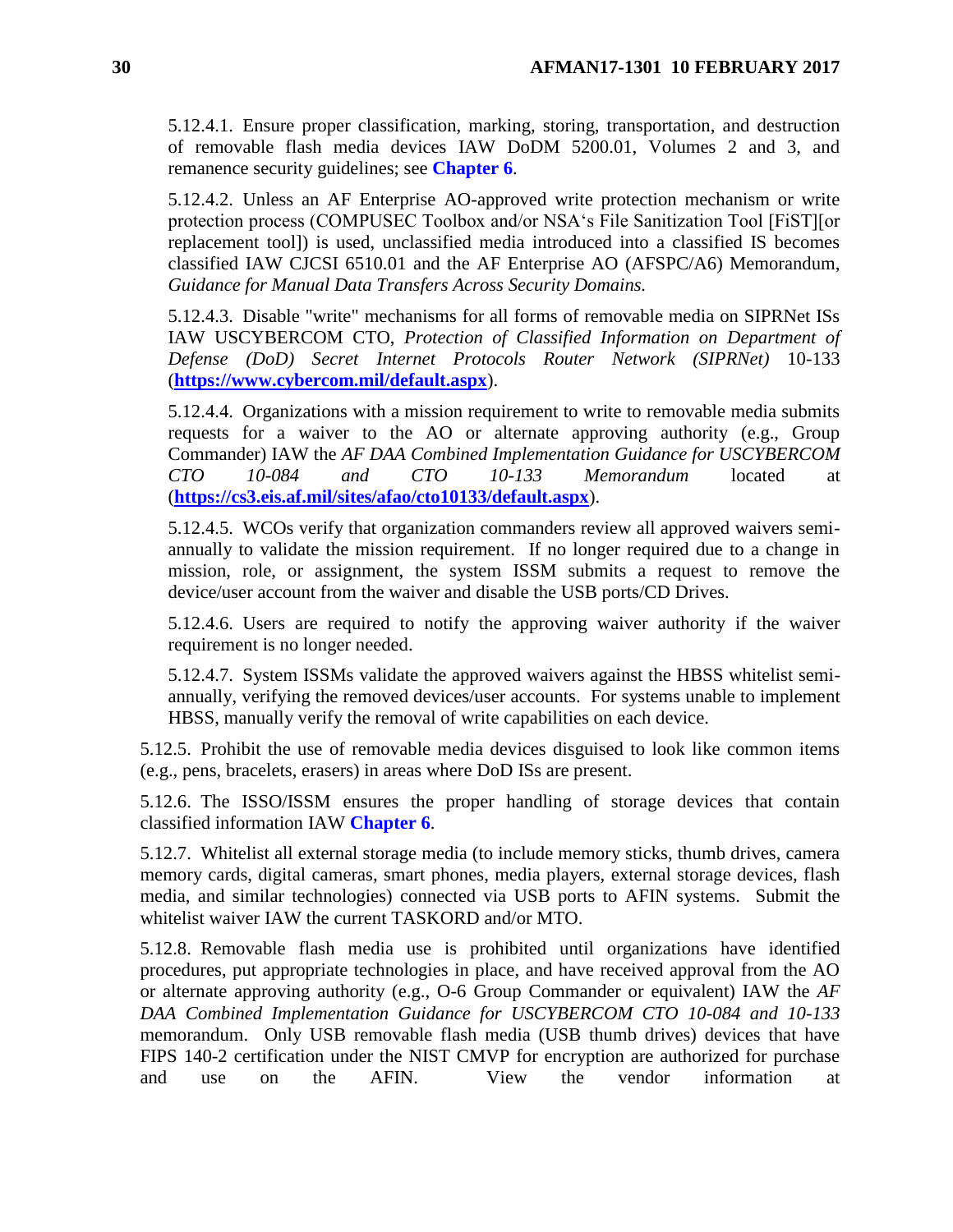5.12.4.1. Ensure proper classification, marking, storing, transportation, and destruction of removable flash media devices IAW DoDM 5200.01, Volumes 2 and 3, and remanence security guidelines; see **Chapter 6**.

5.12.4.2. Unless an AF Enterprise AO-approved write protection mechanism or write protection process (COMPUSEC Toolbox and/or NSA's File Sanitization Tool [FiST][or replacement tool]) is used, unclassified media introduced into a classified IS becomes classified IAW CJCSI 6510.01 and the AF Enterprise AO (AFSPC/A6) Memorandum, *Guidance for Manual Data Transfers Across Security Domains.*

5.12.4.3. Disable "write" mechanisms for all forms of removable media on SIPRNet ISs IAW USCYBERCOM CTO, *Protection of Classified Information on Department of Defense (DoD) Secret Internet Protocols Router Network (SIPRNet)* 10-133 (**https://www.cybercom.mil/default.aspx**).

5.12.4.4. Organizations with a mission requirement to write to removable media submits requests for a waiver to the AO or alternate approving authority (e.g., Group Commander) IAW the *AF DAA Combined Implementation Guidance for USCYBERCOM CTO 10-084 and CTO 10-133 Memorandum* located at (**https://cs3.eis.af.mil/sites/afao/cto10133/default.aspx**).

5.12.4.5. WCOs verify that organization commanders review all approved waivers semi-annually to validate the mission requirement. If no longer required due to a change in mission, role, or assignment, the system ISSM submits a request to remove the device/user account from the waiver and disable the USB ports/CD Drives.

5.12.4.6. Users are required to notify the approving waiver authority if the waiver requirement is no longer needed.

5.12.4.7. System ISSMs validate the approved waivers against the HBSS whitelist semi-annually, verifying the removed devices/user accounts. For systems unable to implement HBSS, manually verify the removal of write capabilities on each device.

5.12.5. Prohibit the use of removable media devices disguised to look like common items (e.g., pens, bracelets, erasers) in areas where DoD ISs are present.

5.12.6. The ISSO/ISSM ensures the proper handling of storage devices that contain classified information IAW **Chapter 6**.

5.12.7. Whitelist all external storage media (to include memory sticks, thumb drives, camera memory cards, digital cameras, smart phones, media players, external storage devices, flash media, and similar technologies) connected via USB ports to AFIN systems. Submit the whitelist waiver IAW the current TASKORD and/or MTO.

5.12.8. Removable flash media use is prohibited until organizations have identified procedures, put appropriate technologies in place, and have received approval from the AO or alternate approving authority (e.g., O-6 Group Commander or equivalent) IAW the *AF DAA Combined Implementation Guidance for USCYBERCOM CTO 10-084 and 10-133* memorandum. Only USB removable flash media (USB thumb drives) devices that have FIPS 140-2 certification under the NIST CMVP for encryption are authorized for purchase and use on the AFIN. View the vendor information at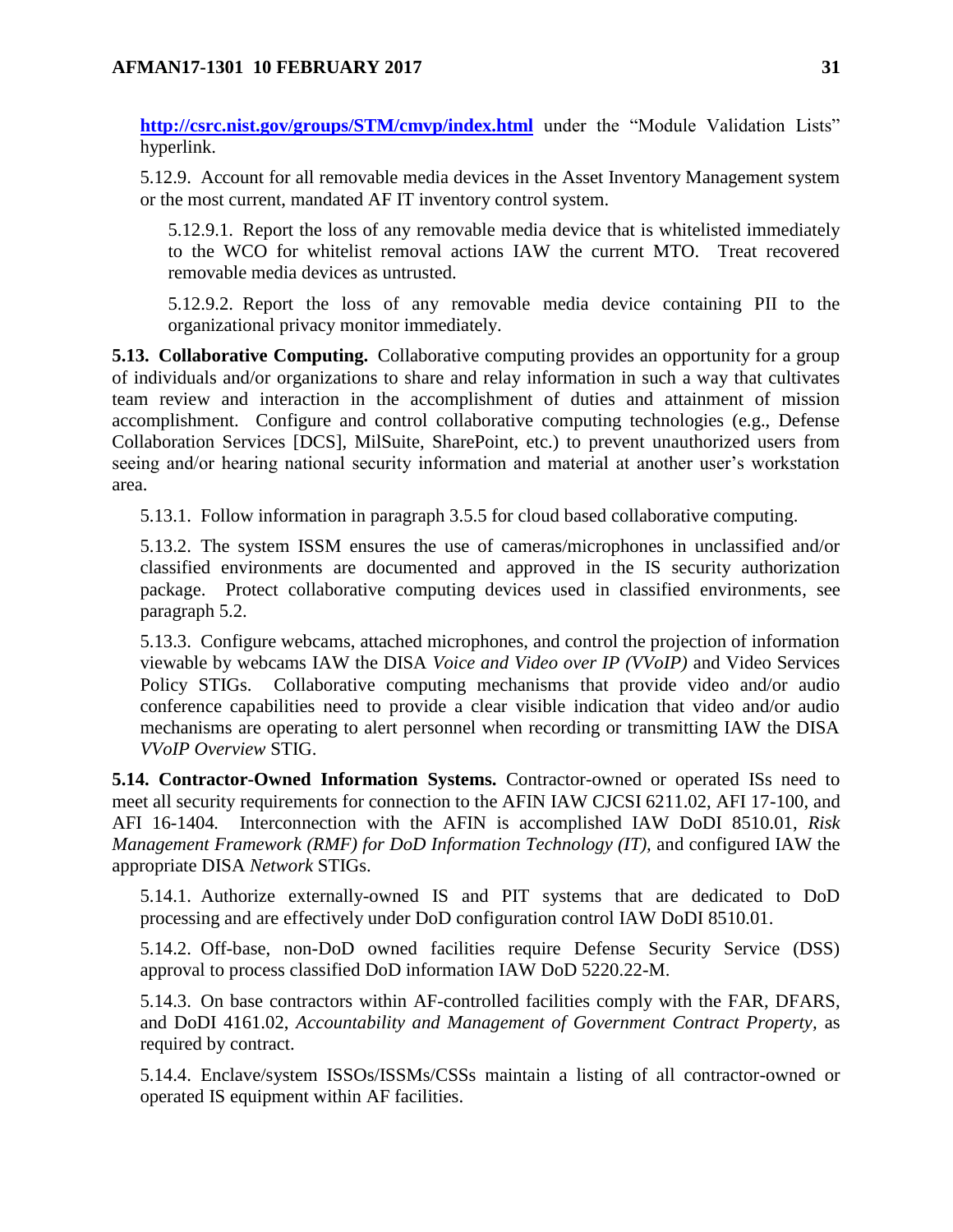**http://csrc.nist.gov/groups/STM/cmvp/index.html** under the "Module Validation Lists" hyperlink.

5.12.9. Account for all removable media devices in the Asset Inventory Management system or the most current, mandated AF IT inventory control system.

5.12.9.1. Report the loss of any removable media device that is whitelisted immediately to the WCO for whitelist removal actions IAW the current MTO. Treat recovered removable media devices as untrusted.

5.12.9.2. Report the loss of any removable media device containing PII to the organizational privacy monitor immediately.

**5.13. Collaborative Computing.** Collaborative computing provides an opportunity for a group of individuals and/or organizations to share and relay information in such a way that cultivates team review and interaction in the accomplishment of duties and attainment of mission accomplishment. Configure and control collaborative computing technologies (e.g., Defense Collaboration Services [DCS], MilSuite, SharePoint, etc.) to prevent unauthorized users from seeing and/or hearing national security information and material at another user's workstation area.

5.13.1. Follow information in paragraph 3.5.5 for cloud based collaborative computing.

5.13.2. The system ISSM ensures the use of cameras/microphones in unclassified and/or classified environments are documented and approved in the IS security authorization package. Protect collaborative computing devices used in classified environments, see paragraph 5.2.

5.13.3. Configure webcams, attached microphones, and control the projection of information viewable by webcams IAW the DISA *Voice and Video over IP (VVoIP)* and Video Services Policy STIGs. Collaborative computing mechanisms that provide video and/or audio conference capabilities need to provide a clear visible indication that video and/or audio mechanisms are operating to alert personnel when recording or transmitting IAW the DISA *VVoIP Overview* STIG.

**5.14. Contractor-Owned Information Systems.** Contractor-owned or operated ISs need to meet all security requirements for connection to the AFIN IAW CJCSI 6211.02, AFI 17-100, and AFI 16-1404*.* Interconnection with the AFIN is accomplished IAW DoDI 8510.01, *Risk Management Framework (RMF) for DoD Information Technology (IT),* and configured IAW the appropriate DISA *Network* STIGs.

5.14.1. Authorize externally-owned IS and PIT systems that are dedicated to DoD processing and are effectively under DoD configuration control IAW DoDI 8510.01.

5.14.2. Off-base, non-DoD owned facilities require Defense Security Service (DSS) approval to process classified DoD information IAW DoD 5220.22-M.

5.14.3. On base contractors within AF-controlled facilities comply with the FAR, DFARS, and DoDI 4161.02, *Accountability and Management of Government Contract Property,* as required by contract.

5.14.4. Enclave/system ISSOs/ISSMs/CSSs maintain a listing of all contractor-owned or operated IS equipment within AF facilities.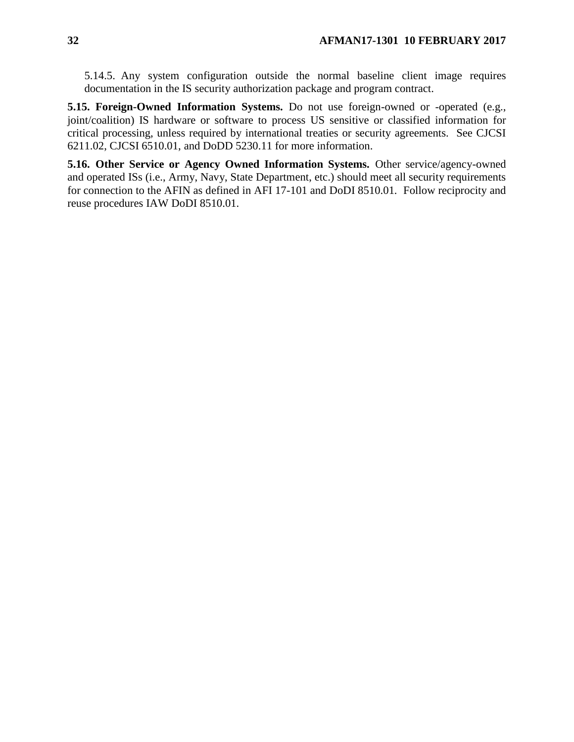5.14.5. Any system configuration outside the normal baseline client image requires documentation in the IS security authorization package and program contract.

**5.15. Foreign-Owned Information Systems.** Do not use foreign-owned or -operated (e.g., joint/coalition) IS hardware or software to process US sensitive or classified information for critical processing, unless required by international treaties or security agreements. See CJCSI 6211.02, CJCSI 6510.01, and DoDD 5230.11 for more information.

**5.16. Other Service or Agency Owned Information Systems.** Other service/agency-owned and operated ISs (i.e., Army, Navy, State Department, etc.) should meet all security requirements for connection to the AFIN as defined in AFI 17-101 and DoDI 8510.01. Follow reciprocity and reuse procedures IAW DoDI 8510.01.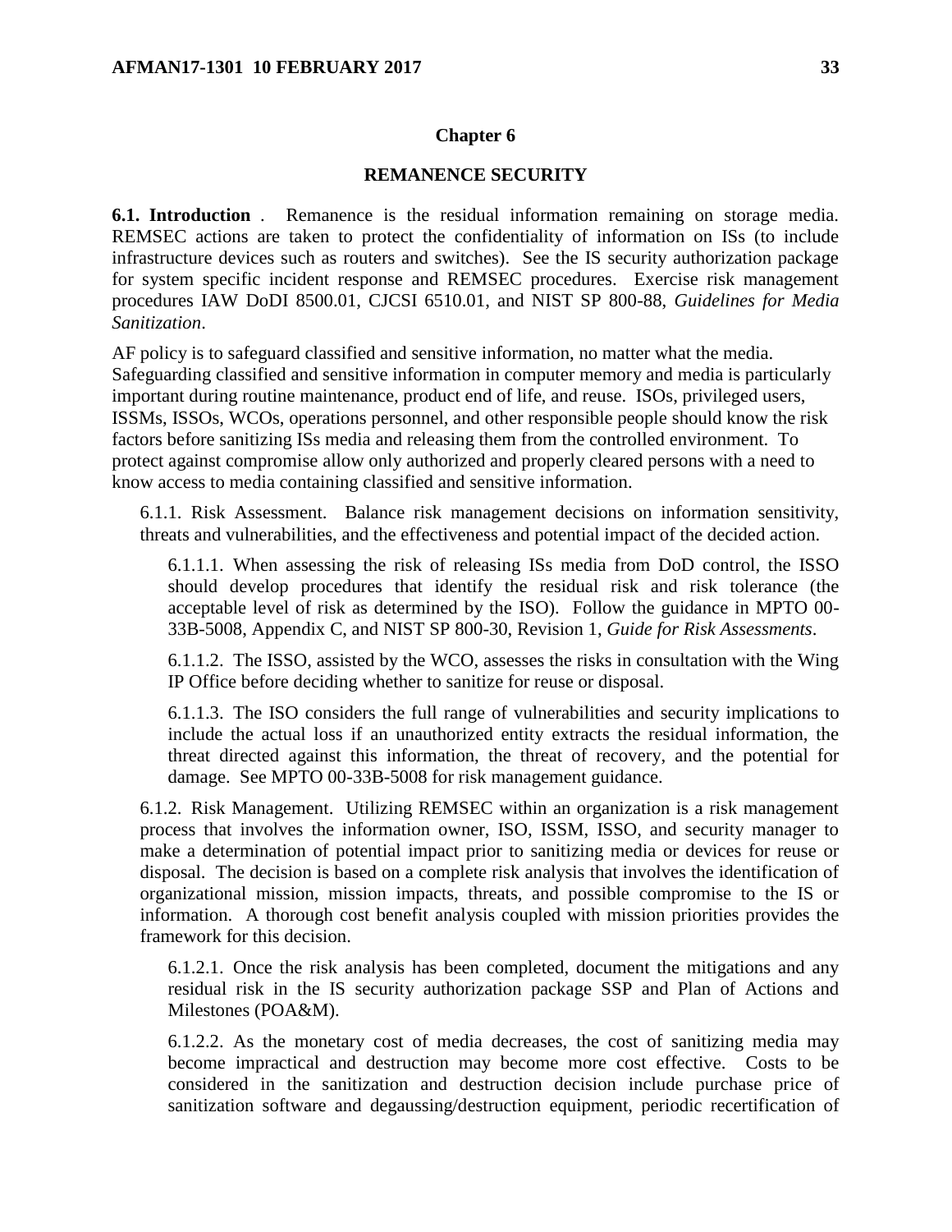# Chapter 6

## REMANENCE SECURITY

**6.1. Introduction** . Remanence is the residual information remaining on storage media. REMSEC actions are taken to protect the confidentiality of information on ISs (to include infrastructure devices such as routers and switches). See the IS security authorization package for system specific incident response and REMSEC procedures. Exercise risk management procedures IAW DoDI 8500.01, CJCSI 6510.01, and NIST SP 800-88, *Guidelines for Media Sanitization*.

AF policy is to safeguard classified and sensitive information, no matter what the media. Safeguarding classified and sensitive information in computer memory and media is particularly important during routine maintenance, product end of life, and reuse. ISOs, privileged users, ISSMs, ISSOs, WCOs, operations personnel, and other responsible people should know the risk factors before sanitizing ISs media and releasing them from the controlled environment. To protect against compromise allow only authorized and properly cleared persons with a need to know access to media containing classified and sensitive information.

6.1.1. Risk Assessment. Balance risk management decisions on information sensitivity, threats and vulnerabilities, and the effectiveness and potential impact of the decided action.

6.1.1.1. When assessing the risk of releasing ISs media from DoD control, the ISSO should develop procedures that identify the residual risk and risk tolerance (the acceptable level of risk as determined by the ISO). Follow the guidance in MPTO 00-33B-5008, Appendix C, and NIST SP 800-30, Revision 1, *Guide for Risk Assessments*.

6.1.1.2. The ISSO, assisted by the WCO, assesses the risks in consultation with the Wing IP Office before deciding whether to sanitize for reuse or disposal.

6.1.1.3. The ISO considers the full range of vulnerabilities and security implications to include the actual loss if an unauthorized entity extracts the residual information, the threat directed against this information, the threat of recovery, and the potential for damage. See MPTO 00-33B-5008 for risk management guidance.

6.1.2. Risk Management. Utilizing REMSEC within an organization is a risk management process that involves the information owner, ISO, ISSM, ISSO, and security manager to make a determination of potential impact prior to sanitizing media or devices for reuse or disposal. The decision is based on a complete risk analysis that involves the identification of organizational mission, mission impacts, threats, and possible compromise to the IS or information. A thorough cost benefit analysis coupled with mission priorities provides the framework for this decision.

6.1.2.1. Once the risk analysis has been completed, document the mitigations and any residual risk in the IS security authorization package SSP and Plan of Actions and Milestones (POA&M).

6.1.2.2. As the monetary cost of media decreases, the cost of sanitizing media may become impractical and destruction may become more cost effective. Costs to be considered in the sanitization and destruction decision include purchase price of sanitization software and degaussing/destruction equipment, periodic recertification of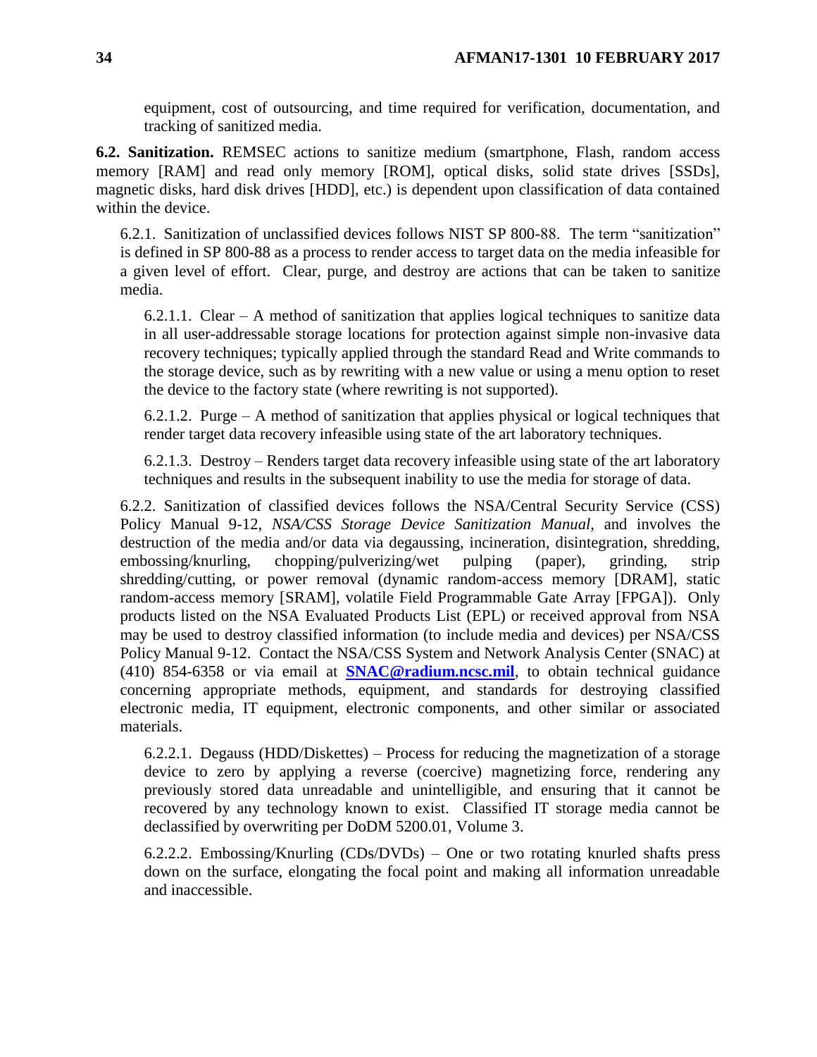equipment, cost of outsourcing, and time required for verification, documentation, and tracking of sanitized media.

**6.2. Sanitization.** REMSEC actions to sanitize medium (smartphone, Flash, random access memory [RAM] and read only memory [ROM], optical disks, solid state drives [SSDs], magnetic disks, hard disk drives [HDD], etc.) is dependent upon classification of data contained within the device.

6.2.1. Sanitization of unclassified devices follows NIST SP 800-88. The term "sanitization" is defined in SP 800-88 as a process to render access to target data on the media infeasible for a given level of effort. Clear, purge, and destroy are actions that can be taken to sanitize media.

6.2.1.1. Clear – A method of sanitization that applies logical techniques to sanitize data in all user-addressable storage locations for protection against simple non-invasive data recovery techniques; typically applied through the standard Read and Write commands to the storage device, such as by rewriting with a new value or using a menu option to reset the device to the factory state (where rewriting is not supported).

6.2.1.2. Purge – A method of sanitization that applies physical or logical techniques that render target data recovery infeasible using state of the art laboratory techniques.

6.2.1.3. Destroy – Renders target data recovery infeasible using state of the art laboratory techniques and results in the subsequent inability to use the media for storage of data.

6.2.2. Sanitization of classified devices follows the NSA/Central Security Service (CSS) Policy Manual 9-12, *NSA/CSS Storage Device Sanitization Manual,* and involves the destruction of the media and/or data via degaussing, incineration, disintegration, shredding, embossing/knurling, chopping/pulverizing/wet pulping (paper), grinding, strip shredding/cutting, or power removal (dynamic random-access memory [DRAM], static random-access memory [SRAM], volatile Field Programmable Gate Array [FPGA]). Only products listed on the NSA Evaluated Products List (EPL) or received approval from NSA may be used to destroy classified information (to include media and devices) per NSA/CSS Policy Manual 9-12. Contact the NSA/CSS System and Network Analysis Center (SNAC) at (410) 854-6358 or via email at **SNAC@radium.ncsc.mil**, to obtain technical guidance concerning appropriate methods, equipment, and standards for destroying classified electronic media, IT equipment, electronic components, and other similar or associated materials.

6.2.2.1. Degauss (HDD/Diskettes) – Process for reducing the magnetization of a storage device to zero by applying a reverse (coercive) magnetizing force, rendering any previously stored data unreadable and unintelligible, and ensuring that it cannot be recovered by any technology known to exist. Classified IT storage media cannot be declassified by overwriting per DoDM 5200.01, Volume 3.

6.2.2.2. Embossing/Knurling (CDs/DVDs) – One or two rotating knurled shafts press down on the surface, elongating the focal point and making all information unreadable and inaccessible.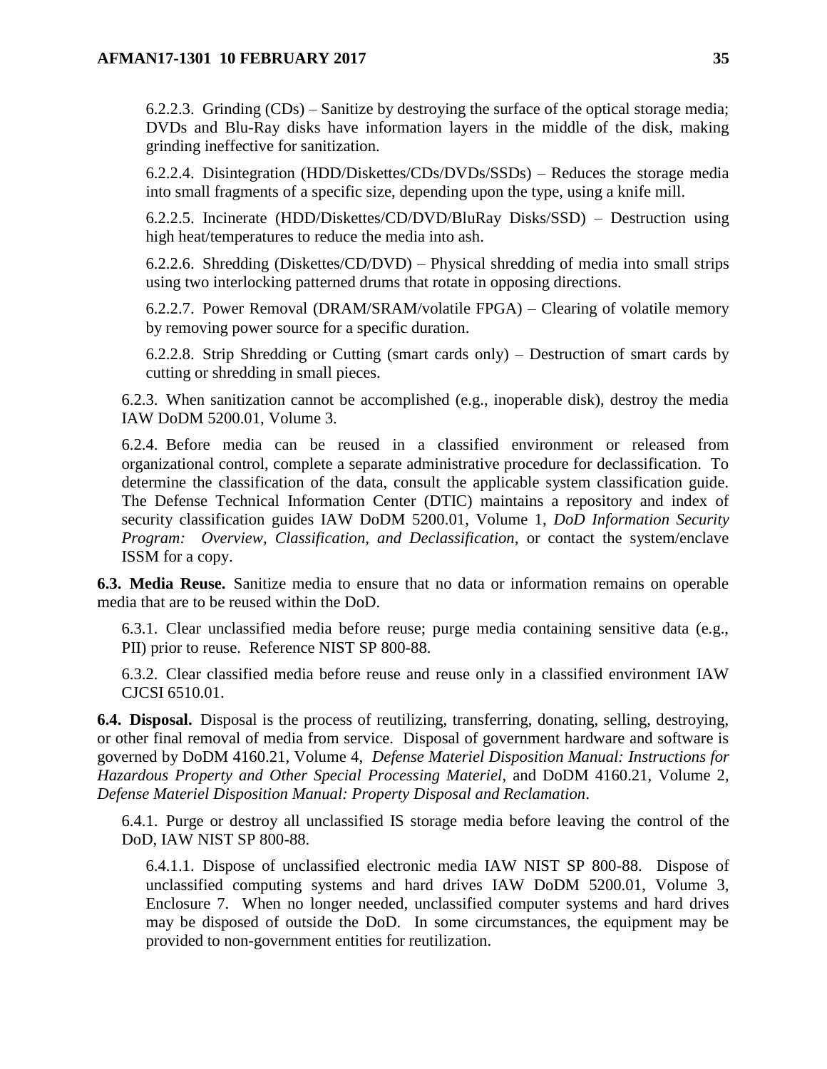6.2.2.3. Grinding (CDs) – Sanitize by destroying the surface of the optical storage media; DVDs and Blu-Ray disks have information layers in the middle of the disk, making grinding ineffective for sanitization.

6.2.2.4. Disintegration (HDD/Diskettes/CDs/DVDs/SSDs) – Reduces the storage media into small fragments of a specific size, depending upon the type, using a knife mill.

6.2.2.5. Incinerate (HDD/Diskettes/CD/DVD/BluRay Disks/SSD) – Destruction using high heat/temperatures to reduce the media into ash.

6.2.2.6. Shredding (Diskettes/CD/DVD) – Physical shredding of media into small strips using two interlocking patterned drums that rotate in opposing directions.

6.2.2.7. Power Removal (DRAM/SRAM/volatile FPGA) – Clearing of volatile memory by removing power source for a specific duration.

6.2.2.8. Strip Shredding or Cutting (smart cards only) – Destruction of smart cards by cutting or shredding in small pieces.

6.2.3. When sanitization cannot be accomplished (e.g., inoperable disk), destroy the media IAW DoDM 5200.01, Volume 3.

6.2.4. Before media can be reused in a classified environment or released from organizational control, complete a separate administrative procedure for declassification. To determine the classification of the data, consult the applicable system classification guide. The Defense Technical Information Center (DTIC) maintains a repository and index of security classification guides IAW DoDM 5200.01, Volume 1, *DoD Information Security Program: Overview, Classification, and Declassification*, or contact the system/enclave ISSM for a copy.

**6.3. Media Reuse.** Sanitize media to ensure that no data or information remains on operable media that are to be reused within the DoD.

6.3.1. Clear unclassified media before reuse; purge media containing sensitive data (e.g., PII) prior to reuse. Reference NIST SP 800-88.

6.3.2. Clear classified media before reuse and reuse only in a classified environment IAW CJCSI 6510.01.

**6.4. Disposal.** Disposal is the process of reutilizing, transferring, donating, selling, destroying, or other final removal of media from service. Disposal of government hardware and software is governed by DoDM 4160.21, Volume 4, *Defense Materiel Disposition Manual: Instructions for Hazardous Property and Other Special Processing Materiel*, and DoDM 4160.21, Volume 2, *Defense Materiel Disposition Manual: Property Disposal and Reclamation*.

6.4.1. Purge or destroy all unclassified IS storage media before leaving the control of the DoD, IAW NIST SP 800-88.

6.4.1.1. Dispose of unclassified electronic media IAW NIST SP 800-88. Dispose of unclassified computing systems and hard drives IAW DoDM 5200.01, Volume 3, Enclosure 7. When no longer needed, unclassified computer systems and hard drives may be disposed of outside the DoD. In some circumstances, the equipment may be provided to non-government entities for reutilization.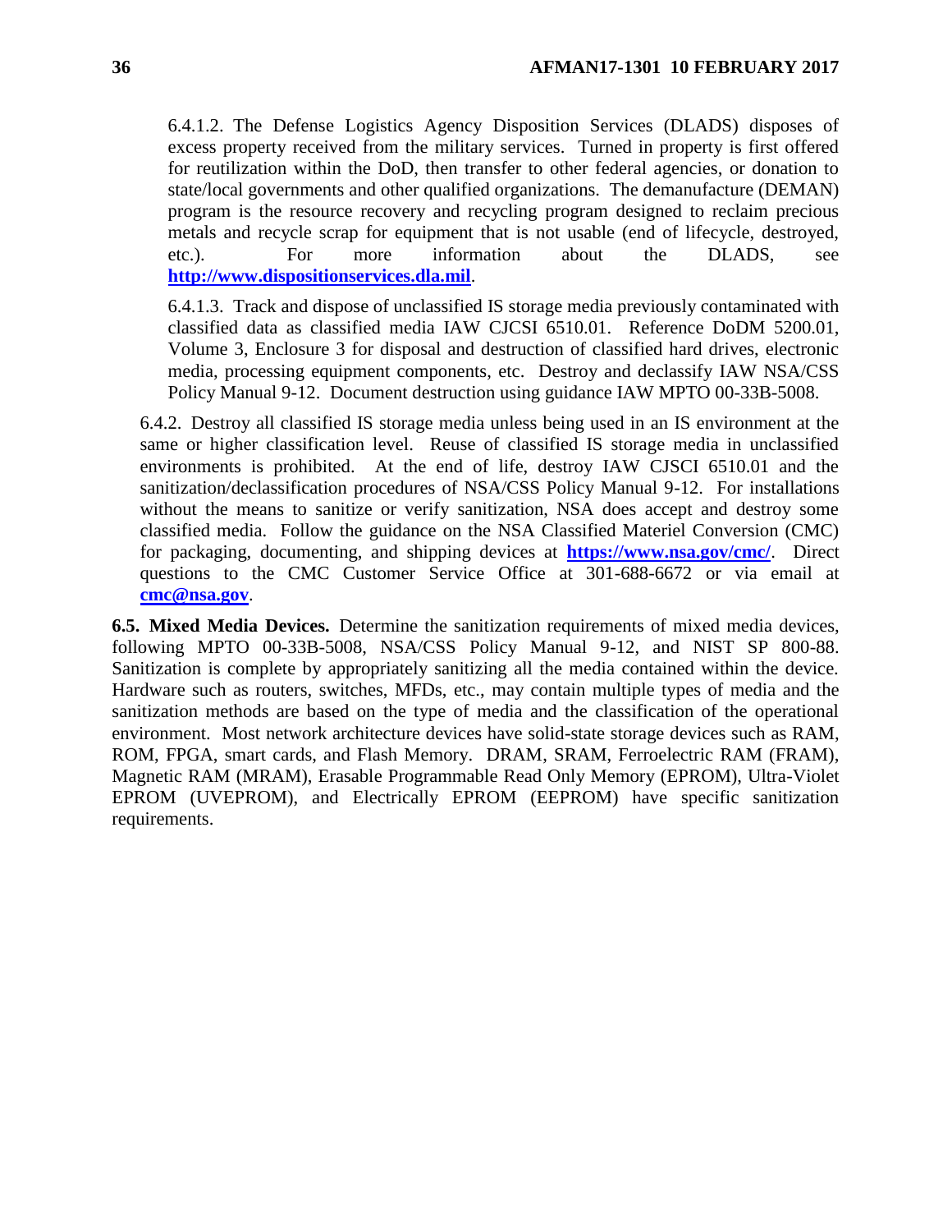6.4.1.2. The Defense Logistics Agency Disposition Services (DLADS) disposes of excess property received from the military services. Turned in property is first offered for reutilization within the DoD, then transfer to other federal agencies, or donation to state/local governments and other qualified organizations. The demanufacture (DEMAN) program is the resource recovery and recycling program designed to reclaim precious metals and recycle scrap for equipment that is not usable (end of lifecycle, destroyed, etc.). For more information about the DLADS, see **http://www.dispositionservices.dla.mil**.

6.4.1.3. Track and dispose of unclassified IS storage media previously contaminated with classified data as classified media IAW CJCSI 6510.01. Reference DoDM 5200.01, Volume 3, Enclosure 3 for disposal and destruction of classified hard drives, electronic media, processing equipment components, etc. Destroy and declassify IAW NSA/CSS Policy Manual 9-12. Document destruction using guidance IAW MPTO 00-33B-5008.

6.4.2. Destroy all classified IS storage media unless being used in an IS environment at the same or higher classification level. Reuse of classified IS storage media in unclassified environments is prohibited. At the end of life, destroy IAW CJSCI 6510.01 and the sanitization/declassification procedures of NSA/CSS Policy Manual 9-12. For installations without the means to sanitize or verify sanitization, NSA does accept and destroy some classified media. Follow the guidance on the NSA Classified Materiel Conversion (CMC) for packaging, documenting, and shipping devices at **https://www.nsa.gov/cmc/**. Direct questions to the CMC Customer Service Office at 301-688-6672 or via email at **cmc@nsa.gov**.

**6.5. Mixed Media Devices.** Determine the sanitization requirements of mixed media devices, following MPTO 00-33B-5008, NSA/CSS Policy Manual 9-12, and NIST SP 800-88. Sanitization is complete by appropriately sanitizing all the media contained within the device. Hardware such as routers, switches, MFDs, etc., may contain multiple types of media and the sanitization methods are based on the type of media and the classification of the operational environment. Most network architecture devices have solid-state storage devices such as RAM, ROM, FPGA, smart cards, and Flash Memory. DRAM, SRAM, Ferroelectric RAM (FRAM), Magnetic RAM (MRAM), Erasable Programmable Read Only Memory (EPROM), Ultra-Violet EPROM (UVEPROM), and Electrically EPROM (EEPROM) have specific sanitization requirements.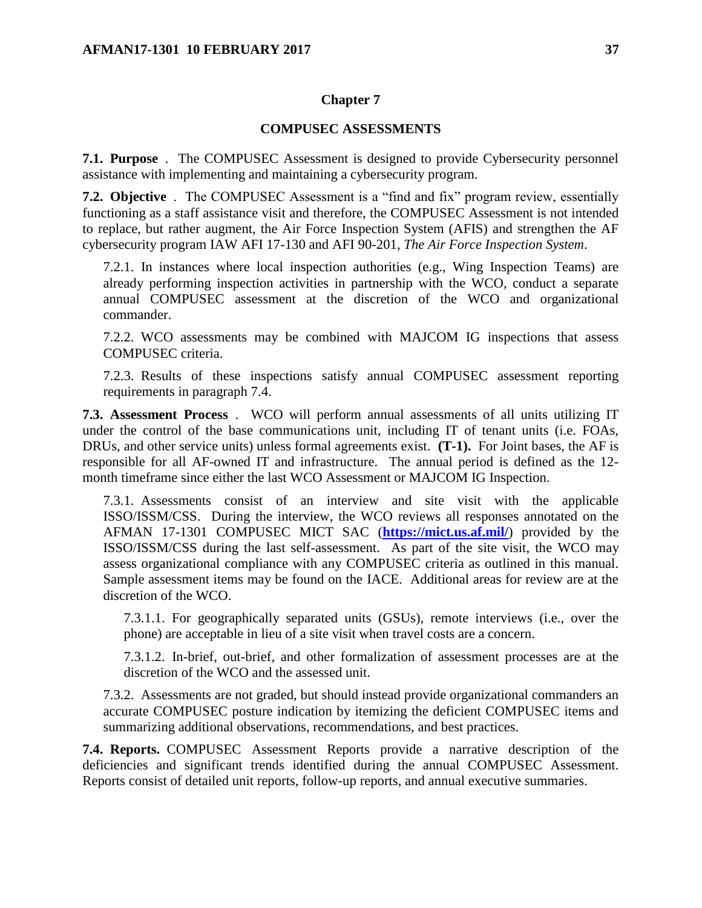## Chapter 7

## COMPUSEC ASSESSMENTS

**7.1. Purpose** . The COMPUSEC Assessment is designed to provide Cybersecurity personnel assistance with implementing and maintaining a cybersecurity program.

**7.2. Objective** . The COMPUSEC Assessment is a "find and fix" program review, essentially functioning as a staff assistance visit and therefore, the COMPUSEC Assessment is not intended to replace, but rather augment, the Air Force Inspection System (AFIS) and strengthen the AF cybersecurity program IAW AFI 17-130 and AFI 90-201, *The Air Force Inspection System*.

7.2.1. In instances where local inspection authorities (e.g., Wing Inspection Teams) are already performing inspection activities in partnership with the WCO, conduct a separate annual COMPUSEC assessment at the discretion of the WCO and organizational commander.

7.2.2. WCO assessments may be combined with MAJCOM IG inspections that assess COMPUSEC criteria.

7.2.3. Results of these inspections satisfy annual COMPUSEC assessment reporting requirements in paragraph 7.4.

**7.3. Assessment Process** . WCO will perform annual assessments of all units utilizing IT under the control of the base communications unit, including IT of tenant units (i.e. FOAs, DRUs, and other service units) unless formal agreements exist. **(T-1).** For Joint bases, the AF is responsible for all AF-owned IT and infrastructure. The annual period is defined as the 12-month timeframe since either the last WCO Assessment or MAJCOM IG Inspection.

7.3.1. Assessments consist of an interview and site visit with the applicable ISSO/ISSM/CSS. During the interview, the WCO reviews all responses annotated on the AFMAN 17-1301 COMPUSEC MICT SAC (**https://mict.us.af.mil/**) provided by the ISSO/ISSM/CSS during the last self-assessment. As part of the site visit, the WCO may assess organizational compliance with any COMPUSEC criteria as outlined in this manual. Sample assessment items may be found on the IACE. Additional areas for review are at the discretion of the WCO.

7.3.1.1. For geographically separated units (GSUs), remote interviews (i.e., over the phone) are acceptable in lieu of a site visit when travel costs are a concern.

7.3.1.2. In-brief, out-brief, and other formalization of assessment processes are at the discretion of the WCO and the assessed unit.

7.3.2. Assessments are not graded, but should instead provide organizational commanders an accurate COMPUSEC posture indication by itemizing the deficient COMPUSEC items and summarizing additional observations, recommendations, and best practices.

**7.4. Reports.** COMPUSEC Assessment Reports provide a narrative description of the deficiencies and significant trends identified during the annual COMPUSEC Assessment. Reports consist of detailed unit reports, follow-up reports, and annual executive summaries.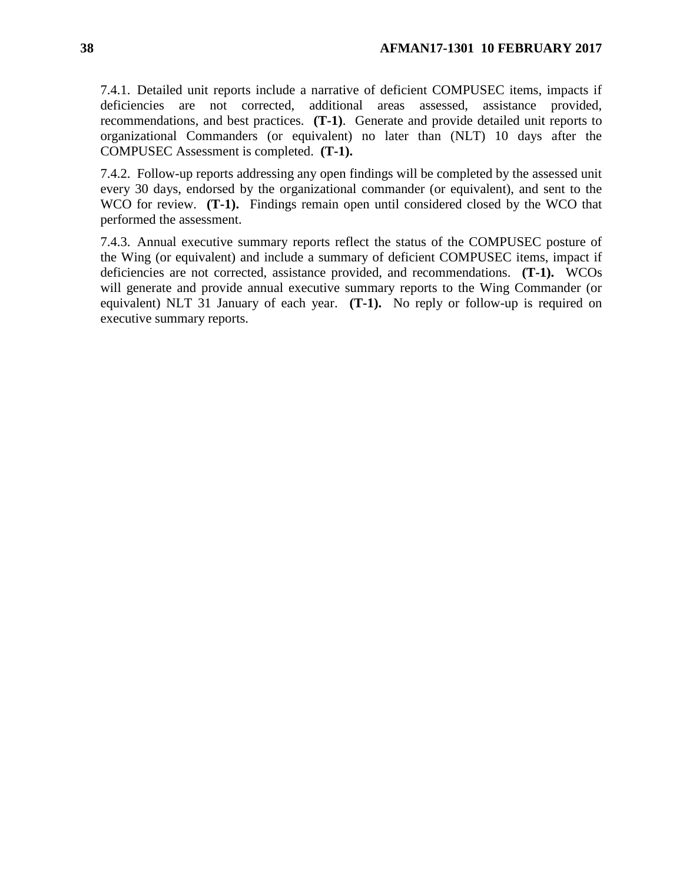7.4.1. Detailed unit reports include a narrative of deficient COMPUSEC items, impacts if deficiencies are not corrected, additional areas assessed, assistance provided, recommendations, and best practices. **(T-1)**. Generate and provide detailed unit reports to organizational Commanders (or equivalent) no later than (NLT) 10 days after the COMPUSEC Assessment is completed. **(T-1).**

7.4.2. Follow-up reports addressing any open findings will be completed by the assessed unit every 30 days, endorsed by the organizational commander (or equivalent), and sent to the WCO for review. **(T-1).** Findings remain open until considered closed by the WCO that performed the assessment.

7.4.3. Annual executive summary reports reflect the status of the COMPUSEC posture of the Wing (or equivalent) and include a summary of deficient COMPUSEC items, impact if deficiencies are not corrected, assistance provided, and recommendations. **(T-1).** WCOs will generate and provide annual executive summary reports to the Wing Commander (or equivalent) NLT 31 January of each year. **(T-1).** No reply or follow-up is required on executive summary reports.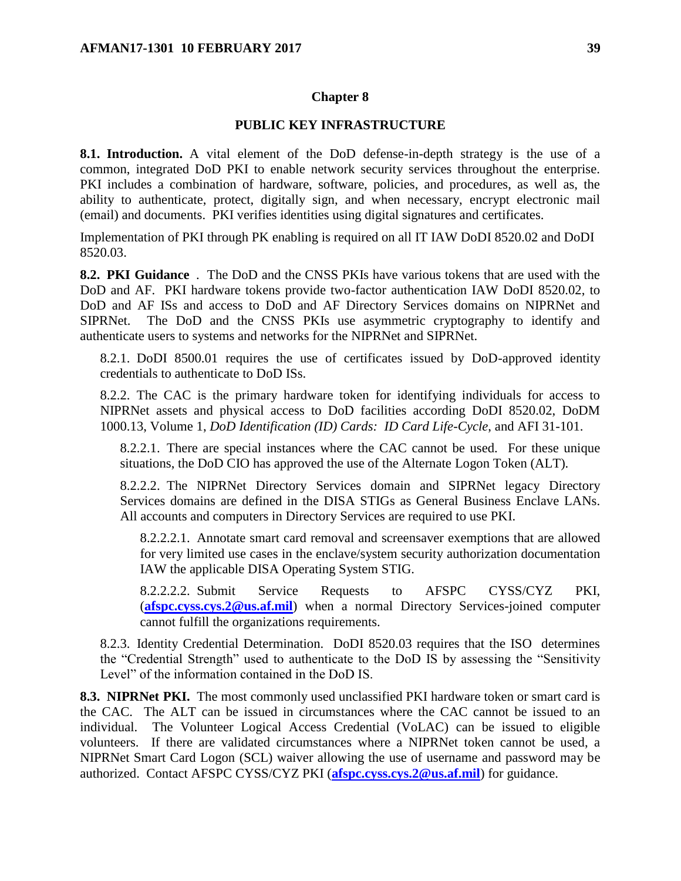# Chapter 8

## PUBLIC KEY INFRASTRUCTURE

**8.1. Introduction.** A vital element of the DoD defense-in-depth strategy is the use of a common, integrated DoD PKI to enable network security services throughout the enterprise. PKI includes a combination of hardware, software, policies, and procedures, as well as, the ability to authenticate, protect, digitally sign, and when necessary, encrypt electronic mail (email) and documents. PKI verifies identities using digital signatures and certificates.

Implementation of PKI through PK enabling is required on all IT IAW DoDI 8520.02 and DoDI 8520.03.

**8.2. PKI Guidance** . The DoD and the CNSS PKIs have various tokens that are used with the DoD and AF. PKI hardware tokens provide two-factor authentication IAW DoDI 8520.02, to DoD and AF ISs and access to DoD and AF Directory Services domains on NIPRNet and SIPRNet. The DoD and the CNSS PKIs use asymmetric cryptography to identify and authenticate users to systems and networks for the NIPRNet and SIPRNet.

8.2.1. DoDI 8500.01 requires the use of certificates issued by DoD-approved identity credentials to authenticate to DoD ISs.

8.2.2. The CAC is the primary hardware token for identifying individuals for access to NIPRNet assets and physical access to DoD facilities according DoDI 8520.02, DoDM 1000.13, Volume 1, *DoD Identification (ID) Cards: ID Card Life-Cycle*, and AFI 31-101.

8.2.2.1. There are special instances where the CAC cannot be used. For these unique situations, the DoD CIO has approved the use of the Alternate Logon Token (ALT).

8.2.2.2. The NIPRNet Directory Services domain and SIPRNet legacy Directory Services domains are defined in the DISA STIGs as General Business Enclave LANs. All accounts and computers in Directory Services are required to use PKI.

8.2.2.2.1. Annotate smart card removal and screensaver exemptions that are allowed for very limited use cases in the enclave/system security authorization documentation IAW the applicable DISA Operating System STIG.

8.2.2.2.2. Submit Service Requests to AFSPC CYSS/CYZ PKI, (**afspc.cyss.cys.2@us.af.mil**) when a normal Directory Services-joined computer cannot fulfill the organizations requirements.

8.2.3. Identity Credential Determination. DoDI 8520.03 requires that the ISO determines the "Credential Strength" used to authenticate to the DoD IS by assessing the "Sensitivity Level" of the information contained in the DoD IS.

**8.3. NIPRNet PKI.** The most commonly used unclassified PKI hardware token or smart card is the CAC. The ALT can be issued in circumstances where the CAC cannot be issued to an individual. The Volunteer Logical Access Credential (VoLAC) can be issued to eligible volunteers. If there are validated circumstances where a NIPRNet token cannot be used, a NIPRNet Smart Card Logon (SCL) waiver allowing the use of username and password may be authorized. Contact AFSPC CYSS/CYZ PKI (**afspc.cyss.cys.2@us.af.mil**) for guidance.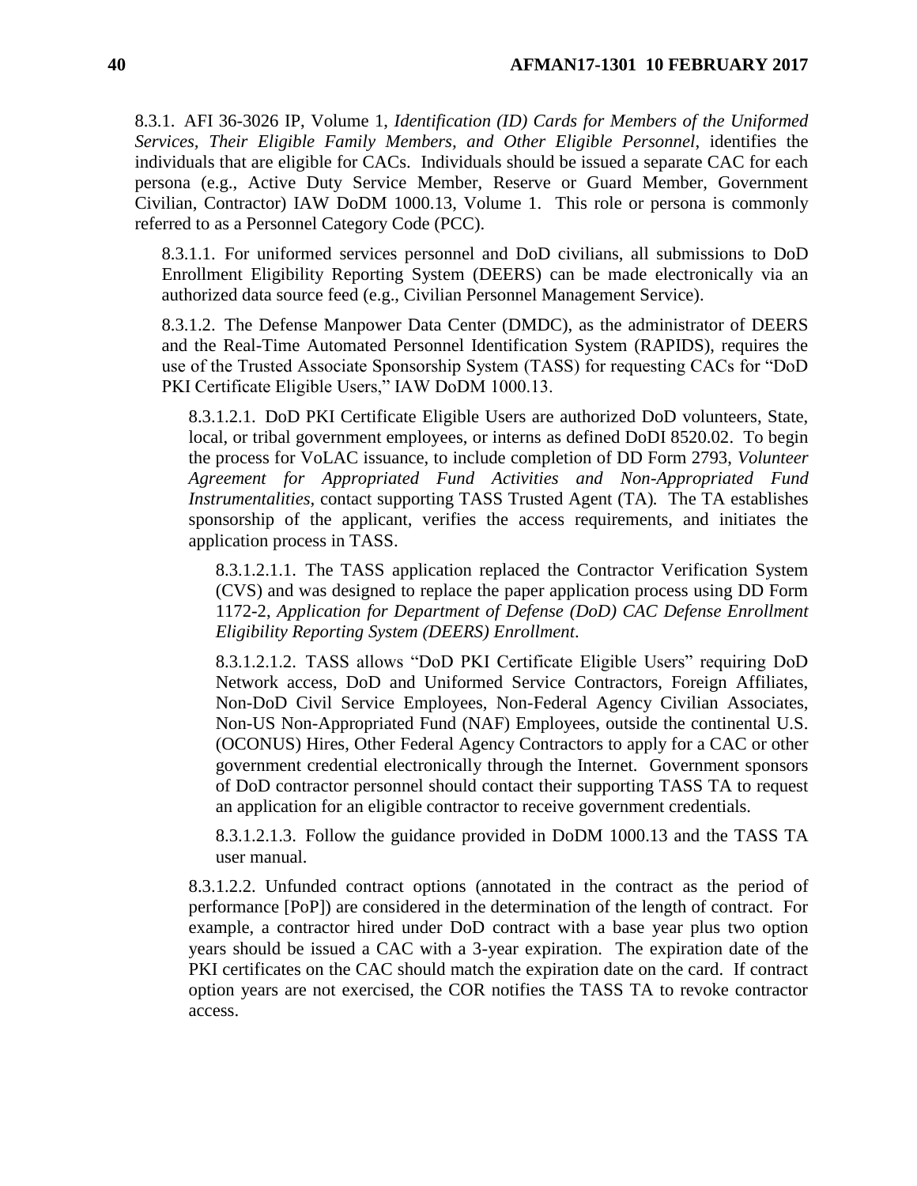8.3.1. AFI 36-3026 IP, Volume 1, *Identification (ID) Cards for Members of the Uniformed Services, Their Eligible Family Members, and Other Eligible Personnel*, identifies the individuals that are eligible for CACs. Individuals should be issued a separate CAC for each persona (e.g., Active Duty Service Member, Reserve or Guard Member, Government Civilian, Contractor) IAW DoDM 1000.13, Volume 1. This role or persona is commonly referred to as a Personnel Category Code (PCC).

8.3.1.1. For uniformed services personnel and DoD civilians, all submissions to DoD Enrollment Eligibility Reporting System (DEERS) can be made electronically via an authorized data source feed (e.g., Civilian Personnel Management Service).

8.3.1.2. The Defense Manpower Data Center (DMDC), as the administrator of DEERS and the Real-Time Automated Personnel Identification System (RAPIDS), requires the use of the Trusted Associate Sponsorship System (TASS) for requesting CACs for "DoD PKI Certificate Eligible Users," IAW DoDM 1000.13.

8.3.1.2.1. DoD PKI Certificate Eligible Users are authorized DoD volunteers, State, local, or tribal government employees, or interns as defined DoDI 8520.02. To begin the process for VoLAC issuance, to include completion of DD Form 2793, *Volunteer Agreement for Appropriated Fund Activities and Non-Appropriated Fund Instrumentalities*, contact supporting TASS Trusted Agent (TA). The TA establishes sponsorship of the applicant, verifies the access requirements, and initiates the application process in TASS.

8.3.1.2.1.1. The TASS application replaced the Contractor Verification System (CVS) and was designed to replace the paper application process using DD Form 1172-2, *Application for Department of Defense (DoD) CAC Defense Enrollment Eligibility Reporting System (DEERS) Enrollment*.

8.3.1.2.1.2. TASS allows "DoD PKI Certificate Eligible Users" requiring DoD Network access, DoD and Uniformed Service Contractors, Foreign Affiliates, Non-DoD Civil Service Employees, Non-Federal Agency Civilian Associates, Non-US Non-Appropriated Fund (NAF) Employees, outside the continental U.S. (OCONUS) Hires, Other Federal Agency Contractors to apply for a CAC or other government credential electronically through the Internet. Government sponsors of DoD contractor personnel should contact their supporting TASS TA to request an application for an eligible contractor to receive government credentials.

8.3.1.2.1.3. Follow the guidance provided in DoDM 1000.13 and the TASS TA user manual.

8.3.1.2.2. Unfunded contract options (annotated in the contract as the period of performance [PoP]) are considered in the determination of the length of contract. For example, a contractor hired under DoD contract with a base year plus two option years should be issued a CAC with a 3-year expiration. The expiration date of the PKI certificates on the CAC should match the expiration date on the card. If contract option years are not exercised, the COR notifies the TASS TA to revoke contractor access.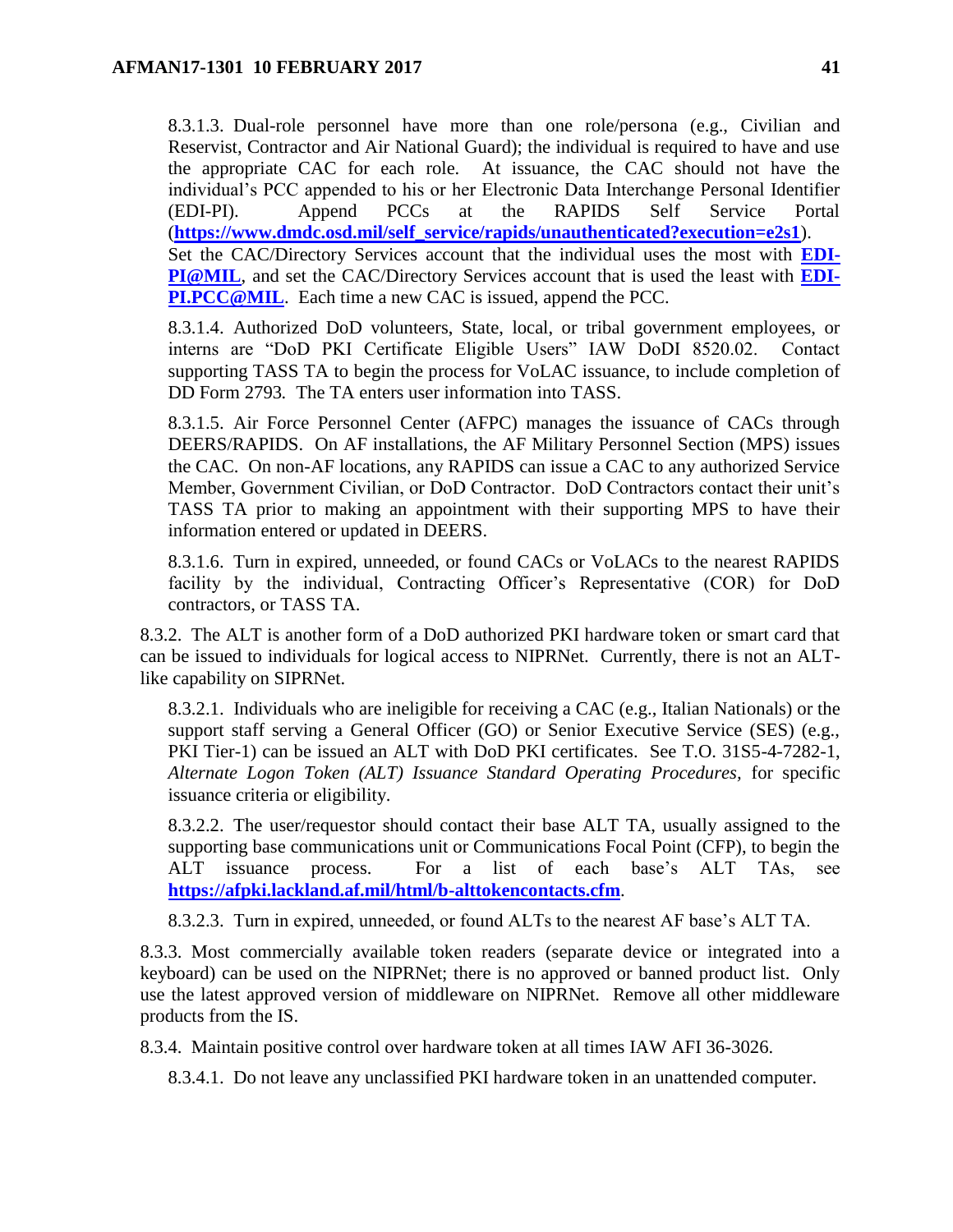8.3.1.3. Dual-role personnel have more than one role/persona (e.g., Civilian and Reservist, Contractor and Air National Guard); the individual is required to have and use the appropriate CAC for each role. At issuance, the CAC should not have the individual's PCC appended to his or her Electronic Data Interchange Personal Identifier (EDI-PI). Append PCCs at the RAPIDS Self Service Portal (**https://www.dmdc.osd.mil/self_service/rapids/unauthenticated?execution=e2s1**). Set the CAC/Directory Services account that the individual uses the most with **EDI-PI@MIL**, and set the CAC/Directory Services account that is used the least with **EDI-PI.PCC@MIL**. Each time a new CAC is issued, append the PCC.

8.3.1.4. Authorized DoD volunteers, State, local, or tribal government employees, or interns are "DoD PKI Certificate Eligible Users" IAW DoDI 8520.02. Contact supporting TASS TA to begin the process for VoLAC issuance, to include completion of DD Form 2793*.* The TA enters user information into TASS.

8.3.1.5. Air Force Personnel Center (AFPC) manages the issuance of CACs through DEERS/RAPIDS. On AF installations, the AF Military Personnel Section (MPS) issues the CAC. On non-AF locations, any RAPIDS can issue a CAC to any authorized Service Member, Government Civilian, or DoD Contractor. DoD Contractors contact their unit's TASS TA prior to making an appointment with their supporting MPS to have their information entered or updated in DEERS.

8.3.1.6. Turn in expired, unneeded, or found CACs or VoLACs to the nearest RAPIDS facility by the individual, Contracting Officer's Representative (COR) for DoD contractors, or TASS TA.

8.3.2. The ALT is another form of a DoD authorized PKI hardware token or smart card that can be issued to individuals for logical access to NIPRNet. Currently, there is not an ALT-like capability on SIPRNet.

8.3.2.1. Individuals who are ineligible for receiving a CAC (e.g., Italian Nationals) or the support staff serving a General Officer (GO) or Senior Executive Service (SES) (e.g., PKI Tier-1) can be issued an ALT with DoD PKI certificates. See T.O. 31S5-4-7282-1, *Alternate Logon Token (ALT) Issuance Standard Operating Procedures,* for specific issuance criteria or eligibility.

8.3.2.2. The user/requestor should contact their base ALT TA, usually assigned to the supporting base communications unit or Communications Focal Point (CFP), to begin the ALT issuance process. For a list of each base's ALT TAs, see **https://afpki.lackland.af.mil/html/b-alttokencontacts.cfm**.

8.3.2.3. Turn in expired, unneeded, or found ALTs to the nearest AF base's ALT TA.

8.3.3. Most commercially available token readers (separate device or integrated into a keyboard) can be used on the NIPRNet; there is no approved or banned product list. Only use the latest approved version of middleware on NIPRNet. Remove all other middleware products from the IS.

8.3.4. Maintain positive control over hardware token at all times IAW AFI 36-3026.

8.3.4.1. Do not leave any unclassified PKI hardware token in an unattended computer.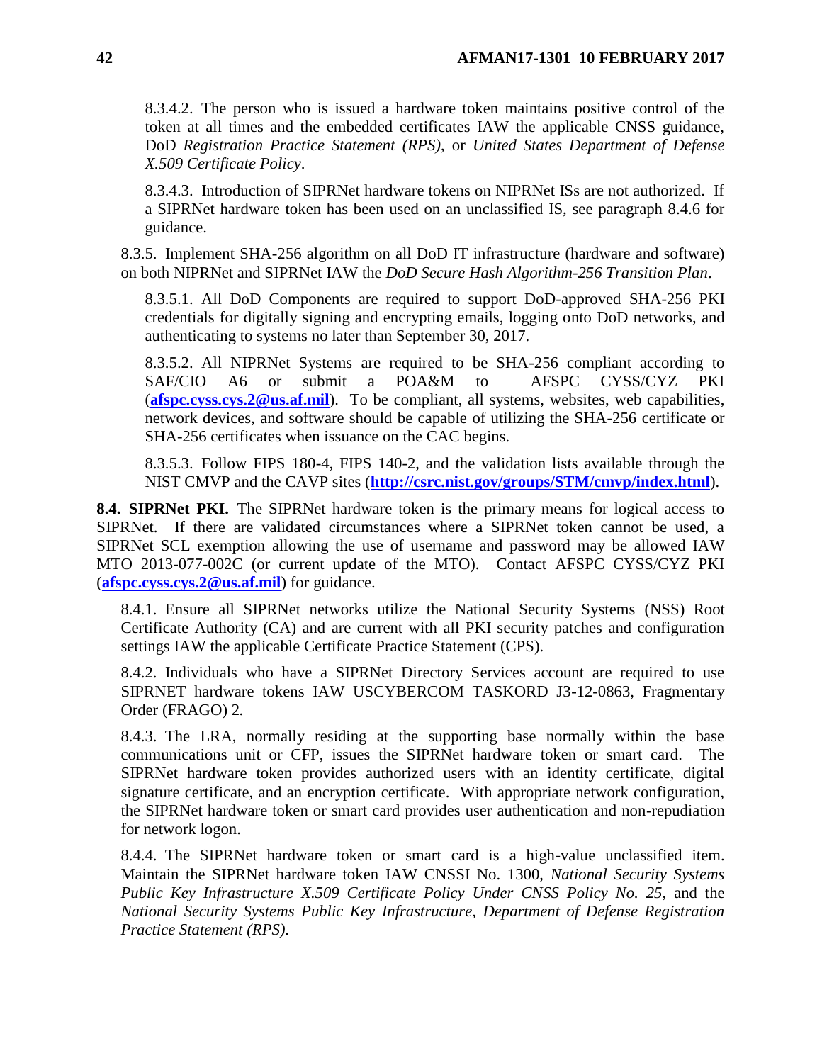8.3.4.2. The person who is issued a hardware token maintains positive control of the token at all times and the embedded certificates IAW the applicable CNSS guidance, DoD *Registration Practice Statement (RPS)*, or *United States Department of Defense X.509 Certificate Policy*.

8.3.4.3. Introduction of SIPRNet hardware tokens on NIPRNet ISs are not authorized. If a SIPRNet hardware token has been used on an unclassified IS, see paragraph 8.4.6 for guidance.

8.3.5. Implement SHA-256 algorithm on all DoD IT infrastructure (hardware and software) on both NIPRNet and SIPRNet IAW the *DoD Secure Hash Algorithm-256 Transition Plan*.

8.3.5.1. All DoD Components are required to support DoD-approved SHA-256 PKI credentials for digitally signing and encrypting emails, logging onto DoD networks, and authenticating to systems no later than September 30, 2017.

8.3.5.2. All NIPRNet Systems are required to be SHA-256 compliant according to SAF/CIO A6 or submit a POA&M to AFSPC CYSS/CYZ PKI (**afspc.cyss.cys.2@us.af.mil**). To be compliant, all systems, websites, web capabilities, network devices, and software should be capable of utilizing the SHA-256 certificate or SHA-256 certificates when issuance on the CAC begins.

8.3.5.3. Follow FIPS 180-4, FIPS 140-2, and the validation lists available through the NIST CMVP and the CAVP sites (**http://csrc.nist.gov/groups/STM/cmvp/index.html**).

**8.4. SIPRNet PKI.** The SIPRNet hardware token is the primary means for logical access to SIPRNet. If there are validated circumstances where a SIPRNet token cannot be used, a SIPRNet SCL exemption allowing the use of username and password may be allowed IAW MTO 2013-077-002C (or current update of the MTO). Contact AFSPC CYSS/CYZ PKI (**afspc.cyss.cys.2@us.af.mil**) for guidance.

8.4.1. Ensure all SIPRNet networks utilize the National Security Systems (NSS) Root Certificate Authority (CA) and are current with all PKI security patches and configuration settings IAW the applicable Certificate Practice Statement (CPS).

8.4.2. Individuals who have a SIPRNet Directory Services account are required to use SIPRNET hardware tokens IAW USCYBERCOM TASKORD J3-12-0863, Fragmentary Order (FRAGO) 2.

8.4.3. The LRA, normally residing at the supporting base normally within the base communications unit or CFP, issues the SIPRNet hardware token or smart card. The SIPRNet hardware token provides authorized users with an identity certificate, digital signature certificate, and an encryption certificate. With appropriate network configuration, the SIPRNet hardware token or smart card provides user authentication and non-repudiation for network logon.

8.4.4. The SIPRNet hardware token or smart card is a high-value unclassified item. Maintain the SIPRNet hardware token IAW CNSSI No. 1300, *National Security Systems Public Key Infrastructure X.509 Certificate Policy Under CNSS Policy No. 25,* and the *National Security Systems Public Key Infrastructure, Department of Defense Registration Practice Statement (RPS).*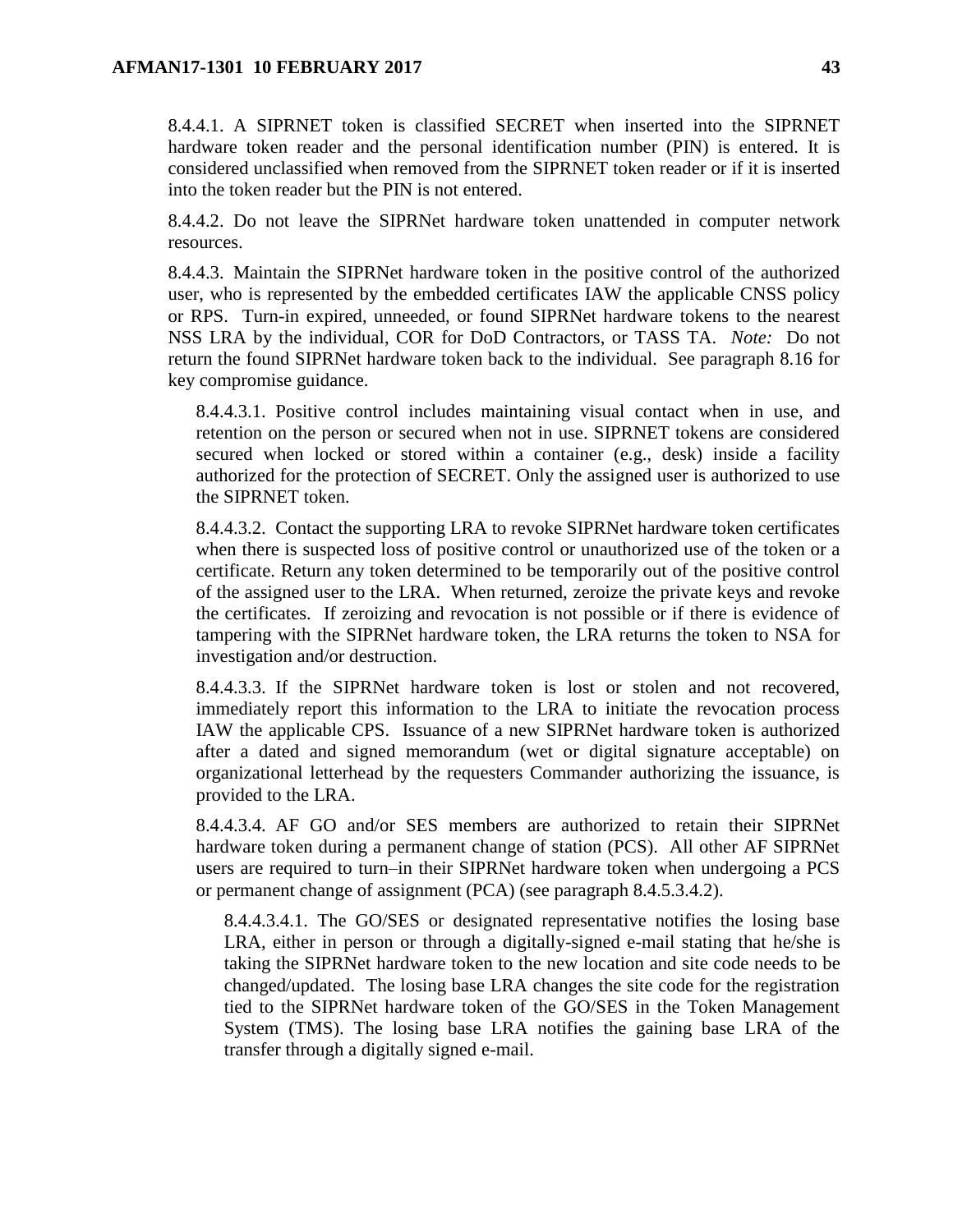8.4.4.1. A SIPRNET token is classified SECRET when inserted into the SIPRNET hardware token reader and the personal identification number (PIN) is entered. It is considered unclassified when removed from the SIPRNET token reader or if it is inserted into the token reader but the PIN is not entered.

8.4.4.2. Do not leave the SIPRNet hardware token unattended in computer network resources.

8.4.4.3. Maintain the SIPRNet hardware token in the positive control of the authorized user, who is represented by the embedded certificates IAW the applicable CNSS policy or RPS. Turn-in expired, unneeded, or found SIPRNet hardware tokens to the nearest NSS LRA by the individual, COR for DoD Contractors, or TASS TA. *Note:* Do not return the found SIPRNet hardware token back to the individual. See paragraph 8.16 for key compromise guidance.

8.4.4.3.1. Positive control includes maintaining visual contact when in use, and retention on the person or secured when not in use. SIPRNET tokens are considered secured when locked or stored within a container (e.g., desk) inside a facility authorized for the protection of SECRET. Only the assigned user is authorized to use the SIPRNET token.

8.4.4.3.2. Contact the supporting LRA to revoke SIPRNet hardware token certificates when there is suspected loss of positive control or unauthorized use of the token or a certificate. Return any token determined to be temporarily out of the positive control of the assigned user to the LRA. When returned, zeroize the private keys and revoke the certificates. If zeroizing and revocation is not possible or if there is evidence of tampering with the SIPRNet hardware token, the LRA returns the token to NSA for investigation and/or destruction.

8.4.4.3.3. If the SIPRNet hardware token is lost or stolen and not recovered, immediately report this information to the LRA to initiate the revocation process IAW the applicable CPS. Issuance of a new SIPRNet hardware token is authorized after a dated and signed memorandum (wet or digital signature acceptable) on organizational letterhead by the requesters Commander authorizing the issuance, is provided to the LRA.

8.4.4.3.4. AF GO and/or SES members are authorized to retain their SIPRNet hardware token during a permanent change of station (PCS). All other AF SIPRNet users are required to turn–in their SIPRNet hardware token when undergoing a PCS or permanent change of assignment (PCA) (see paragraph 8.4.5.3.4.2).

8.4.4.3.4.1. The GO/SES or designated representative notifies the losing base LRA, either in person or through a digitally-signed e-mail stating that he/she is taking the SIPRNet hardware token to the new location and site code needs to be changed/updated. The losing base LRA changes the site code for the registration tied to the SIPRNet hardware token of the GO/SES in the Token Management System (TMS). The losing base LRA notifies the gaining base LRA of the transfer through a digitally signed e-mail.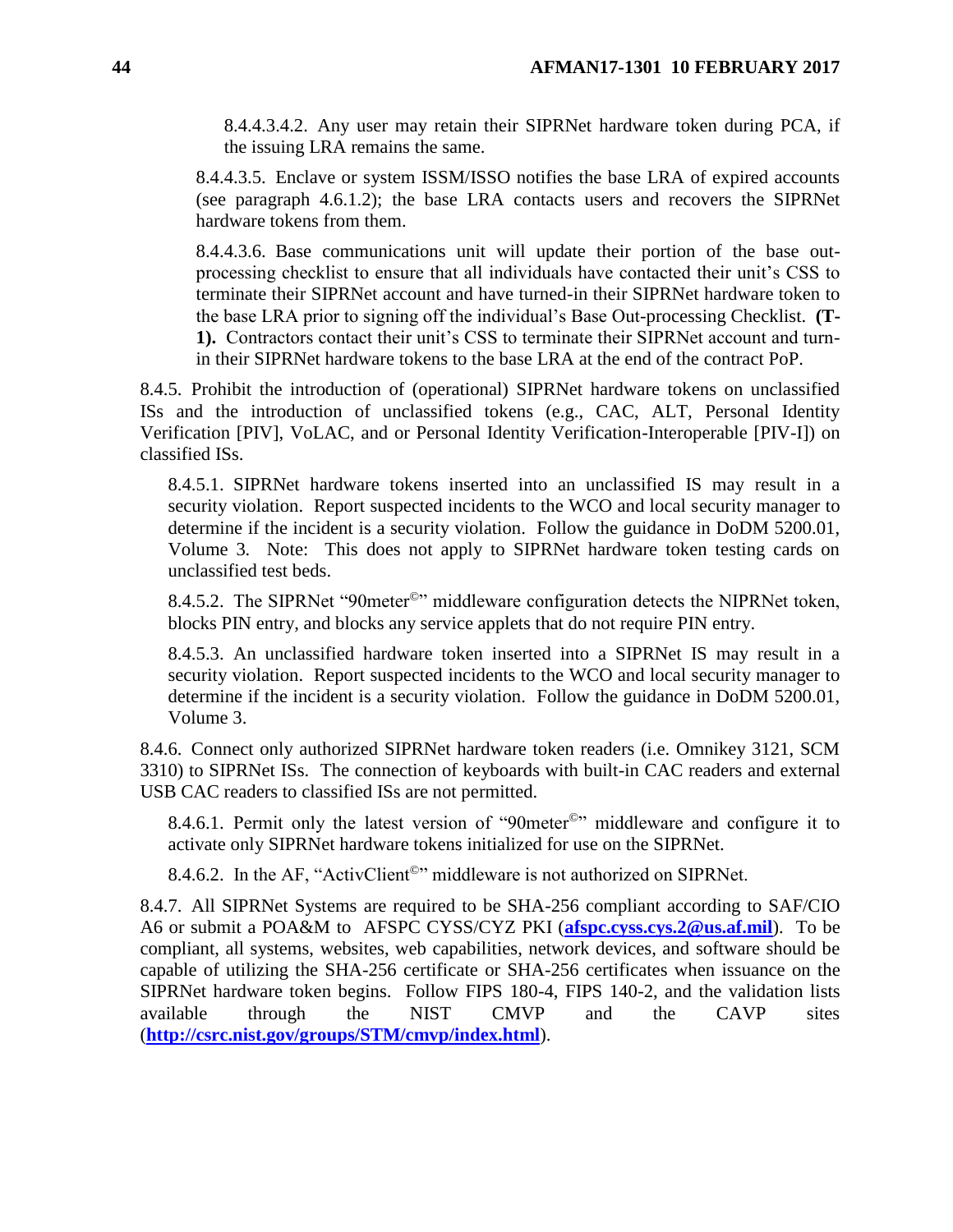8.4.4.3.4.2. Any user may retain their SIPRNet hardware token during PCA, if the issuing LRA remains the same.

8.4.4.3.5. Enclave or system ISSM/ISSO notifies the base LRA of expired accounts (see paragraph 4.6.1.2); the base LRA contacts users and recovers the SIPRNet hardware tokens from them.

8.4.4.3.6. Base communications unit will update their portion of the base out-processing checklist to ensure that all individuals have contacted their unit's CSS to terminate their SIPRNet account and have turned-in their SIPRNet hardware token to the base LRA prior to signing off the individual's Base Out-processing Checklist. **(T-1).** Contractors contact their unit's CSS to terminate their SIPRNet account and turn-in their SIPRNet hardware tokens to the base LRA at the end of the contract PoP.

8.4.5. Prohibit the introduction of (operational) SIPRNet hardware tokens on unclassified ISs and the introduction of unclassified tokens (e.g., CAC, ALT, Personal Identity Verification [PIV], VoLAC, and or Personal Identity Verification-Interoperable [PIV-I]) on classified ISs.

8.4.5.1. SIPRNet hardware tokens inserted into an unclassified IS may result in a security violation. Report suspected incidents to the WCO and local security manager to determine if the incident is a security violation. Follow the guidance in DoDM 5200.01, Volume 3. Note: This does not apply to SIPRNet hardware token testing cards on unclassified test beds.

8.4.5.2. The SIPRNet "90meter©" middleware configuration detects the NIPRNet token, blocks PIN entry, and blocks any service applets that do not require PIN entry.

8.4.5.3. An unclassified hardware token inserted into a SIPRNet IS may result in a security violation. Report suspected incidents to the WCO and local security manager to determine if the incident is a security violation. Follow the guidance in DoDM 5200.01, Volume 3.

8.4.6. Connect only authorized SIPRNet hardware token readers (i.e. Omnikey 3121, SCM 3310) to SIPRNet ISs. The connection of keyboards with built-in CAC readers and external USB CAC readers to classified ISs are not permitted.

8.4.6.1. Permit only the latest version of "90meter©" middleware and configure it to activate only SIPRNet hardware tokens initialized for use on the SIPRNet.

8.4.6.2. In the AF, "ActivClient©" middleware is not authorized on SIPRNet.

8.4.7. All SIPRNet Systems are required to be SHA-256 compliant according to SAF/CIO A6 or submit a POA&M to AFSPC CYSS/CYZ PKI (**afspc.cyss.cys.2@us.af.mil**). To be compliant, all systems, websites, web capabilities, network devices, and software should be capable of utilizing the SHA-256 certificate or SHA-256 certificates when issuance on the SIPRNet hardware token begins. Follow FIPS 180-4, FIPS 140-2, and the validation lists available through the NIST CMVP and the CAVP sites (**http://csrc.nist.gov/groups/STM/cmvp/index.html**).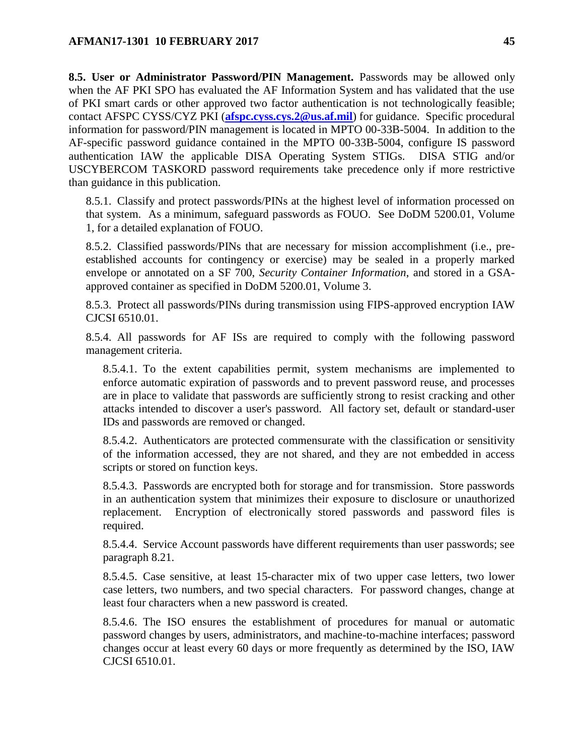**8.5. User or Administrator Password/PIN Management.** Passwords may be allowed only when the AF PKI SPO has evaluated the AF Information System and has validated that the use of PKI smart cards or other approved two factor authentication is not technologically feasible; contact AFSPC CYSS/CYZ PKI (**afspc.cyss.cys.2@us.af.mil**) for guidance. Specific procedural information for password/PIN management is located in MPTO 00-33B-5004. In addition to the AF-specific password guidance contained in the MPTO 00-33B-5004, configure IS password authentication IAW the applicable DISA Operating System STIGs. DISA STIG and/or USCYBERCOM TASKORD password requirements take precedence only if more restrictive than guidance in this publication.

8.5.1. Classify and protect passwords/PINs at the highest level of information processed on that system. As a minimum, safeguard passwords as FOUO. See DoDM 5200.01, Volume 1, for a detailed explanation of FOUO.

8.5.2. Classified passwords/PINs that are necessary for mission accomplishment (i.e., pre-established accounts for contingency or exercise) may be sealed in a properly marked envelope or annotated on a SF 700, *Security Container Information*, and stored in a GSA-approved container as specified in DoDM 5200.01, Volume 3.

8.5.3. Protect all passwords/PINs during transmission using FIPS-approved encryption IAW CJCSI 6510.01.

8.5.4. All passwords for AF ISs are required to comply with the following password management criteria.

8.5.4.1. To the extent capabilities permit, system mechanisms are implemented to enforce automatic expiration of passwords and to prevent password reuse, and processes are in place to validate that passwords are sufficiently strong to resist cracking and other attacks intended to discover a user's password. All factory set, default or standard-user IDs and passwords are removed or changed.

8.5.4.2. Authenticators are protected commensurate with the classification or sensitivity of the information accessed, they are not shared, and they are not embedded in access scripts or stored on function keys.

8.5.4.3. Passwords are encrypted both for storage and for transmission. Store passwords in an authentication system that minimizes their exposure to disclosure or unauthorized replacement. Encryption of electronically stored passwords and password files is required.

8.5.4.4. Service Account passwords have different requirements than user passwords; see paragraph 8.21.

8.5.4.5. Case sensitive, at least 15-character mix of two upper case letters, two lower case letters, two numbers, and two special characters. For password changes, change at least four characters when a new password is created.

8.5.4.6. The ISO ensures the establishment of procedures for manual or automatic password changes by users, administrators, and machine-to-machine interfaces; password changes occur at least every 60 days or more frequently as determined by the ISO, IAW CJCSI 6510.01.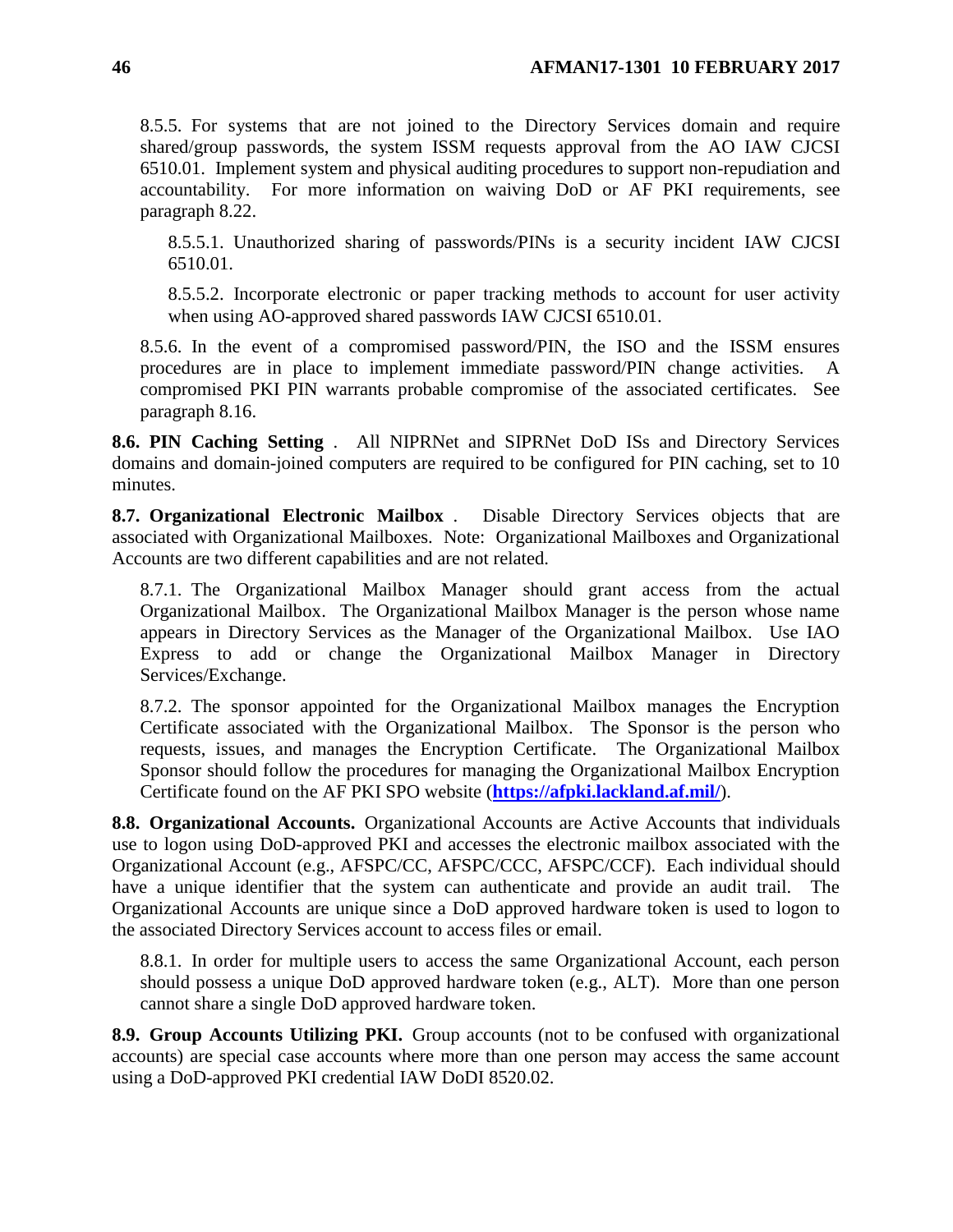8.5.5. For systems that are not joined to the Directory Services domain and require shared/group passwords, the system ISSM requests approval from the AO IAW CJCSI 6510.01. Implement system and physical auditing procedures to support non-repudiation and accountability. For more information on waiving DoD or AF PKI requirements, see paragraph 8.22.

8.5.5.1. Unauthorized sharing of passwords/PINs is a security incident IAW CJCSI 6510.01.

8.5.5.2. Incorporate electronic or paper tracking methods to account for user activity when using AO-approved shared passwords IAW CJCSI 6510.01.

8.5.6. In the event of a compromised password/PIN, the ISO and the ISSM ensures procedures are in place to implement immediate password/PIN change activities. A compromised PKI PIN warrants probable compromise of the associated certificates. See paragraph 8.16.

**8.6. PIN Caching Setting** . All NIPRNet and SIPRNet DoD ISs and Directory Services domains and domain-joined computers are required to be configured for PIN caching, set to 10 minutes.

**8.7. Organizational Electronic Mailbox** . Disable Directory Services objects that are associated with Organizational Mailboxes. Note: Organizational Mailboxes and Organizational Accounts are two different capabilities and are not related.

8.7.1. The Organizational Mailbox Manager should grant access from the actual Organizational Mailbox. The Organizational Mailbox Manager is the person whose name appears in Directory Services as the Manager of the Organizational Mailbox. Use IAO Express to add or change the Organizational Mailbox Manager in Directory Services/Exchange.

8.7.2. The sponsor appointed for the Organizational Mailbox manages the Encryption Certificate associated with the Organizational Mailbox. The Sponsor is the person who requests, issues, and manages the Encryption Certificate. The Organizational Mailbox Sponsor should follow the procedures for managing the Organizational Mailbox Encryption Certificate found on the AF PKI SPO website (**https://afpki.lackland.af.mil/**).

**8.8. Organizational Accounts.** Organizational Accounts are Active Accounts that individuals use to logon using DoD-approved PKI and accesses the electronic mailbox associated with the Organizational Account (e.g., AFSPC/CC, AFSPC/CCC, AFSPC/CCF). Each individual should have a unique identifier that the system can authenticate and provide an audit trail. The Organizational Accounts are unique since a DoD approved hardware token is used to logon to the associated Directory Services account to access files or email.

8.8.1. In order for multiple users to access the same Organizational Account, each person should possess a unique DoD approved hardware token (e.g., ALT). More than one person cannot share a single DoD approved hardware token.

**8.9. Group Accounts Utilizing PKI.** Group accounts (not to be confused with organizational accounts) are special case accounts where more than one person may access the same account using a DoD-approved PKI credential IAW DoDI 8520.02.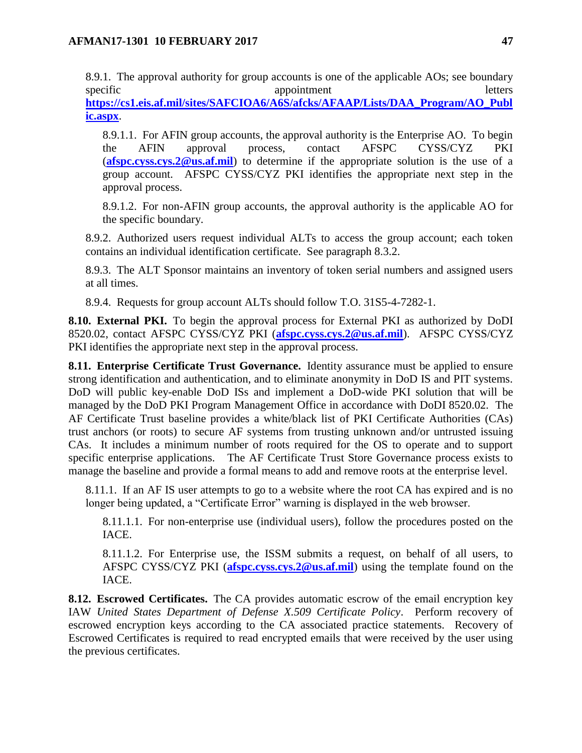8.9.1. The approval authority for group accounts is one of the applicable AOs; see boundary specific appointment letters **https://cs1.eis.af.mil/sites/SAFCIOA6/A6S/afcks/AFAAP/Lists/DAA_Program/AO_Public.aspx**.

8.9.1.1. For AFIN group accounts, the approval authority is the Enterprise AO. To begin the AFIN approval process, contact AFSPC CYSS/CYZ PKI (**afspc.cyss.cys.2@us.af.mil**) to determine if the appropriate solution is the use of a group account. AFSPC CYSS/CYZ PKI identifies the appropriate next step in the approval process.

8.9.1.2. For non-AFIN group accounts, the approval authority is the applicable AO for the specific boundary.

8.9.2. Authorized users request individual ALTs to access the group account; each token contains an individual identification certificate. See paragraph 8.3.2.

8.9.3. The ALT Sponsor maintains an inventory of token serial numbers and assigned users at all times.

8.9.4. Requests for group account ALTs should follow T.O. 31S5-4-7282-1.

**8.10. External PKI.** To begin the approval process for External PKI as authorized by DoDI 8520.02, contact AFSPC CYSS/CYZ PKI (**afspc.cyss.cys.2@us.af.mil**). AFSPC CYSS/CYZ PKI identifies the appropriate next step in the approval process.

**8.11. Enterprise Certificate Trust Governance.** Identity assurance must be applied to ensure strong identification and authentication, and to eliminate anonymity in DoD IS and PIT systems. DoD will public key-enable DoD ISs and implement a DoD-wide PKI solution that will be managed by the DoD PKI Program Management Office in accordance with DoDI 8520.02. The AF Certificate Trust baseline provides a white/black list of PKI Certificate Authorities (CAs) trust anchors (or roots) to secure AF systems from trusting unknown and/or untrusted issuing CAs. It includes a minimum number of roots required for the OS to operate and to support specific enterprise applications. The AF Certificate Trust Store Governance process exists to manage the baseline and provide a formal means to add and remove roots at the enterprise level.

8.11.1. If an AF IS user attempts to go to a website where the root CA has expired and is no longer being updated, a "Certificate Error" warning is displayed in the web browser.

8.11.1.1. For non-enterprise use (individual users), follow the procedures posted on the IACE.

8.11.1.2. For Enterprise use, the ISSM submits a request, on behalf of all users, to AFSPC CYSS/CYZ PKI (**afspc.cyss.cys.2@us.af.mil**) using the template found on the IACE.

**8.12. Escrowed Certificates.** The CA provides automatic escrow of the email encryption key IAW *United States Department of Defense X.509 Certificate Policy*. Perform recovery of escrowed encryption keys according to the CA associated practice statements. Recovery of Escrowed Certificates is required to read encrypted emails that were received by the user using the previous certificates.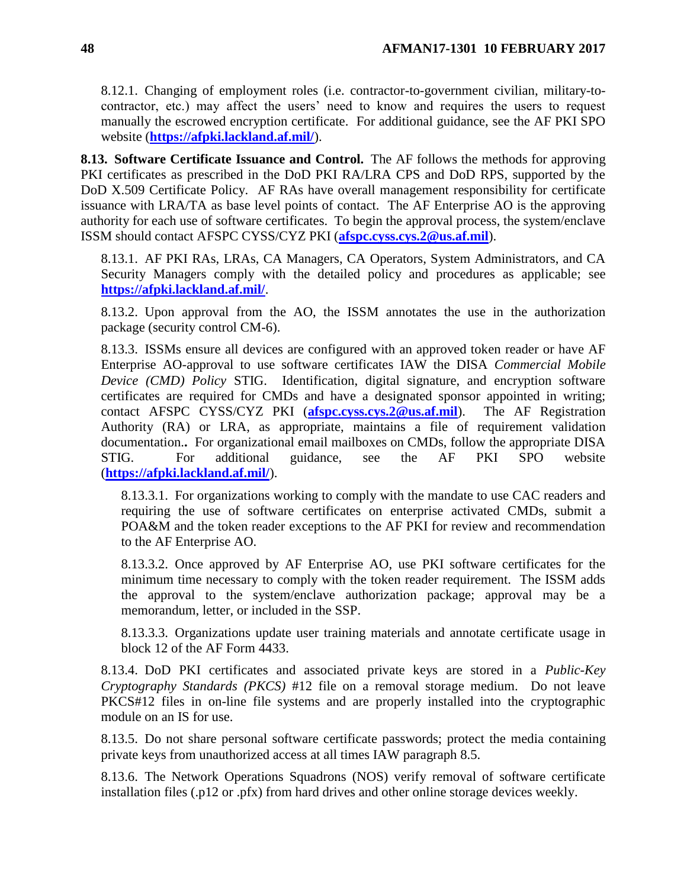8.12.1. Changing of employment roles (i.e. contractor-to-government civilian, military-to-contractor, etc.) may affect the users' need to know and requires the users to request manually the escrowed encryption certificate. For additional guidance, see the AF PKI SPO website (**https://afpki.lackland.af.mil/**).

**8.13. Software Certificate Issuance and Control.** The AF follows the methods for approving PKI certificates as prescribed in the DoD PKI RA/LRA CPS and DoD RPS, supported by the DoD X.509 Certificate Policy. AF RAs have overall management responsibility for certificate issuance with LRA/TA as base level points of contact. The AF Enterprise AO is the approving authority for each use of software certificates. To begin the approval process, the system/enclave ISSM should contact AFSPC CYSS/CYZ PKI (**afspc.cyss.cys.2@us.af.mil**).

8.13.1. AF PKI RAs, LRAs, CA Managers, CA Operators, System Administrators, and CA Security Managers comply with the detailed policy and procedures as applicable; see **https://afpki.lackland.af.mil/**.

8.13.2. Upon approval from the AO, the ISSM annotates the use in the authorization package (security control CM-6).

8.13.3. ISSMs ensure all devices are configured with an approved token reader or have AF Enterprise AO-approval to use software certificates IAW the DISA *Commercial Mobile Device (CMD) Policy* STIG. Identification, digital signature, and encryption software certificates are required for CMDs and have a designated sponsor appointed in writing; contact AFSPC CYSS/CYZ PKI (**afspc.cyss.cys.2@us.af.mil**). The AF Registration Authority (RA) or LRA, as appropriate, maintains a file of requirement validation documentation.**.** For organizational email mailboxes on CMDs, follow the appropriate DISA STIG. For additional guidance, see the AF PKI SPO website (**https://afpki.lackland.af.mil/**).

8.13.3.1. For organizations working to comply with the mandate to use CAC readers and requiring the use of software certificates on enterprise activated CMDs, submit a POA&M and the token reader exceptions to the AF PKI for review and recommendation to the AF Enterprise AO.

8.13.3.2. Once approved by AF Enterprise AO, use PKI software certificates for the minimum time necessary to comply with the token reader requirement. The ISSM adds the approval to the system/enclave authorization package; approval may be a memorandum, letter, or included in the SSP.

8.13.3.3. Organizations update user training materials and annotate certificate usage in block 12 of the AF Form 4433.

8.13.4. DoD PKI certificates and associated private keys are stored in a *Public-Key Cryptography Standards (PKCS)* #12 file on a removal storage medium. Do not leave PKCS#12 files in on-line file systems and are properly installed into the cryptographic module on an IS for use.

8.13.5. Do not share personal software certificate passwords; protect the media containing private keys from unauthorized access at all times IAW paragraph 8.5.

8.13.6. The Network Operations Squadrons (NOS) verify removal of software certificate installation files (.p12 or .pfx) from hard drives and other online storage devices weekly.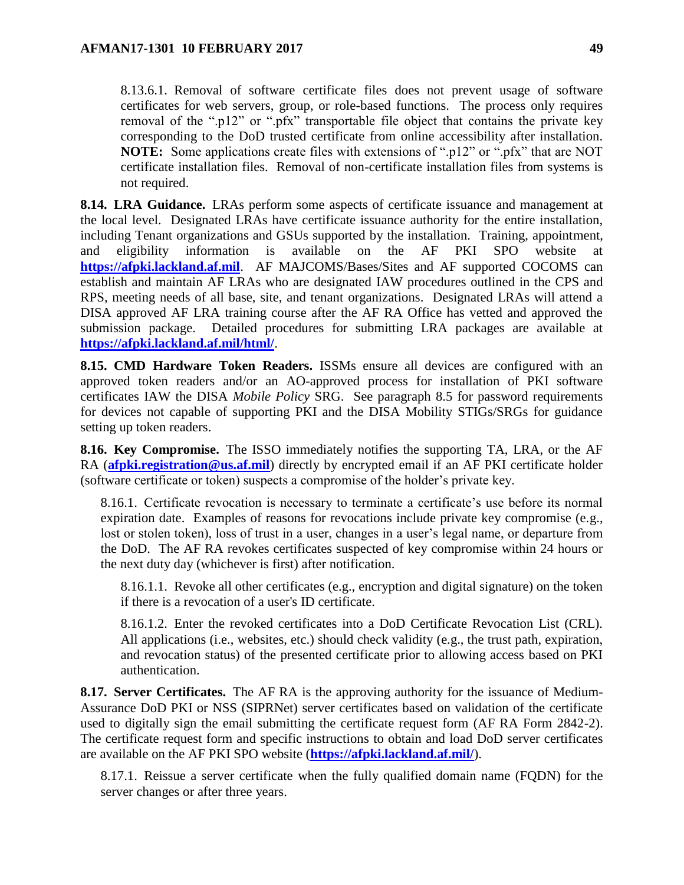8.13.6.1. Removal of software certificate files does not prevent usage of software certificates for web servers, group, or role-based functions. The process only requires removal of the ".p12" or ".pfx" transportable file object that contains the private key corresponding to the DoD trusted certificate from online accessibility after installation. **NOTE:** Some applications create files with extensions of ".p12" or ".pfx" that are NOT certificate installation files. Removal of non-certificate installation files from systems is not required.

**8.14. LRA Guidance.** LRAs perform some aspects of certificate issuance and management at the local level. Designated LRAs have certificate issuance authority for the entire installation, including Tenant organizations and GSUs supported by the installation. Training, appointment, and eligibility information is available on the AF PKI SPO website at **https://afpki.lackland.af.mil**. AF MAJCOMS/Bases/Sites and AF supported COCOMS can establish and maintain AF LRAs who are designated IAW procedures outlined in the CPS and RPS, meeting needs of all base, site, and tenant organizations. Designated LRAs will attend a DISA approved AF LRA training course after the AF RA Office has vetted and approved the submission package. Detailed procedures for submitting LRA packages are available at **https://afpki.lackland.af.mil/html/**.

**8.15. CMD Hardware Token Readers.** ISSMs ensure all devices are configured with an approved token readers and/or an AO-approved process for installation of PKI software certificates IAW the DISA *Mobile Policy* SRG. See paragraph 8.5 for password requirements for devices not capable of supporting PKI and the DISA Mobility STIGs/SRGs for guidance setting up token readers.

**8.16. Key Compromise.** The ISSO immediately notifies the supporting TA, LRA, or the AF RA (**afpki.registration@us.af.mil**) directly by encrypted email if an AF PKI certificate holder (software certificate or token) suspects a compromise of the holder's private key.

8.16.1. Certificate revocation is necessary to terminate a certificate's use before its normal expiration date. Examples of reasons for revocations include private key compromise (e.g., lost or stolen token), loss of trust in a user, changes in a user's legal name, or departure from the DoD. The AF RA revokes certificates suspected of key compromise within 24 hours or the next duty day (whichever is first) after notification.

8.16.1.1. Revoke all other certificates (e.g., encryption and digital signature) on the token if there is a revocation of a user's ID certificate.

8.16.1.2. Enter the revoked certificates into a DoD Certificate Revocation List (CRL). All applications (i.e., websites, etc.) should check validity (e.g., the trust path, expiration, and revocation status) of the presented certificate prior to allowing access based on PKI authentication.

**8.17. Server Certificates.** The AF RA is the approving authority for the issuance of Medium-Assurance DoD PKI or NSS (SIPRNet) server certificates based on validation of the certificate used to digitally sign the email submitting the certificate request form (AF RA Form 2842-2). The certificate request form and specific instructions to obtain and load DoD server certificates are available on the AF PKI SPO website (**https://afpki.lackland.af.mil/**).

8.17.1. Reissue a server certificate when the fully qualified domain name (FQDN) for the server changes or after three years.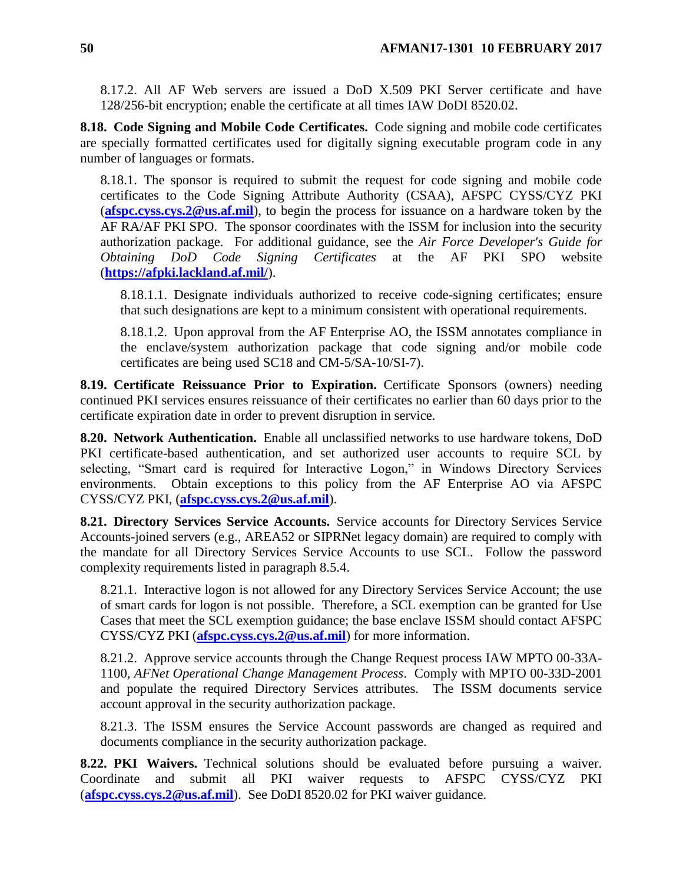8.17.2. All AF Web servers are issued a DoD X.509 PKI Server certificate and have 128/256-bit encryption; enable the certificate at all times IAW DoDI 8520.02.

**8.18. Code Signing and Mobile Code Certificates.** Code signing and mobile code certificates are specially formatted certificates used for digitally signing executable program code in any number of languages or formats.

8.18.1. The sponsor is required to submit the request for code signing and mobile code certificates to the Code Signing Attribute Authority (CSAA), AFSPC CYSS/CYZ PKI (**afspc.cyss.cys.2@us.af.mil**), to begin the process for issuance on a hardware token by the AF RA/AF PKI SPO. The sponsor coordinates with the ISSM for inclusion into the security authorization package. For additional guidance, see the *Air Force Developer's Guide for Obtaining DoD Code Signing Certificates* at the AF PKI SPO website (**https://afpki.lackland.af.mil/**).

8.18.1.1. Designate individuals authorized to receive code-signing certificates; ensure that such designations are kept to a minimum consistent with operational requirements.

8.18.1.2. Upon approval from the AF Enterprise AO, the ISSM annotates compliance in the enclave/system authorization package that code signing and/or mobile code certificates are being used SC18 and CM-5/SA-10/SI-7).

**8.19. Certificate Reissuance Prior to Expiration.** Certificate Sponsors (owners) needing continued PKI services ensures reissuance of their certificates no earlier than 60 days prior to the certificate expiration date in order to prevent disruption in service.

**8.20. Network Authentication.** Enable all unclassified networks to use hardware tokens, DoD PKI certificate-based authentication, and set authorized user accounts to require SCL by selecting, "Smart card is required for Interactive Logon," in Windows Directory Services environments. Obtain exceptions to this policy from the AF Enterprise AO via AFSPC CYSS/CYZ PKI, (**afspc.cyss.cys.2@us.af.mil**).

**8.21. Directory Services Service Accounts.** Service accounts for Directory Services Service Accounts-joined servers (e.g., AREA52 or SIPRNet legacy domain) are required to comply with the mandate for all Directory Services Service Accounts to use SCL. Follow the password complexity requirements listed in paragraph 8.5.4.

8.21.1. Interactive logon is not allowed for any Directory Services Service Account; the use of smart cards for logon is not possible. Therefore, a SCL exemption can be granted for Use Cases that meet the SCL exemption guidance; the base enclave ISSM should contact AFSPC CYSS/CYZ PKI (**afspc.cyss.cys.2@us.af.mil**) for more information.

8.21.2. Approve service accounts through the Change Request process IAW MPTO 00-33A-1100, *AFNet Operational Change Management Process*. Comply with MPTO 00-33D-2001 and populate the required Directory Services attributes. The ISSM documents service account approval in the security authorization package.

8.21.3. The ISSM ensures the Service Account passwords are changed as required and documents compliance in the security authorization package.

**8.22. PKI Waivers.** Technical solutions should be evaluated before pursuing a waiver. Coordinate and submit all PKI waiver requests to AFSPC CYSS/CYZ PKI (**afspc.cyss.cys.2@us.af.mil**). See DoDI 8520.02 for PKI waiver guidance.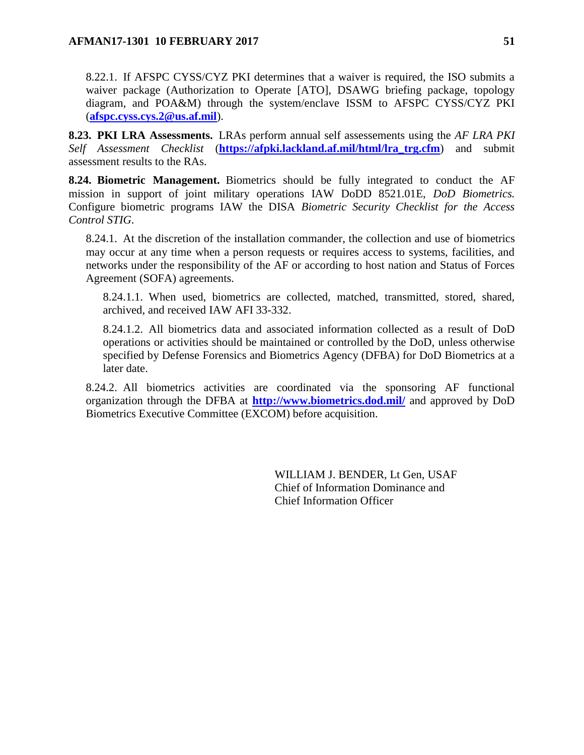8.22.1. If AFSPC CYSS/CYZ PKI determines that a waiver is required, the ISO submits a waiver package (Authorization to Operate [ATO], DSAWG briefing package, topology diagram, and POA&M) through the system/enclave ISSM to AFSPC CYSS/CYZ PKI (**afspc.cyss.cys.2@us.af.mil**).

**8.23. PKI LRA Assessments.** LRAs perform annual self assessements using the *AF LRA PKI Self Assessment Checklist* (**https://afpki.lackland.af.mil/html/lra_trg.cfm**) and submit assessment results to the RAs.

**8.24. Biometric Management.** Biometrics should be fully integrated to conduct the AF mission in support of joint military operations IAW DoDD 8521.01E, *DoD Biometrics.* Configure biometric programs IAW the DISA *Biometric Security Checklist for the Access Control STIG*.

8.24.1. At the discretion of the installation commander, the collection and use of biometrics may occur at any time when a person requests or requires access to systems, facilities, and networks under the responsibility of the AF or according to host nation and Status of Forces Agreement (SOFA) agreements.

8.24.1.1. When used, biometrics are collected, matched, transmitted, stored, shared, archived, and received IAW AFI 33-332.

8.24.1.2. All biometrics data and associated information collected as a result of DoD operations or activities should be maintained or controlled by the DoD, unless otherwise specified by Defense Forensics and Biometrics Agency (DFBA) for DoD Biometrics at a later date.

8.24.2. All biometrics activities are coordinated via the sponsoring AF functional organization through the DFBA at **http://www.biometrics.dod.mil/** and approved by DoD Biometrics Executive Committee (EXCOM) before acquisition.

WILLIAM J. BENDER, Lt Gen, USAF
Chief of Information Dominance and
Chief Information Officer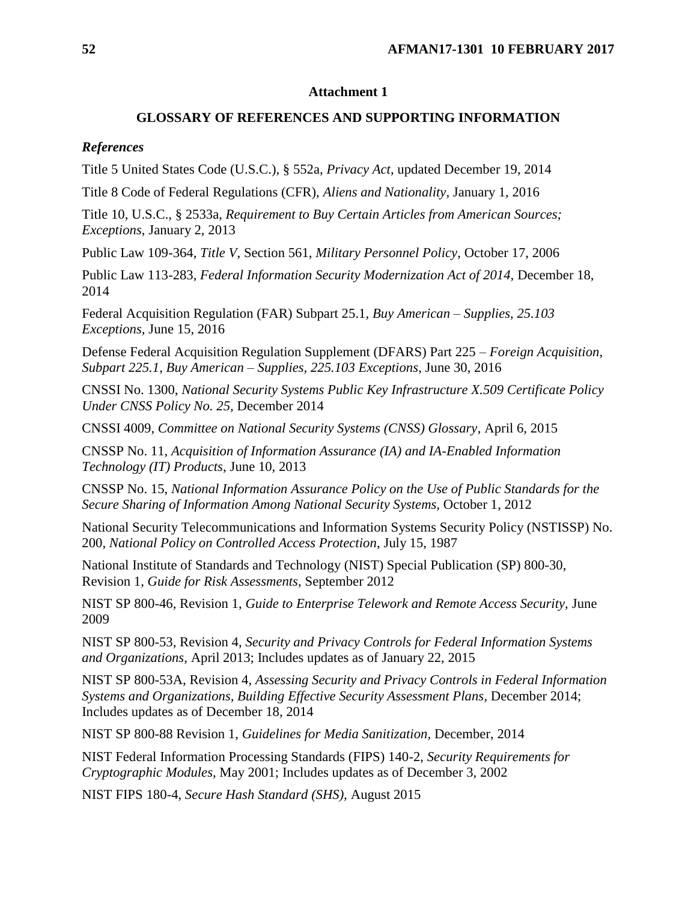## Attachment 1

## GLOSSARY OF REFERENCES AND SUPPORTING INFORMATION

### *References*

Title 5 United States Code (U.S.C.), § 552a, *Privacy Act,* updated December 19, 2014

Title 8 Code of Federal Regulations (CFR), *Aliens and Nationality*, January 1, 2016

Title 10, U.S.C., § 2533a, *Requirement to Buy Certain Articles from American Sources; Exceptions*, January 2, 2013

Public Law 109-364, *Title V*, Section 561, *Military Personnel Policy*, October 17, 2006

Public Law 113-283, *Federal Information Security Modernization Act of 2014,* December 18, 2014

Federal Acquisition Regulation (FAR) Subpart 25.1, *Buy American – Supplies*, *25.103 Exceptions*, June 15, 2016

Defense Federal Acquisition Regulation Supplement (DFARS) Part 225 – *Foreign Acquisition*, *Subpart 225.1, Buy American – Supplies, 225.103 Exceptions*, June 30, 2016

CNSSI No. 1300, *National Security Systems Public Key Infrastructure X.509 Certificate Policy Under CNSS Policy No. 25,* December 2014

CNSSI 4009, *Committee on National Security Systems (CNSS) Glossary*, April 6, 2015

CNSSP No. 11, *Acquisition of Information Assurance (IA) and IA-Enabled Information Technology (IT) Products,* June 10, 2013

CNSSP No. 15, *National Information Assurance Policy on the Use of Public Standards for the Secure Sharing of Information Among National Security Systems,* October 1, 2012

National Security Telecommunications and Information Systems Security Policy (NSTISSP) No. 200, *National Policy on Controlled Access Protection*, July 15, 1987

National Institute of Standards and Technology (NIST) Special Publication (SP) 800-30, Revision 1, *Guide for Risk Assessments*, September 2012

NIST SP 800-46, Revision 1, *Guide to Enterprise Telework and Remote Access Security,* June 2009

NIST SP 800-53, Revision 4, *Security and Privacy Controls for Federal Information Systems and Organizations,* April 2013; Includes updates as of January 22, 2015

NIST SP 800-53A, Revision 4, *Assessing Security and Privacy Controls in Federal Information Systems and Organizations, Building Effective Security Assessment Plans*, December 2014; Includes updates as of December 18, 2014

NIST SP 800-88 Revision 1, *Guidelines for Media Sanitization,* December, 2014

NIST Federal Information Processing Standards (FIPS) 140-2, *Security Requirements for Cryptographic Modules*, May 2001; Includes updates as of December 3, 2002

NIST FIPS 180-4, *Secure Hash Standard (SHS),* August 2015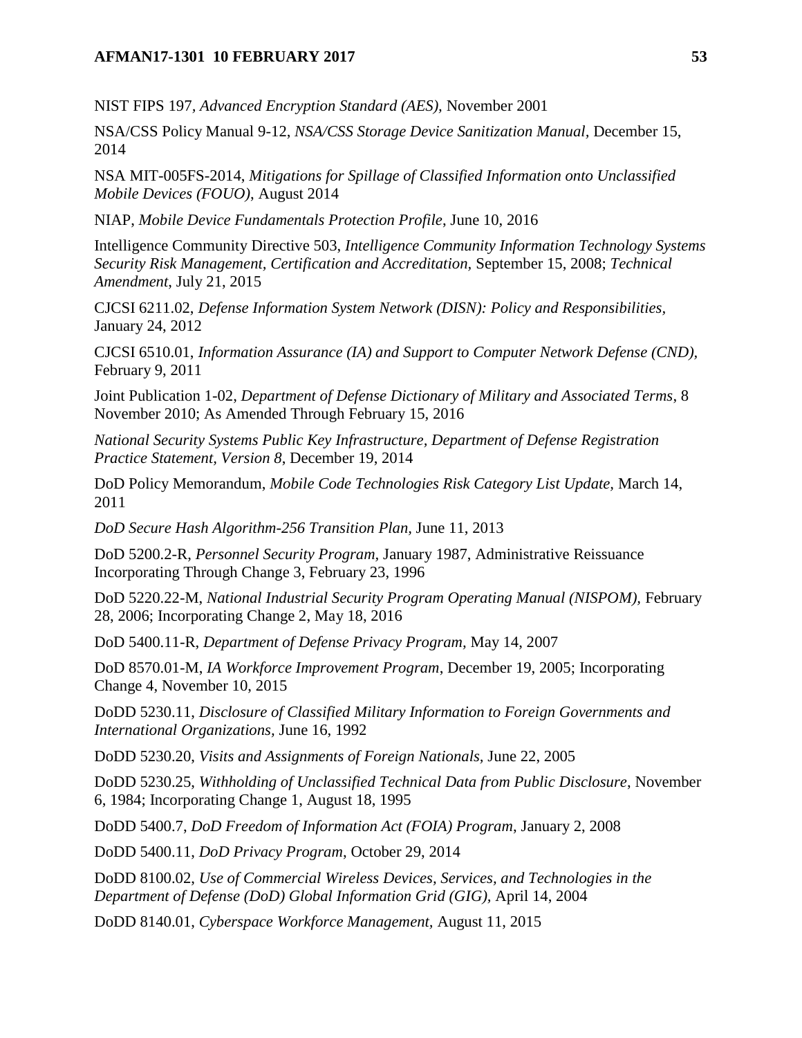NIST FIPS 197, *Advanced Encryption Standard (AES),* November 2001

NSA/CSS Policy Manual 9-12, *NSA/CSS Storage Device Sanitization Manual,* December 15, 2014

NSA MIT-005FS-2014, *Mitigations for Spillage of Classified Information onto Unclassified Mobile Devices (FOUO),* August 2014

NIAP, *Mobile Device Fundamentals Protection Profile*, June 10, 2016

Intelligence Community Directive 503, *Intelligence Community Information Technology Systems Security Risk Management, Certification and Accreditation,* September 15, 2008; *Technical Amendment*, July 21, 2015

CJCSI 6211.02, *Defense Information System Network (DISN): Policy and Responsibilities*, January 24, 2012

CJCSI 6510.01, *Information Assurance (IA) and Support to Computer Network Defense (CND),* February 9, 2011

Joint Publication 1-02, *Department of Defense Dictionary of Military and Associated Terms*, 8 November 2010; As Amended Through February 15, 2016

*National Security Systems Public Key Infrastructure, Department of Defense Registration Practice Statement, Version 8*, December 19, 2014

DoD Policy Memorandum, *Mobile Code Technologies Risk Category List Update,* March 14, 2011

*DoD Secure Hash Algorithm-256 Transition Plan,* June 11, 2013

DoD 5200.2-R, *Personnel Security Program,* January 1987, Administrative Reissuance Incorporating Through Change 3, February 23, 1996

DoD 5220.22-M, *National Industrial Security Program Operating Manual (NISPOM),* February 28, 2006; Incorporating Change 2, May 18, 2016

DoD 5400.11-R, *Department of Defense Privacy Program,* May 14, 2007

DoD 8570.01-M, *IA Workforce Improvement Program*, December 19, 2005; Incorporating Change 4, November 10, 2015

DoDD 5230.11, *Disclosure of Classified Military Information to Foreign Governments and International Organizations*, June 16, 1992

DoDD 5230.20, *Visits and Assignments of Foreign Nationals*, June 22, 2005

DoDD 5230.25, *Withholding of Unclassified Technical Data from Public Disclosure*, November 6, 1984; Incorporating Change 1, August 18, 1995

DoDD 5400.7, *DoD Freedom of Information Act (FOIA) Program*, January 2, 2008

DoDD 5400.11, *DoD Privacy Program*, October 29, 2014

DoDD 8100.02, *Use of Commercial Wireless Devices, Services, and Technologies in the Department of Defense (DoD) Global Information Grid (GIG),* April 14, 2004

DoDD 8140.01, *Cyberspace Workforce Management*, August 11, 2015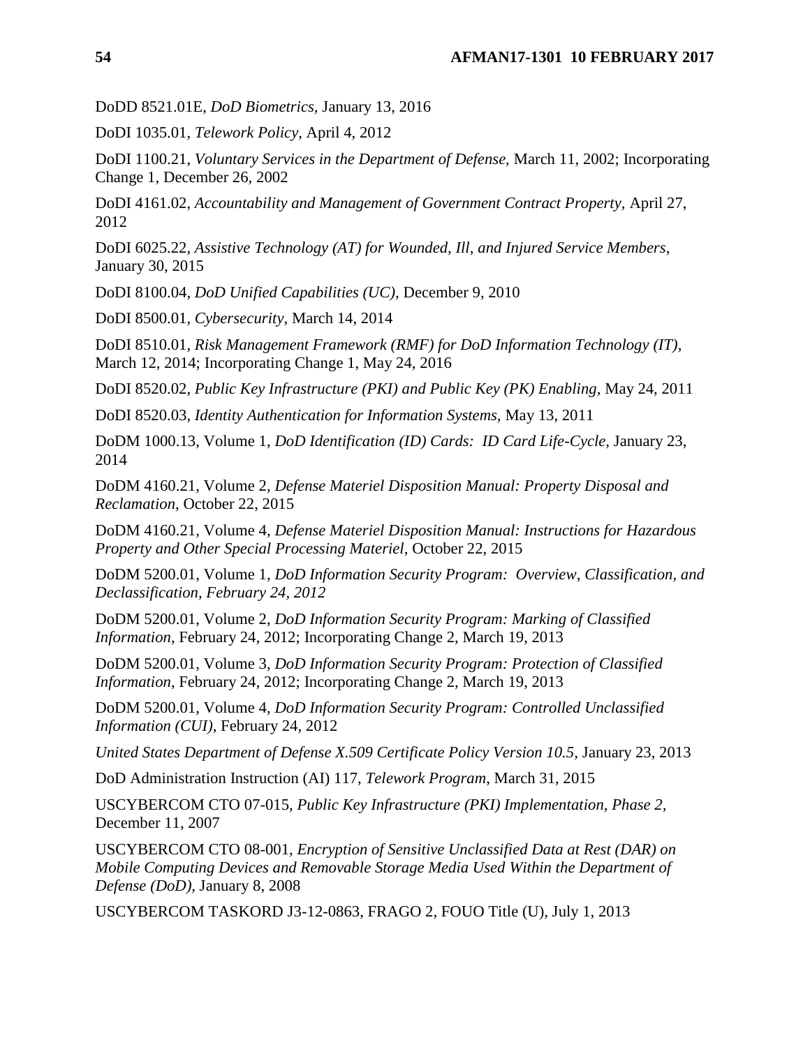DoDD 8521.01E, *DoD Biometrics*, January 13, 2016

DoDI 1035.01, *Telework Policy,* April 4, 2012

DoDI 1100.21, *Voluntary Services in the Department of Defense,* March 11, 2002; Incorporating Change 1, December 26, 2002

DoDI 4161.02, *Accountability and Management of Government Contract Property,* April 27, 2012

DoDI 6025.22, *Assistive Technology (AT) for Wounded, Ill, and Injured Service Members*, January 30, 2015

DoDI 8100.04, *DoD Unified Capabilities (UC)*, December 9, 2010

DoDI 8500.01, *Cybersecurity*, March 14, 2014

DoDI 8510.01, *Risk Management Framework (RMF) for DoD Information Technology (IT),* March 12, 2014; Incorporating Change 1, May 24, 2016

DoDI 8520.02, *Public Key Infrastructure (PKI) and Public Key (PK) Enabling,* May 24, 2011

DoDI 8520.03, *Identity Authentication for Information Systems,* May 13, 2011

DoDM 1000.13, Volume 1, *DoD Identification (ID) Cards: ID Card Life-Cycle,* January 23, 2014

DoDM 4160.21, Volume 2, *Defense Materiel Disposition Manual: Property Disposal and Reclamation,* October 22, 2015

DoDM 4160.21, Volume 4, *Defense Materiel Disposition Manual: Instructions for Hazardous Property and Other Special Processing Materiel*, October 22, 2015

DoDM 5200.01, Volume 1, *DoD Information Security Program: Overview, Classification, and Declassification, February 24, 2012*

DoDM 5200.01, Volume 2, *DoD Information Security Program: Marking of Classified Information,* February 24, 2012; Incorporating Change 2, March 19, 2013

DoDM 5200.01, Volume 3, *DoD Information Security Program: Protection of Classified Information,* February 24, 2012; Incorporating Change 2, March 19, 2013

DoDM 5200.01, Volume 4, *DoD Information Security Program: Controlled Unclassified Information (CUI),* February 24, 2012

*United States Department of Defense X.509 Certificate Policy Version 10.5,* January 23, 2013

DoD Administration Instruction (AI) 117, *Telework Program*, March 31, 2015

USCYBERCOM CTO 07-015, *Public Key Infrastructure (PKI) Implementation, Phase 2,* December 11, 2007

USCYBERCOM CTO 08-001, *Encryption of Sensitive Unclassified Data at Rest (DAR) on Mobile Computing Devices and Removable Storage Media Used Within the Department of Defense (DoD),* January 8, 2008

USCYBERCOM TASKORD J3-12-0863, FRAGO 2, FOUO Title (U), July 1, 2013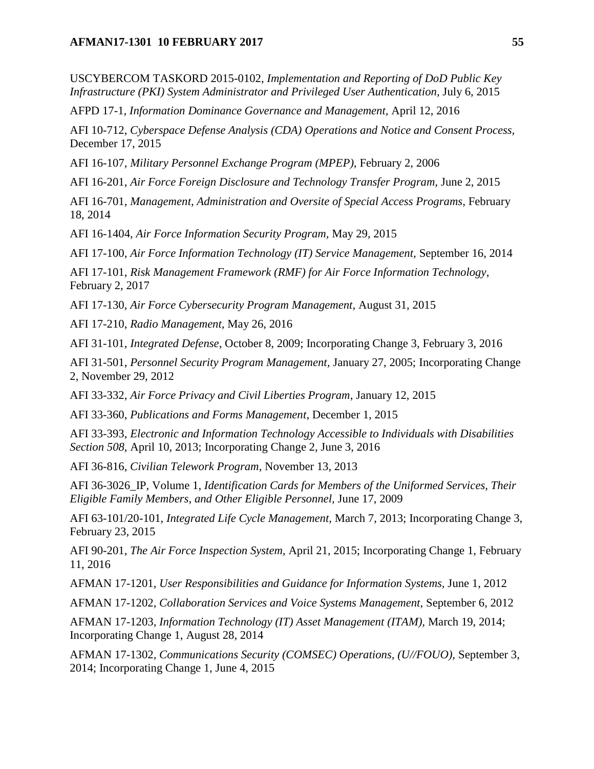USCYBERCOM TASKORD 2015-0102, *Implementation and Reporting of DoD Public Key Infrastructure (PKI) System Administrator and Privileged User Authentication*, July 6, 2015

AFPD 17-1, *Information Dominance Governance and Management*, April 12, 2016

AFI 10-712, *Cyberspace Defense Analysis (CDA) Operations and Notice and Consent Process*, December 17, 2015

AFI 16-107, *Military Personnel Exchange Program (MPEP)*, February 2, 2006

AFI 16-201, *Air Force Foreign Disclosure and Technology Transfer Program*, June 2, 2015

AFI 16-701, *Management, Administration and Oversite of Special Access Programs*, February 18, 2014

AFI 16-1404, *Air Force Information Security Program*, May 29, 2015

AFI 17-100, *Air Force Information Technology (IT) Service Management*, September 16, 2014

AFI 17-101, *Risk Management Framework (RMF) for Air Force Information Technology*, February 2, 2017

AFI 17-130, *Air Force Cybersecurity Program Management*, August 31, 2015

AFI 17-210, *Radio Management*, May 26, 2016

AFI 31-101, *Integrated Defense*, October 8, 2009; Incorporating Change 3, February 3, 2016

AFI 31-501, *Personnel Security Program Management*, January 27, 2005; Incorporating Change 2, November 29, 2012

AFI 33-332, *Air Force Privacy and Civil Liberties Program*, January 12, 2015

AFI 33-360, *Publications and Forms Management*, December 1, 2015

AFI 33-393, *Electronic and Information Technology Accessible to Individuals with Disabilities Section 508*, April 10, 2013; Incorporating Change 2, June 3, 2016

AFI 36-816, *Civilian Telework Program*, November 13, 2013

AFI 36-3026_IP, Volume 1, *Identification Cards for Members of the Uniformed Services, Their Eligible Family Members, and Other Eligible Personnel*, June 17, 2009

AFI 63-101/20-101, *Integrated Life Cycle Management*, March 7, 2013; Incorporating Change 3, February 23, 2015

AFI 90-201, *The Air Force Inspection System*, April 21, 2015; Incorporating Change 1, February 11, 2016

AFMAN 17-1201, *User Responsibilities and Guidance for Information Systems*, June 1, 2012

AFMAN 17-1202, *Collaboration Services and Voice Systems Management*, September 6, 2012

AFMAN 17-1203, *Information Technology (IT) Asset Management (ITAM)*, March 19, 2014; Incorporating Change 1, August 28, 2014

AFMAN 17-1302, *Communications Security (COMSEC) Operations, (U//FOUO)*, September 3, 2014; Incorporating Change 1, June 4, 2015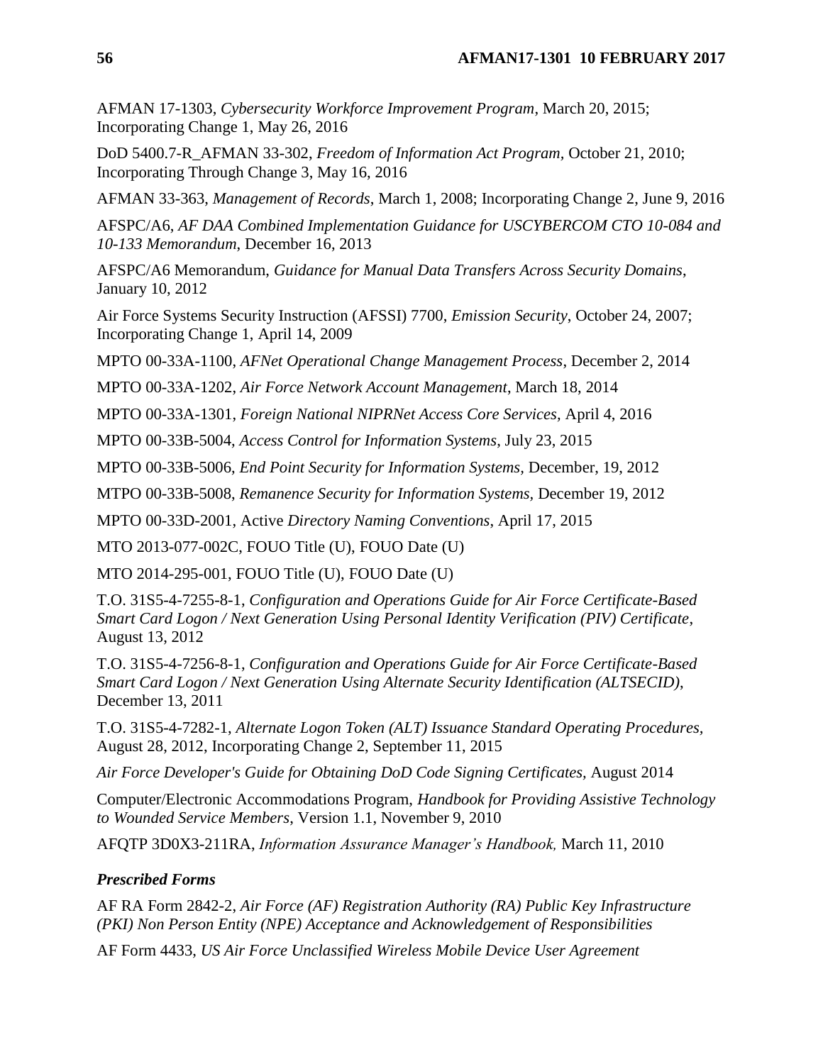AFMAN 17-1303, *Cybersecurity Workforce Improvement Program*, March 20, 2015; Incorporating Change 1, May 26, 2016

DoD 5400.7-R_AFMAN 33-302, *Freedom of Information Act Program,* October 21, 2010; Incorporating Through Change 3, May 16, 2016

AFMAN 33-363, *Management of Records*, March 1, 2008; Incorporating Change 2, June 9, 2016

AFSPC/A6, *AF DAA Combined Implementation Guidance for USCYBERCOM CTO 10-084 and 10-133 Memorandum*, December 16, 2013

AFSPC/A6 Memorandum, *Guidance for Manual Data Transfers Across Security Domains*, January 10, 2012

Air Force Systems Security Instruction (AFSSI) 7700, *Emission Security*, October 24, 2007; Incorporating Change 1, April 14, 2009

MPTO 00-33A-1100, *AFNet Operational Change Management Process*, December 2, 2014

MPTO 00-33A-1202, *Air Force Network Account Management*, March 18, 2014

MPTO 00-33A-1301, *Foreign National NIPRNet Access Core Services,* April 4, 2016

MPTO 00-33B-5004, *Access Control for Information Systems*, July 23, 2015

MPTO 00-33B-5006, *End Point Security for Information Systems,* December, 19, 2012

MTPO 00-33B-5008, *Remanence Security for Information Systems,* December 19, 2012

MPTO 00-33D-2001, Active *Directory Naming Conventions*, April 17, 2015

MTO 2013-077-002C, FOUO Title (U), FOUO Date (U)

MTO 2014-295-001, FOUO Title (U), FOUO Date (U)

T.O. 31S5-4-7255-8-1, *Configuration and Operations Guide for Air Force Certificate-Based Smart Card Logon / Next Generation Using Personal Identity Verification (PIV) Certificate*, August 13, 2012

T.O. 31S5-4-7256-8-1, *Configuration and Operations Guide for Air Force Certificate-Based Smart Card Logon / Next Generation Using Alternate Security Identification (ALTSECID)*, December 13, 2011

T.O. 31S5-4-7282-1, *Alternate Logon Token (ALT) Issuance Standard Operating Procedures,* August 28, 2012, Incorporating Change 2, September 11, 2015

*Air Force Developer's Guide for Obtaining DoD Code Signing Certificates,* August 2014

Computer/Electronic Accommodations Program, *Handbook for Providing Assistive Technology to Wounded Service Members*, Version 1.1, November 9, 2010

AFQTP 3D0X3-211RA, *Information Assurance Manager's Handbook,* March 11, 2010

### *Prescribed Forms*

AF RA Form 2842-2, *Air Force (AF) Registration Authority (RA) Public Key Infrastructure (PKI) Non Person Entity (NPE) Acceptance and Acknowledgement of Responsibilities*

AF Form 4433, *US Air Force Unclassified Wireless Mobile Device User Agreement*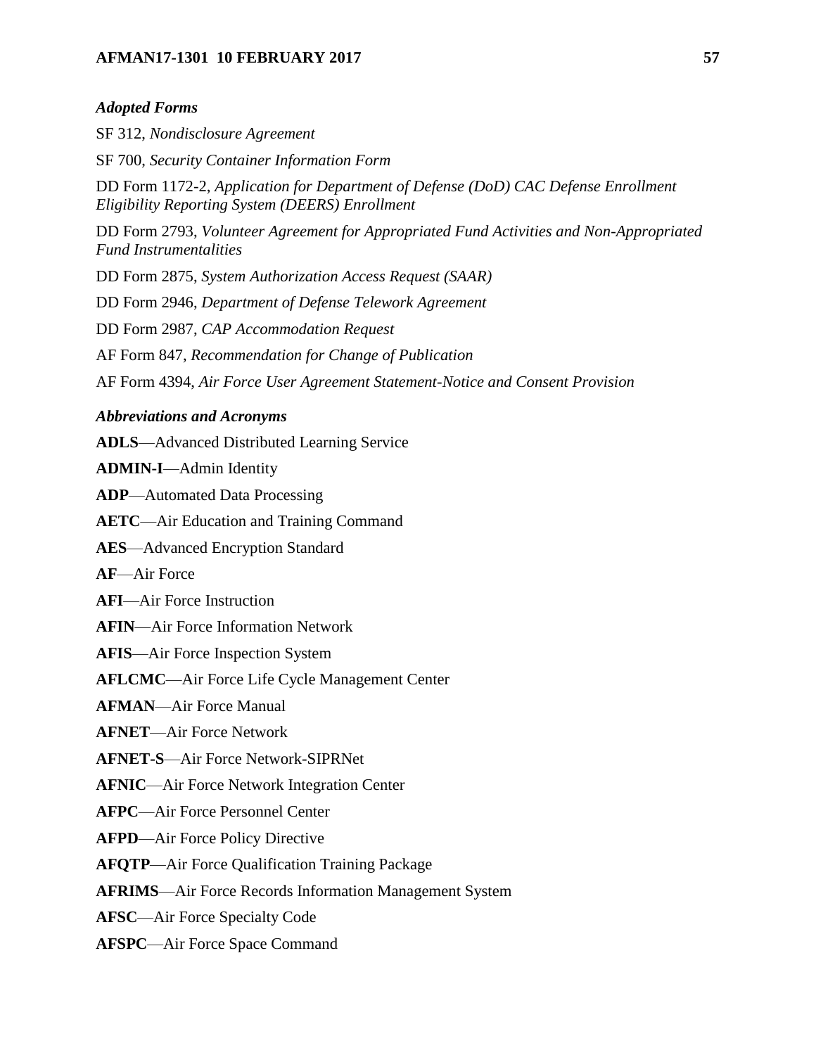### *Adopted Forms*

SF 312, *Nondisclosure Agreement*

SF 700, *Security Container Information Form*

DD Form 1172-2, *Application for Department of Defense (DoD) CAC Defense Enrollment Eligibility Reporting System (DEERS) Enrollment*

DD Form 2793, *Volunteer Agreement for Appropriated Fund Activities and Non-Appropriated Fund Instrumentalities*

DD Form 2875, *System Authorization Access Request (SAAR)*

DD Form 2946, *Department of Defense Telework Agreement*

DD Form 2987, *CAP Accommodation Request*

AF Form 847, *Recommendation for Change of Publication*

AF Form 4394, *Air Force User Agreement Statement-Notice and Consent Provision*

### *Abbreviations and Acronyms*

**ADLS**—Advanced Distributed Learning Service

**ADMIN-I**—Admin Identity

**ADP**—Automated Data Processing

**AETC**—Air Education and Training Command

**AES**—Advanced Encryption Standard

**AF**—Air Force

**AFI**—Air Force Instruction

**AFIN**—Air Force Information Network

**AFIS**—Air Force Inspection System

**AFLCMC**—Air Force Life Cycle Management Center

**AFMAN**—Air Force Manual

**AFNET**—Air Force Network

**AFNET-S**—Air Force Network-SIPRNet

**AFNIC**—Air Force Network Integration Center

**AFPC**—Air Force Personnel Center

**AFPD**—Air Force Policy Directive

**AFQTP**—Air Force Qualification Training Package

**AFRIMS**—Air Force Records Information Management System

**AFSC**—Air Force Specialty Code

**AFSPC**—Air Force Space Command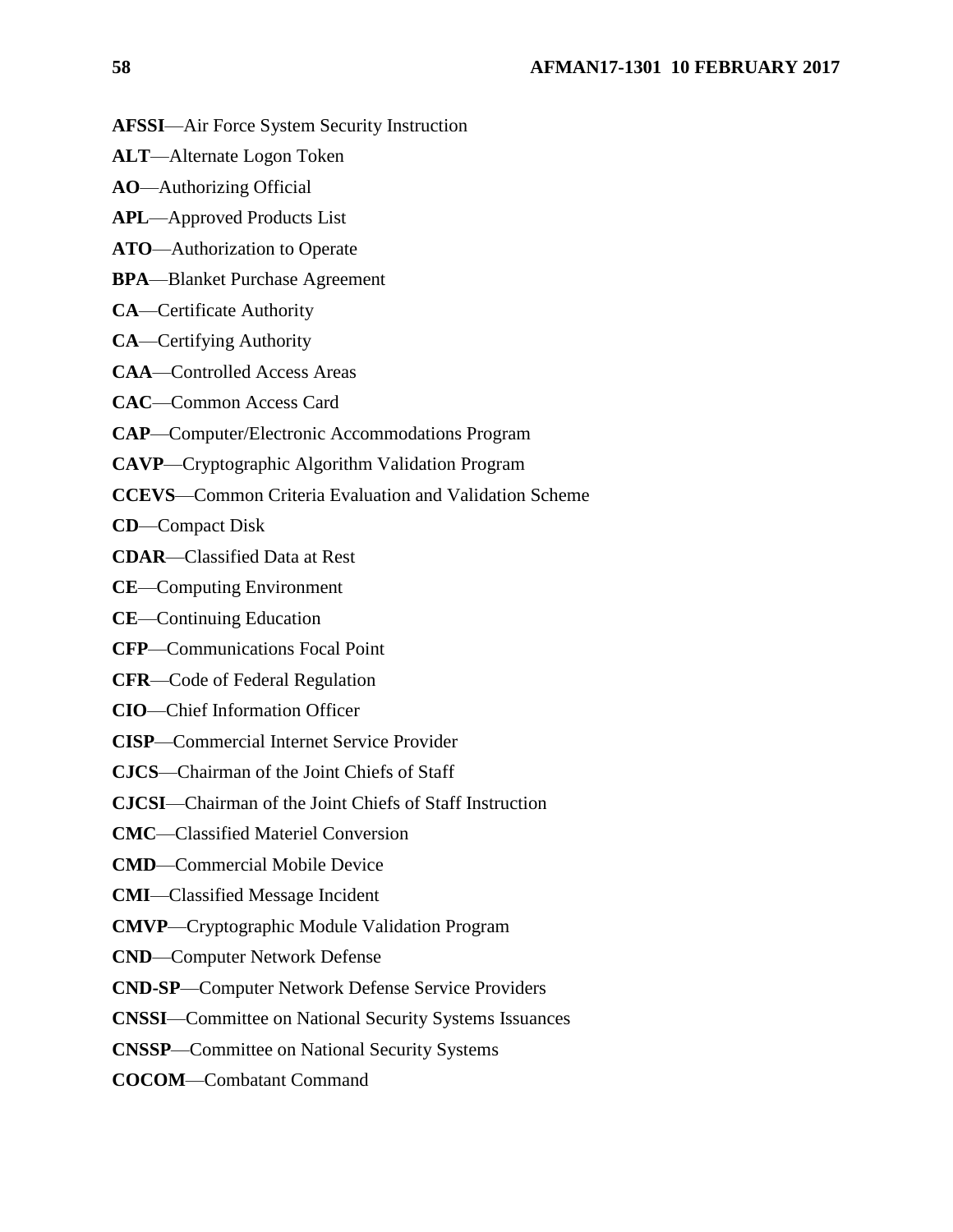**AFSSI**—Air Force System Security Instruction

**ALT**—Alternate Logon Token

**AO**—Authorizing Official

**APL**—Approved Products List

**ATO**—Authorization to Operate

**BPA**—Blanket Purchase Agreement

**CA**—Certificate Authority

**CA**—Certifying Authority

**CAA**—Controlled Access Areas

**CAC**—Common Access Card

**CAP**—Computer/Electronic Accommodations Program

**CAVP**—Cryptographic Algorithm Validation Program

**CCEVS**—Common Criteria Evaluation and Validation Scheme

**CD**—Compact Disk

**CDAR**—Classified Data at Rest

**CE**—Computing Environment

**CE**—Continuing Education

**CFP**—Communications Focal Point

**CFR**—Code of Federal Regulation

**CIO**—Chief Information Officer

**CISP**—Commercial Internet Service Provider

**CJCS**—Chairman of the Joint Chiefs of Staff

**CJCSI**—Chairman of the Joint Chiefs of Staff Instruction

**CMC**—Classified Materiel Conversion

**CMD**—Commercial Mobile Device

**CMI**—Classified Message Incident

**CMVP**—Cryptographic Module Validation Program

**CND**—Computer Network Defense

**CND-SP**—Computer Network Defense Service Providers

**CNSSI**—Committee on National Security Systems Issuances

**CNSSP**—Committee on National Security Systems

**COCOM**—Combatant Command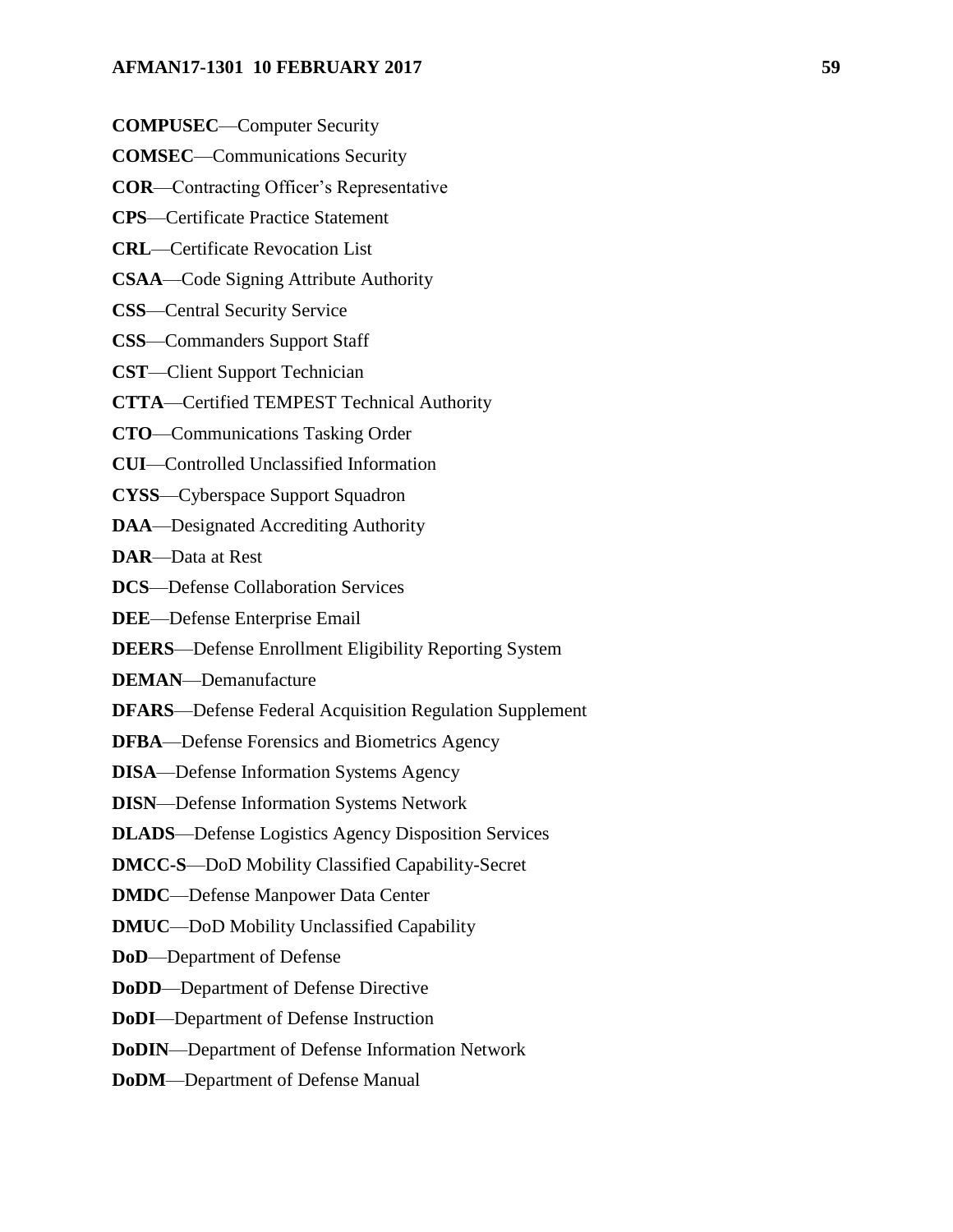**COMPUSEC**—Computer Security

**COMSEC**—Communications Security

**COR**—Contracting Officer's Representative

**CPS**—Certificate Practice Statement

**CRL**—Certificate Revocation List

**CSAA**—Code Signing Attribute Authority

**CSS**—Central Security Service

**CSS**—Commanders Support Staff

**CST**—Client Support Technician

**CTTA**—Certified TEMPEST Technical Authority

**CTO**—Communications Tasking Order

**CUI**—Controlled Unclassified Information

**CYSS**—Cyberspace Support Squadron

**DAA**—Designated Accrediting Authority

**DAR**—Data at Rest

**DCS**—Defense Collaboration Services

**DEE**—Defense Enterprise Email

**DEERS**—Defense Enrollment Eligibility Reporting System

**DEMAN**—Demanufacture

**DFARS**—Defense Federal Acquisition Regulation Supplement

**DFBA**—Defense Forensics and Biometrics Agency

**DISA**—Defense Information Systems Agency

**DISN**—Defense Information Systems Network

**DLADS**—Defense Logistics Agency Disposition Services

**DMCC-S**—DoD Mobility Classified Capability-Secret

**DMDC**—Defense Manpower Data Center

**DMUC**—DoD Mobility Unclassified Capability

**DoD**—Department of Defense

**DoDD**—Department of Defense Directive

**DoDI**—Department of Defense Instruction

**DoDIN**—Department of Defense Information Network

**DoDM**—Department of Defense Manual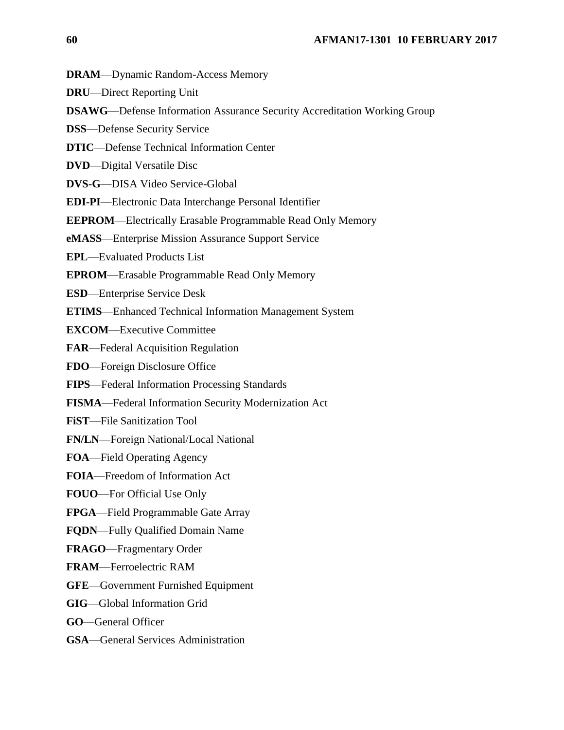**DRAM**—Dynamic Random-Access Memory

**DRU**—Direct Reporting Unit

**DSAWG**—Defense Information Assurance Security Accreditation Working Group

**DSS**—Defense Security Service

**DTIC**—Defense Technical Information Center

**DVD**—Digital Versatile Disc

**DVS-G**—DISA Video Service-Global

**EDI-PI**—Electronic Data Interchange Personal Identifier

**EEPROM**—Electrically Erasable Programmable Read Only Memory

**eMASS**—Enterprise Mission Assurance Support Service

**EPL**—Evaluated Products List

**EPROM**—Erasable Programmable Read Only Memory

**ESD**—Enterprise Service Desk

**ETIMS**—Enhanced Technical Information Management System

**EXCOM**—Executive Committee

**FAR**—Federal Acquisition Regulation

**FDO**—Foreign Disclosure Office

**FIPS**—Federal Information Processing Standards

**FISMA**—Federal Information Security Modernization Act

**FiST**—File Sanitization Tool

**FN/LN**—Foreign National/Local National

**FOA**—Field Operating Agency

**FOIA**—Freedom of Information Act

**FOUO**—For Official Use Only

**FPGA**—Field Programmable Gate Array

**FQDN**—Fully Qualified Domain Name

**FRAGO**—Fragmentary Order

**FRAM**—Ferroelectric RAM

**GFE**—Government Furnished Equipment

**GIG**—Global Information Grid

**GO**—General Officer

**GSA**—General Services Administration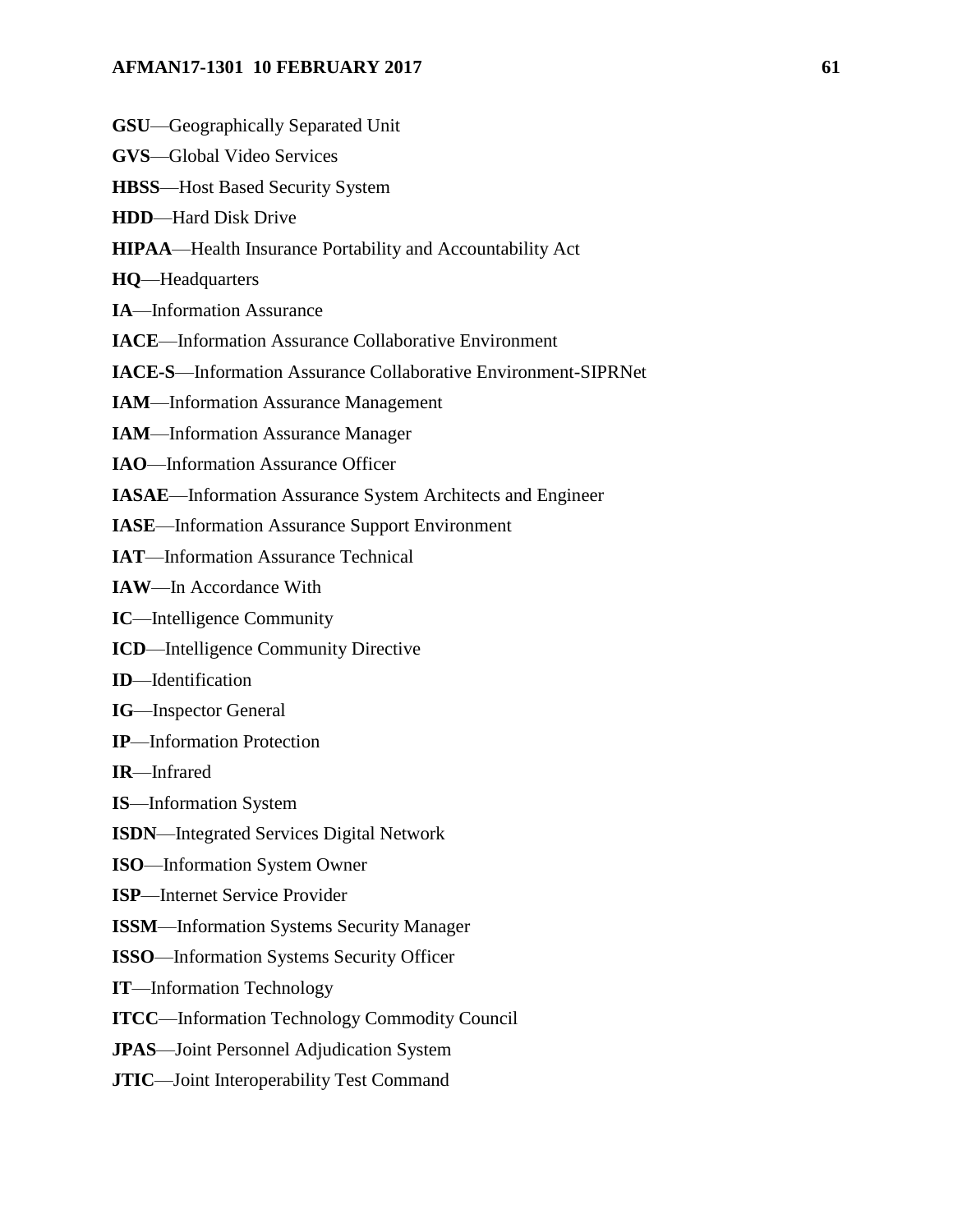**GSU**—Geographically Separated Unit

**GVS**—Global Video Services

**HBSS**—Host Based Security System

**HDD**—Hard Disk Drive

**HIPAA**—Health Insurance Portability and Accountability Act

**HQ**—Headquarters

**IA**—Information Assurance

**IACE**—Information Assurance Collaborative Environment

**IACE-S**—Information Assurance Collaborative Environment-SIPRNet

**IAM**—Information Assurance Management

**IAM**—Information Assurance Manager

**IAO**—Information Assurance Officer

**IASAE**—Information Assurance System Architects and Engineer

**IASE**—Information Assurance Support Environment

**IAT**—Information Assurance Technical

**IAW**—In Accordance With

**IC**—Intelligence Community

**ICD**—Intelligence Community Directive

**ID**—Identification

**IG**—Inspector General

**IP**—Information Protection

**IR**—Infrared

**IS**—Information System

**ISDN**—Integrated Services Digital Network

**ISO**—Information System Owner

**ISP**—Internet Service Provider

**ISSM**—Information Systems Security Manager

**ISSO**—Information Systems Security Officer

**IT**—Information Technology

**ITCC**—Information Technology Commodity Council

**JPAS**—Joint Personnel Adjudication System

**JTIC**—Joint Interoperability Test Command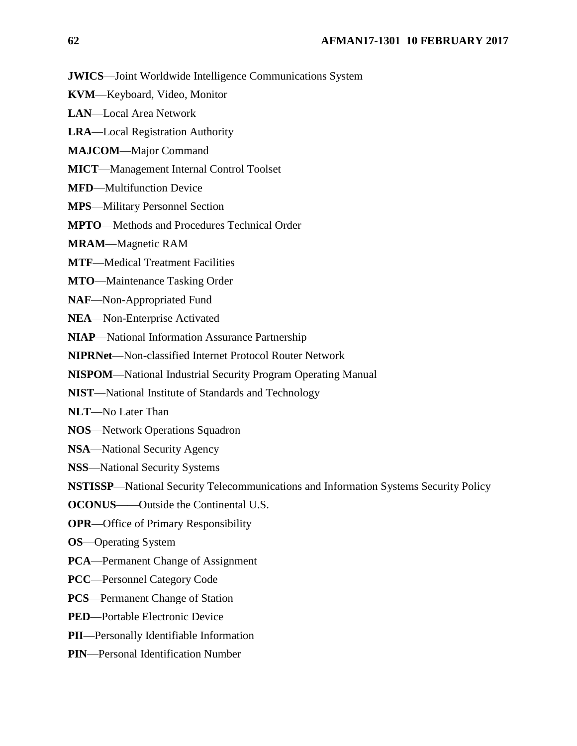**JWICS**—Joint Worldwide Intelligence Communications System

**KVM**—Keyboard, Video, Monitor

**LAN**—Local Area Network

**LRA**—Local Registration Authority

**MAJCOM**—Major Command

**MICT**—Management Internal Control Toolset

**MFD**—Multifunction Device

**MPS**—Military Personnel Section

**MPTO**—Methods and Procedures Technical Order

**MRAM**—Magnetic RAM

**MTF**—Medical Treatment Facilities

**MTO**—Maintenance Tasking Order

**NAF**—Non-Appropriated Fund

**NEA**—Non-Enterprise Activated

**NIAP**—National Information Assurance Partnership

**NIPRNet**—Non-classified Internet Protocol Router Network

**NISPOM**—National Industrial Security Program Operating Manual

**NIST**—National Institute of Standards and Technology

**NLT**—No Later Than

**NOS**—Network Operations Squadron

**NSA**—National Security Agency

**NSS**—National Security Systems

**NSTISSP**—National Security Telecommunications and Information Systems Security Policy

**OCONUS**——Outside the Continental U.S.

**OPR**—Office of Primary Responsibility

**OS**—Operating System

**PCA**—Permanent Change of Assignment

**PCC**—Personnel Category Code

**PCS**—Permanent Change of Station

**PED**—Portable Electronic Device

**PII**—Personally Identifiable Information

**PIN**—Personal Identification Number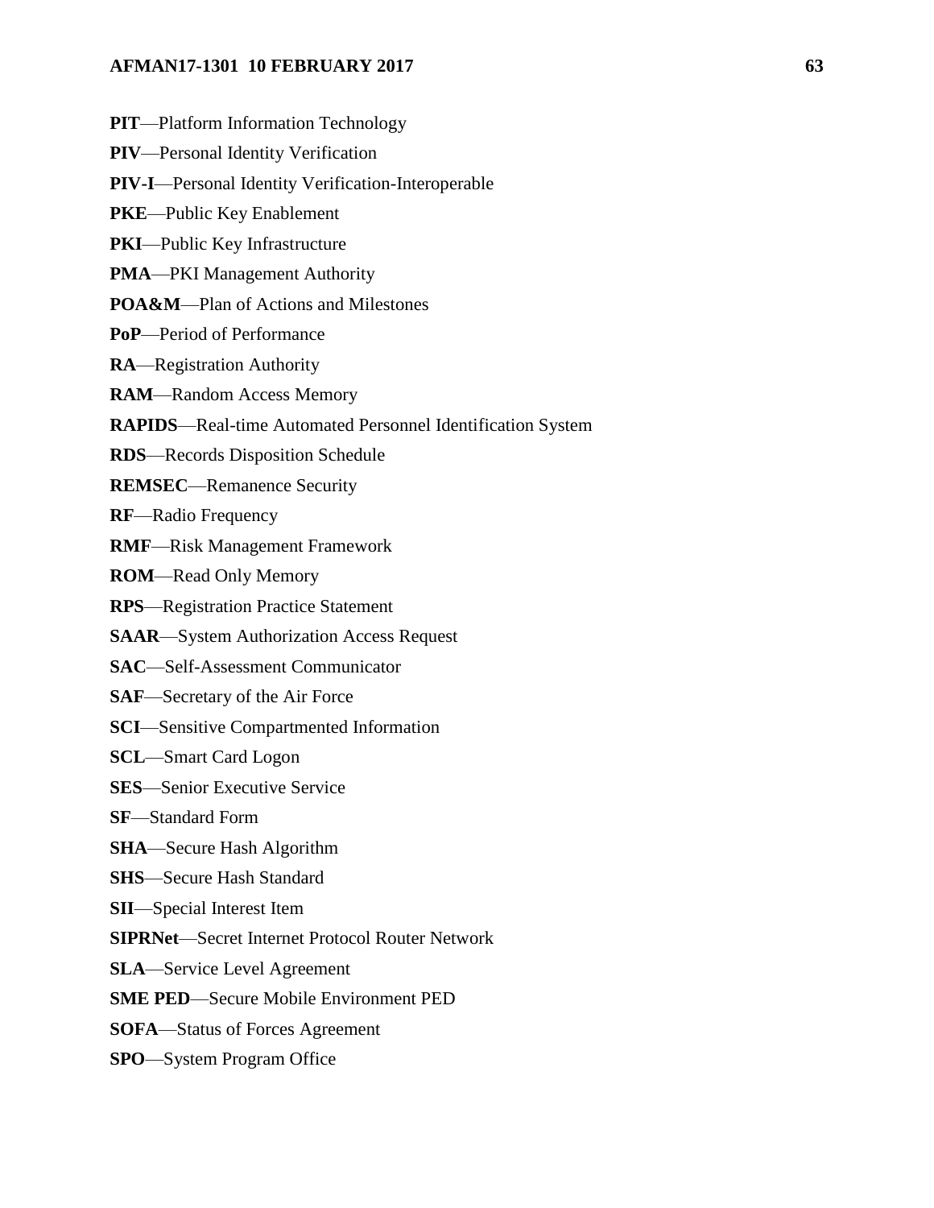**PIT**—Platform Information Technology

**PIV**—Personal Identity Verification

**PIV-I**—Personal Identity Verification-Interoperable

**PKE**—Public Key Enablement

**PKI**—Public Key Infrastructure

**PMA**—PKI Management Authority

**POA&M**—Plan of Actions and Milestones

**PoP**—Period of Performance

**RA**—Registration Authority

**RAM**—Random Access Memory

**RAPIDS**—Real-time Automated Personnel Identification System

**RDS**—Records Disposition Schedule

**REMSEC**—Remanence Security

**RF**—Radio Frequency

**RMF**—Risk Management Framework

**ROM**—Read Only Memory

**RPS**—Registration Practice Statement

**SAAR**—System Authorization Access Request

**SAC**—Self-Assessment Communicator

**SAF**—Secretary of the Air Force

**SCI**—Sensitive Compartmented Information

**SCL**—Smart Card Logon

**SES**—Senior Executive Service

**SF**—Standard Form

**SHA**—Secure Hash Algorithm

**SHS**—Secure Hash Standard

**SII**—Special Interest Item

**SIPRNet**—Secret Internet Protocol Router Network

**SLA**—Service Level Agreement

**SME PED**—Secure Mobile Environment PED

**SOFA**—Status of Forces Agreement

**SPO**—System Program Office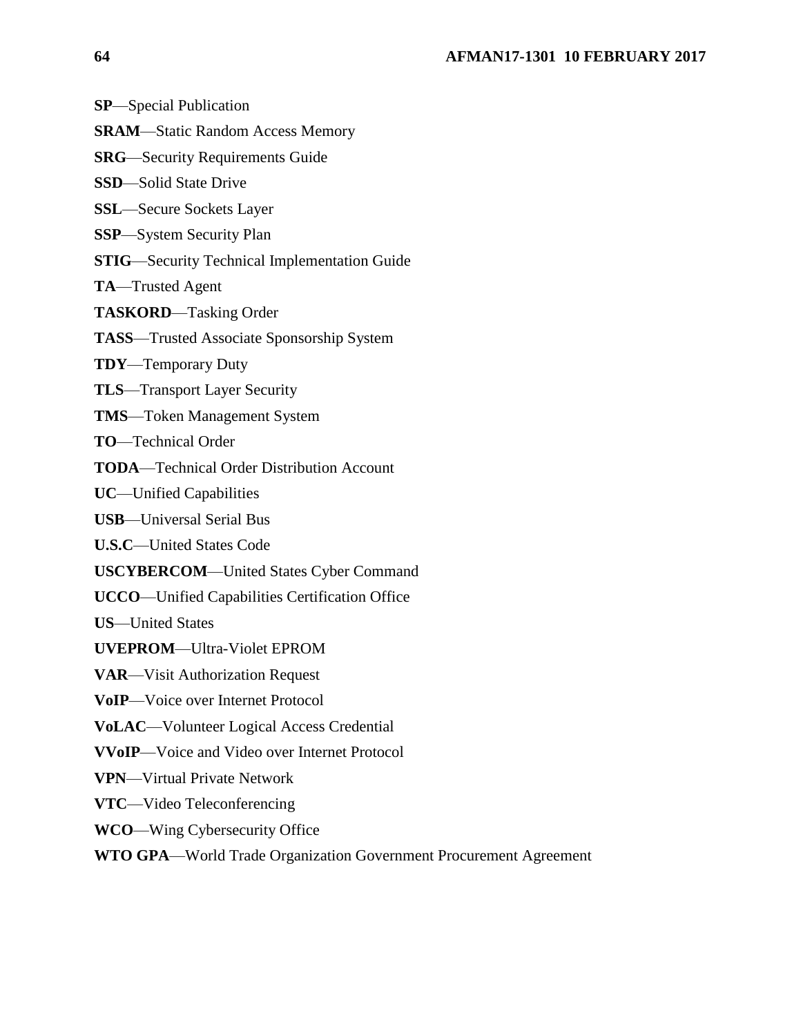**SP**—Special Publication

**SRAM**—Static Random Access Memory

**SRG**—Security Requirements Guide

**SSD**—Solid State Drive

**SSL**—Secure Sockets Layer

**SSP**—System Security Plan

**STIG**—Security Technical Implementation Guide

**TA**—Trusted Agent

**TASKORD**—Tasking Order

**TASS**—Trusted Associate Sponsorship System

**TDY**—Temporary Duty

**TLS**—Transport Layer Security

**TMS**—Token Management System

**TO**—Technical Order

**TODA**—Technical Order Distribution Account

**UC**—Unified Capabilities

**USB**—Universal Serial Bus

**U.S.C**—United States Code

**USCYBERCOM**—United States Cyber Command

**UCCO**—Unified Capabilities Certification Office

**US**—United States

**UVEPROM**—Ultra-Violet EPROM

**VAR**—Visit Authorization Request

**VoIP**—Voice over Internet Protocol

**VoLAC**—Volunteer Logical Access Credential

**VVoIP**—Voice and Video over Internet Protocol

**VPN**—Virtual Private Network

**VTC**—Video Teleconferencing

**WCO**—Wing Cybersecurity Office

**WTO GPA**—World Trade Organization Government Procurement Agreement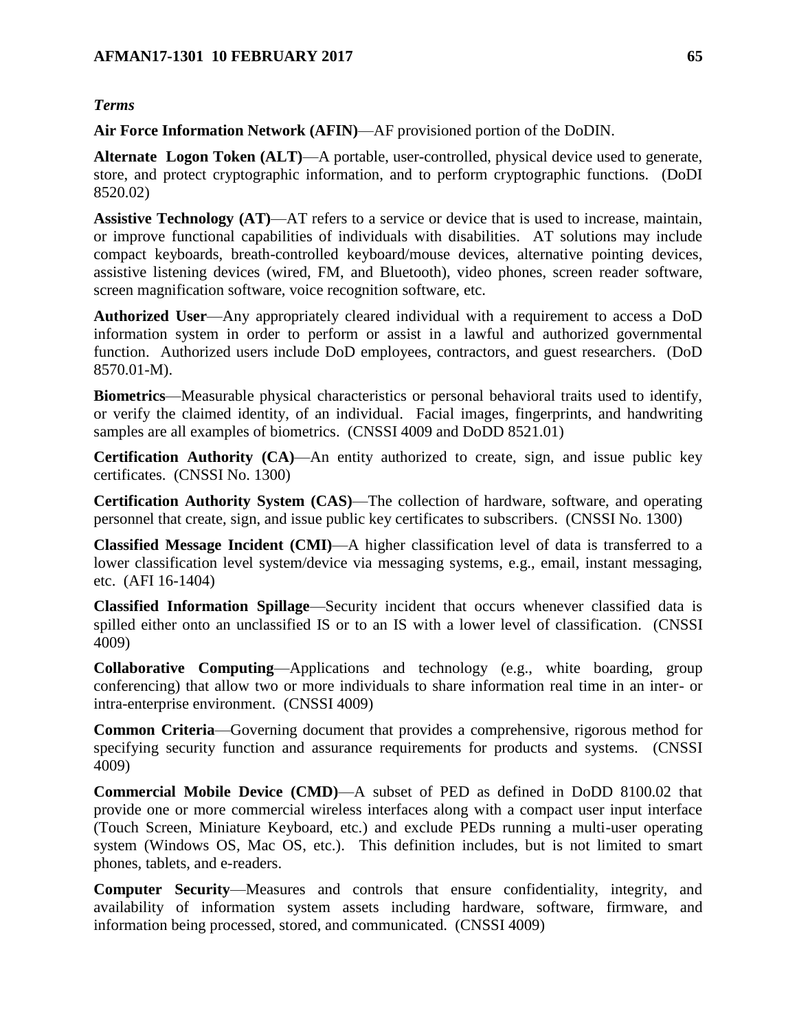*Terms*

**Air Force Information Network (AFIN)**—AF provisioned portion of the DoDIN.

**Alternate Logon Token (ALT)**—A portable, user-controlled, physical device used to generate, store, and protect cryptographic information, and to perform cryptographic functions. (DoDI 8520.02)

**Assistive Technology (AT)**—AT refers to a service or device that is used to increase, maintain, or improve functional capabilities of individuals with disabilities. AT solutions may include compact keyboards, breath-controlled keyboard/mouse devices, alternative pointing devices, assistive listening devices (wired, FM, and Bluetooth), video phones, screen reader software, screen magnification software, voice recognition software, etc.

**Authorized User**—Any appropriately cleared individual with a requirement to access a DoD information system in order to perform or assist in a lawful and authorized governmental function. Authorized users include DoD employees, contractors, and guest researchers. (DoD 8570.01-M).

**Biometrics**—Measurable physical characteristics or personal behavioral traits used to identify, or verify the claimed identity, of an individual. Facial images, fingerprints, and handwriting samples are all examples of biometrics. (CNSSI 4009 and DoDD 8521.01)

**Certification Authority (CA)**—An entity authorized to create, sign, and issue public key certificates. (CNSSI No. 1300)

**Certification Authority System (CAS)**—The collection of hardware, software, and operating personnel that create, sign, and issue public key certificates to subscribers. (CNSSI No. 1300)

**Classified Message Incident (CMI)**—A higher classification level of data is transferred to a lower classification level system/device via messaging systems, e.g., email, instant messaging, etc. (AFI 16-1404)

**Classified Information Spillage**—Security incident that occurs whenever classified data is spilled either onto an unclassified IS or to an IS with a lower level of classification. (CNSSI 4009)

**Collaborative Computing**—Applications and technology (e.g., white boarding, group conferencing) that allow two or more individuals to share information real time in an inter- or intra-enterprise environment. (CNSSI 4009)

**Common Criteria**—Governing document that provides a comprehensive, rigorous method for specifying security function and assurance requirements for products and systems. (CNSSI 4009)

**Commercial Mobile Device (CMD)**—A subset of PED as defined in DoDD 8100.02 that provide one or more commercial wireless interfaces along with a compact user input interface (Touch Screen, Miniature Keyboard, etc.) and exclude PEDs running a multi-user operating system (Windows OS, Mac OS, etc.). This definition includes, but is not limited to smart phones, tablets, and e-readers.

**Computer Security**—Measures and controls that ensure confidentiality, integrity, and availability of information system assets including hardware, software, firmware, and information being processed, stored, and communicated. (CNSSI 4009)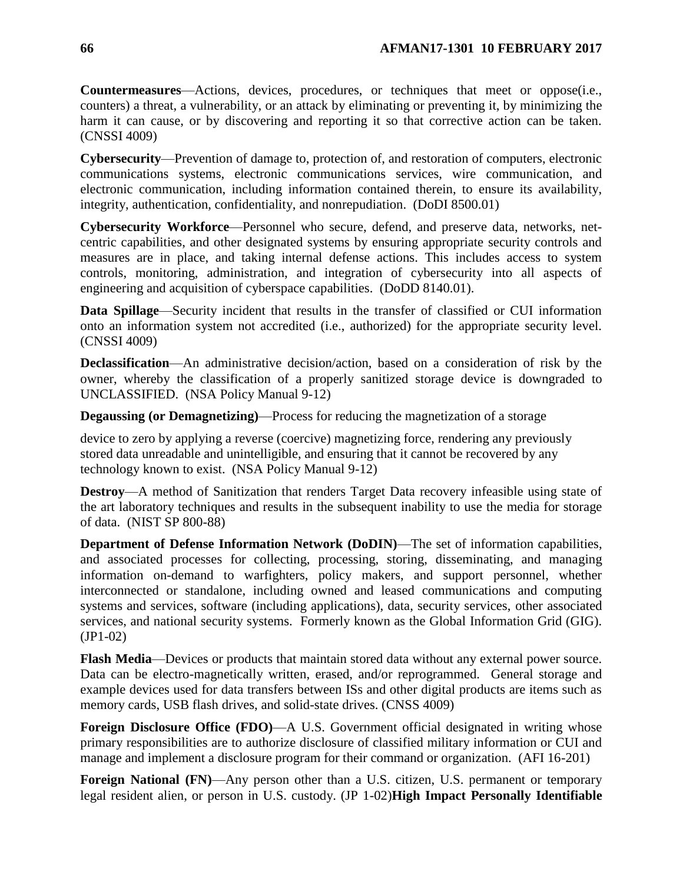**Countermeasures**—Actions, devices, procedures, or techniques that meet or oppose(i.e., counters) a threat, a vulnerability, or an attack by eliminating or preventing it, by minimizing the harm it can cause, or by discovering and reporting it so that corrective action can be taken. (CNSSI 4009)

**Cybersecurity**—Prevention of damage to, protection of, and restoration of computers, electronic communications systems, electronic communications services, wire communication, and electronic communication, including information contained therein, to ensure its availability, integrity, authentication, confidentiality, and nonrepudiation. (DoDI 8500.01)

**Cybersecurity Workforce**—Personnel who secure, defend, and preserve data, networks, net-centric capabilities, and other designated systems by ensuring appropriate security controls and measures are in place, and taking internal defense actions. This includes access to system controls, monitoring, administration, and integration of cybersecurity into all aspects of engineering and acquisition of cyberspace capabilities. (DoDD 8140.01).

**Data Spillage**—Security incident that results in the transfer of classified or CUI information onto an information system not accredited (i.e., authorized) for the appropriate security level. (CNSSI 4009)

**Declassification**—An administrative decision/action, based on a consideration of risk by the owner, whereby the classification of a properly sanitized storage device is downgraded to UNCLASSIFIED. (NSA Policy Manual 9-12)

**Degaussing (or Demagnetizing)**—Process for reducing the magnetization of a storage

device to zero by applying a reverse (coercive) magnetizing force, rendering any previously stored data unreadable and unintelligible, and ensuring that it cannot be recovered by any technology known to exist. (NSA Policy Manual 9-12)

**Destroy**—A method of Sanitization that renders Target Data recovery infeasible using state of the art laboratory techniques and results in the subsequent inability to use the media for storage of data. (NIST SP 800-88)

**Department of Defense Information Network (DoDIN)**—The set of information capabilities, and associated processes for collecting, processing, storing, disseminating, and managing information on-demand to warfighters, policy makers, and support personnel, whether interconnected or standalone, including owned and leased communications and computing systems and services, software (including applications), data, security services, other associated services, and national security systems. Formerly known as the Global Information Grid (GIG). (JP1-02)

**Flash Media**—Devices or products that maintain stored data without any external power source. Data can be electro-magnetically written, erased, and/or reprogrammed. General storage and example devices used for data transfers between ISs and other digital products are items such as memory cards, USB flash drives, and solid-state drives. (CNSS 4009)

**Foreign Disclosure Office (FDO)**—A U.S. Government official designated in writing whose primary responsibilities are to authorize disclosure of classified military information or CUI and manage and implement a disclosure program for their command or organization. (AFI 16-201)

**Foreign National (FN)**—Any person other than a U.S. citizen, U.S. permanent or temporary legal resident alien, or person in U.S. custody. (JP 1-02)**High Impact Personally Identifiable**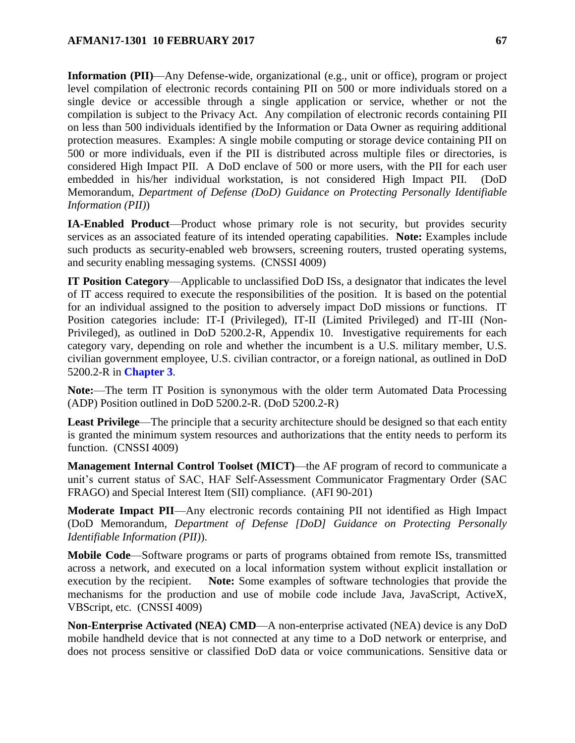**Information (PII)**—Any Defense-wide, organizational (e.g., unit or office), program or project level compilation of electronic records containing PII on 500 or more individuals stored on a single device or accessible through a single application or service, whether or not the compilation is subject to the Privacy Act. Any compilation of electronic records containing PII on less than 500 individuals identified by the Information or Data Owner as requiring additional protection measures. Examples: A single mobile computing or storage device containing PII on 500 or more individuals, even if the PII is distributed across multiple files or directories, is considered High Impact PII. A DoD enclave of 500 or more users, with the PII for each user embedded in his/her individual workstation, is not considered High Impact PII. (DoD Memorandum, *Department of Defense (DoD) Guidance on Protecting Personally Identifiable Information (PII)*)

**IA-Enabled Product**—Product whose primary role is not security, but provides security services as an associated feature of its intended operating capabilities. **Note:** Examples include such products as security-enabled web browsers, screening routers, trusted operating systems, and security enabling messaging systems. (CNSSI 4009)

**IT Position Category**—Applicable to unclassified DoD ISs, a designator that indicates the level of IT access required to execute the responsibilities of the position. It is based on the potential for an individual assigned to the position to adversely impact DoD missions or functions. IT Position categories include: IT-I (Privileged), IT-II (Limited Privileged) and IT-III (Non-Privileged), as outlined in DoD 5200.2-R, Appendix 10. Investigative requirements for each category vary, depending on role and whether the incumbent is a U.S. military member, U.S. civilian government employee, U.S. civilian contractor, or a foreign national, as outlined in DoD 5200.2-R in **Chapter 3**.

**Note:**—The term IT Position is synonymous with the older term Automated Data Processing (ADP) Position outlined in DoD 5200.2-R. (DoD 5200.2-R)

**Least Privilege**—The principle that a security architecture should be designed so that each entity is granted the minimum system resources and authorizations that the entity needs to perform its function. (CNSSI 4009)

**Management Internal Control Toolset (MICT)**—the AF program of record to communicate a unit's current status of SAC, HAF Self-Assessment Communicator Fragmentary Order (SAC FRAGO) and Special Interest Item (SII) compliance. (AFI 90-201)

**Moderate Impact PII**—Any electronic records containing PII not identified as High Impact (DoD Memorandum, *Department of Defense [DoD] Guidance on Protecting Personally Identifiable Information (PII)*).

**Mobile Code**—Software programs or parts of programs obtained from remote ISs, transmitted across a network, and executed on a local information system without explicit installation or execution by the recipient. **Note:** Some examples of software technologies that provide the mechanisms for the production and use of mobile code include Java, JavaScript, ActiveX, VBScript, etc. (CNSSI 4009)

**Non-Enterprise Activated (NEA) CMD**—A non-enterprise activated (NEA) device is any DoD mobile handheld device that is not connected at any time to a DoD network or enterprise, and does not process sensitive or classified DoD data or voice communications. Sensitive data or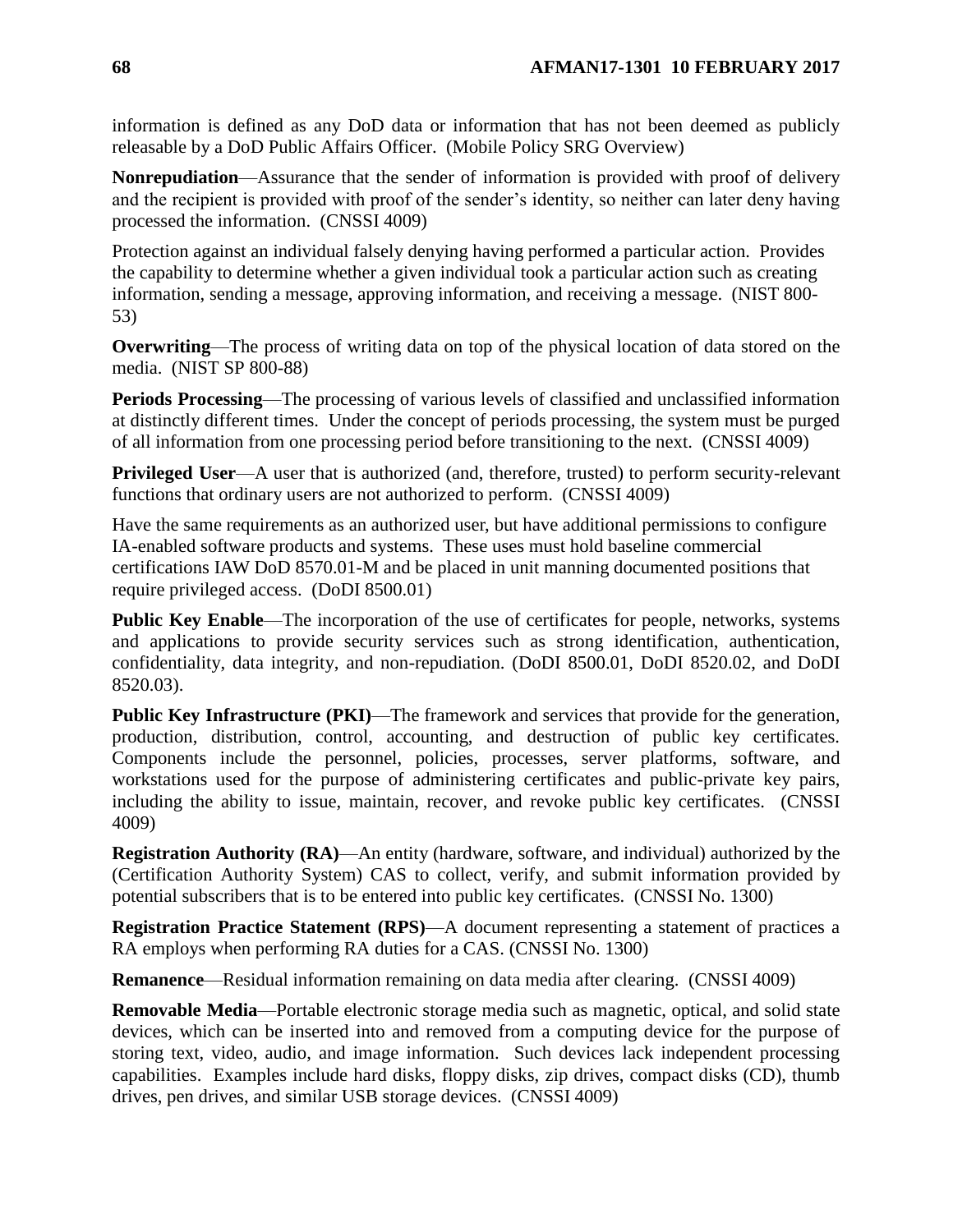information is defined as any DoD data or information that has not been deemed as publicly releasable by a DoD Public Affairs Officer. (Mobile Policy SRG Overview)

**Nonrepudiation**—Assurance that the sender of information is provided with proof of delivery and the recipient is provided with proof of the sender's identity, so neither can later deny having processed the information. (CNSSI 4009)

Protection against an individual falsely denying having performed a particular action. Provides the capability to determine whether a given individual took a particular action such as creating information, sending a message, approving information, and receiving a message. (NIST 800-53)

**Overwriting**—The process of writing data on top of the physical location of data stored on the media. (NIST SP 800-88)

**Periods Processing**—The processing of various levels of classified and unclassified information at distinctly different times. Under the concept of periods processing, the system must be purged of all information from one processing period before transitioning to the next. (CNSSI 4009)

**Privileged User**—A user that is authorized (and, therefore, trusted) to perform security-relevant functions that ordinary users are not authorized to perform. (CNSSI 4009)

Have the same requirements as an authorized user, but have additional permissions to configure IA-enabled software products and systems. These uses must hold baseline commercial certifications IAW DoD 8570.01-M and be placed in unit manning documented positions that require privileged access. (DoDI 8500.01)

**Public Key Enable**—The incorporation of the use of certificates for people, networks, systems and applications to provide security services such as strong identification, authentication, confidentiality, data integrity, and non-repudiation. (DoDI 8500.01, DoDI 8520.02, and DoDI 8520.03).

**Public Key Infrastructure (PKI)**—The framework and services that provide for the generation, production, distribution, control, accounting, and destruction of public key certificates. Components include the personnel, policies, processes, server platforms, software, and workstations used for the purpose of administering certificates and public-private key pairs, including the ability to issue, maintain, recover, and revoke public key certificates. (CNSSI 4009)

**Registration Authority (RA)**—An entity (hardware, software, and individual) authorized by the (Certification Authority System) CAS to collect, verify, and submit information provided by potential subscribers that is to be entered into public key certificates. (CNSSI No. 1300)

**Registration Practice Statement (RPS)**—A document representing a statement of practices a RA employs when performing RA duties for a CAS. (CNSSI No. 1300)

**Remanence**—Residual information remaining on data media after clearing. (CNSSI 4009)

**Removable Media**—Portable electronic storage media such as magnetic, optical, and solid state devices, which can be inserted into and removed from a computing device for the purpose of storing text, video, audio, and image information. Such devices lack independent processing capabilities. Examples include hard disks, floppy disks, zip drives, compact disks (CD), thumb drives, pen drives, and similar USB storage devices. (CNSSI 4009)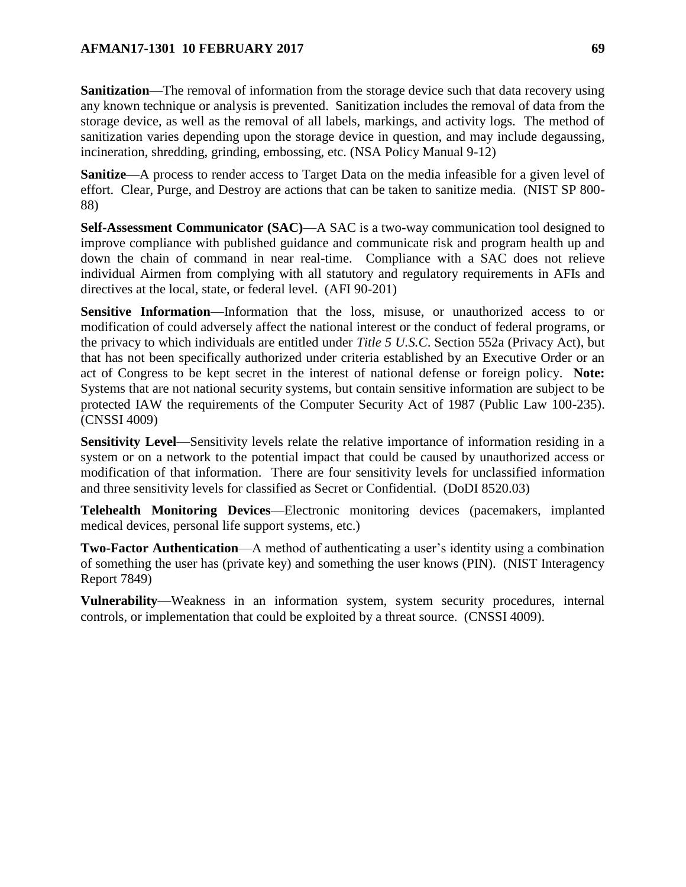**Sanitization**—The removal of information from the storage device such that data recovery using any known technique or analysis is prevented. Sanitization includes the removal of data from the storage device, as well as the removal of all labels, markings, and activity logs. The method of sanitization varies depending upon the storage device in question, and may include degaussing, incineration, shredding, grinding, embossing, etc. (NSA Policy Manual 9-12)

**Sanitize**—A process to render access to Target Data on the media infeasible for a given level of effort. Clear, Purge, and Destroy are actions that can be taken to sanitize media. (NIST SP 800-88)

**Self-Assessment Communicator (SAC)**—A SAC is a two-way communication tool designed to improve compliance with published guidance and communicate risk and program health up and down the chain of command in near real-time. Compliance with a SAC does not relieve individual Airmen from complying with all statutory and regulatory requirements in AFIs and directives at the local, state, or federal level. (AFI 90-201)

**Sensitive Information**—Information that the loss, misuse, or unauthorized access to or modification of could adversely affect the national interest or the conduct of federal programs, or the privacy to which individuals are entitled under *Title 5 U.S.C*. Section 552a (Privacy Act), but that has not been specifically authorized under criteria established by an Executive Order or an act of Congress to be kept secret in the interest of national defense or foreign policy. **Note:** Systems that are not national security systems, but contain sensitive information are subject to be protected IAW the requirements of the Computer Security Act of 1987 (Public Law 100-235). (CNSSI 4009)

**Sensitivity Level**—Sensitivity levels relate the relative importance of information residing in a system or on a network to the potential impact that could be caused by unauthorized access or modification of that information. There are four sensitivity levels for unclassified information and three sensitivity levels for classified as Secret or Confidential. (DoDI 8520.03)

**Telehealth Monitoring Devices**—Electronic monitoring devices (pacemakers, implanted medical devices, personal life support systems, etc.)

**Two-Factor Authentication**—A method of authenticating a user's identity using a combination of something the user has (private key) and something the user knows (PIN). (NIST Interagency Report 7849)

**Vulnerability**—Weakness in an information system, system security procedures, internal controls, or implementation that could be exploited by a threat source. (CNSSI 4009).